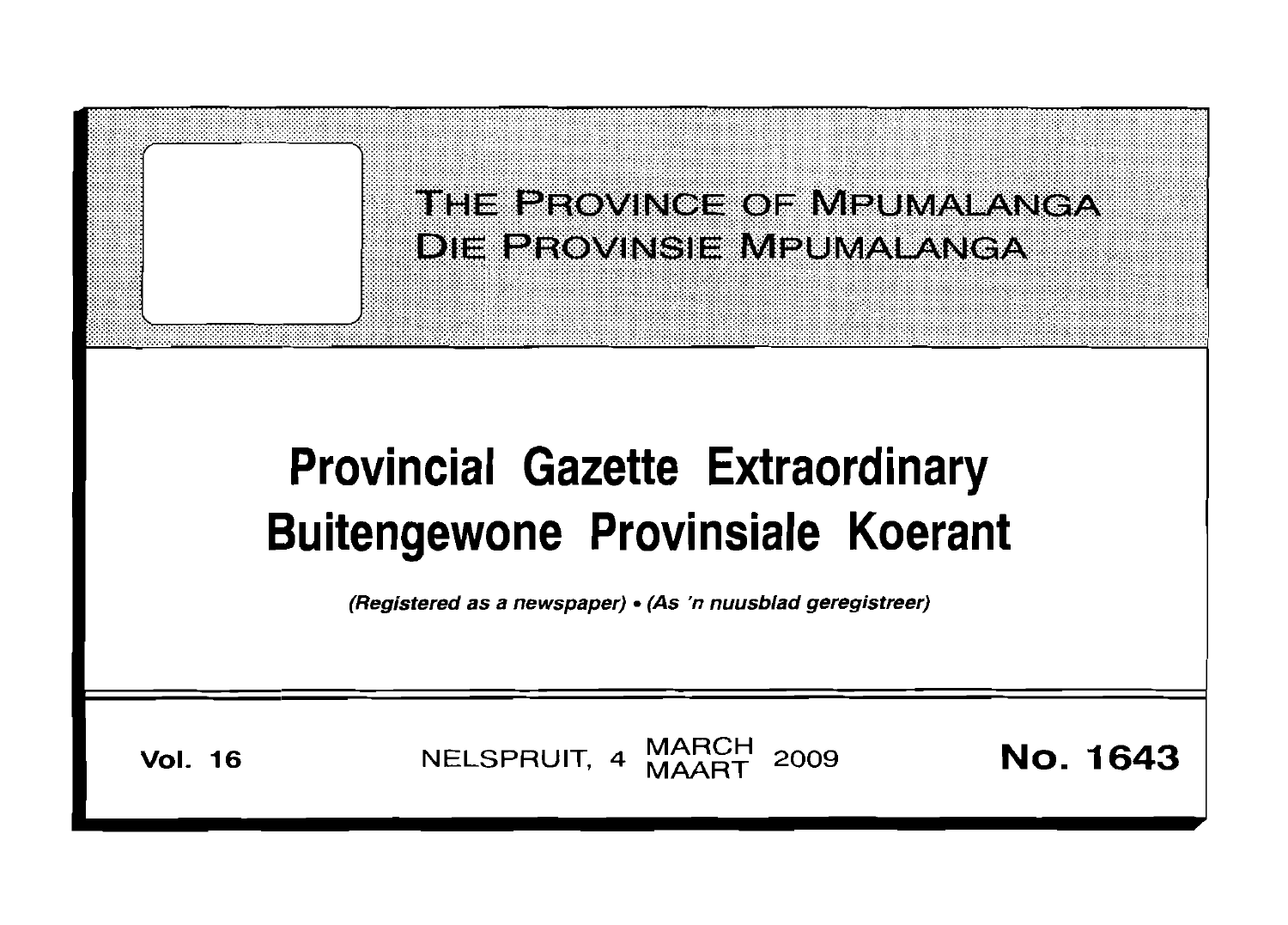# THE PROVINCE OF MPUMALANGA
# DIE PROVINSIE MPUMALANGA

# Provincial Gazette Extraordinary
# Buitengewone Provinsiale Koerant

*(Registered as a newspaper) • (As 'n nuusblad geregistreer)*

**Vol. 16** NELSPRUIT, 4 MARCH MAART 2009 **No. 1643**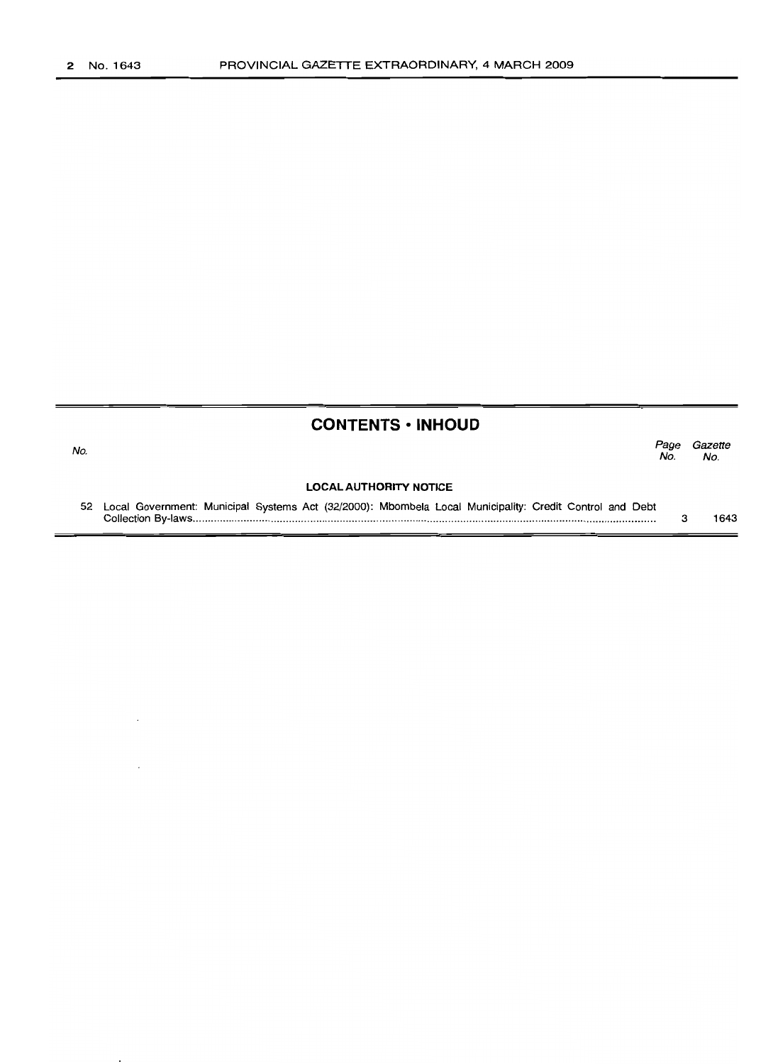## CONTENTS • INHOUD

| No. | | Page No. | Gazette No. |
|---|---|---|---|
| | **LOCAL AUTHORITY NOTICE** | | |
| 52 | Local Government: Municipal Systems Act (32/2000): Mbombela Local Municipality: Credit Control and Debt Collection By-laws | 3 | 1643 |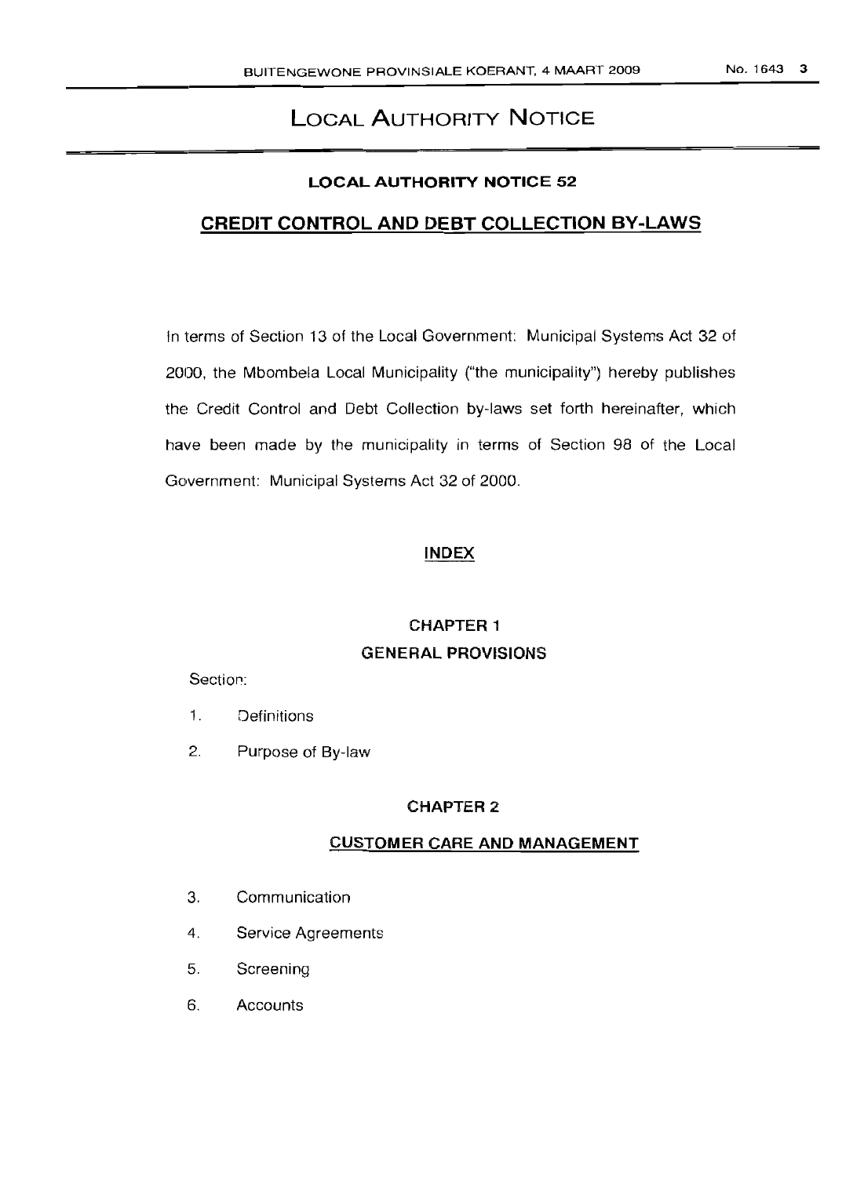# LOCAL AUTHORITY NOTICE

## LOCAL AUTHORITY NOTICE 52

## CREDIT CONTROL AND DEBT COLLECTION BY-LAWS

In terms of Section 13 of the Local Government: Municipal Systems Act 32 of 2000, the Mbombela Local Municipality ("the municipality") hereby publishes the Credit Control and Debt Collection by-laws set forth hereinafter, which have been made by the municipality in terms of Section 98 of the Local Government: Municipal Systems Act 32 of 2000.

### INDEX

### CHAPTER 1
### GENERAL PROVISIONS

Section:

1. Definitions
2. Purpose of By-law

### CHAPTER 2

### CUSTOMER CARE AND MANAGEMENT

3. Communication
4. Service Agreements
5. Screening
6. Accounts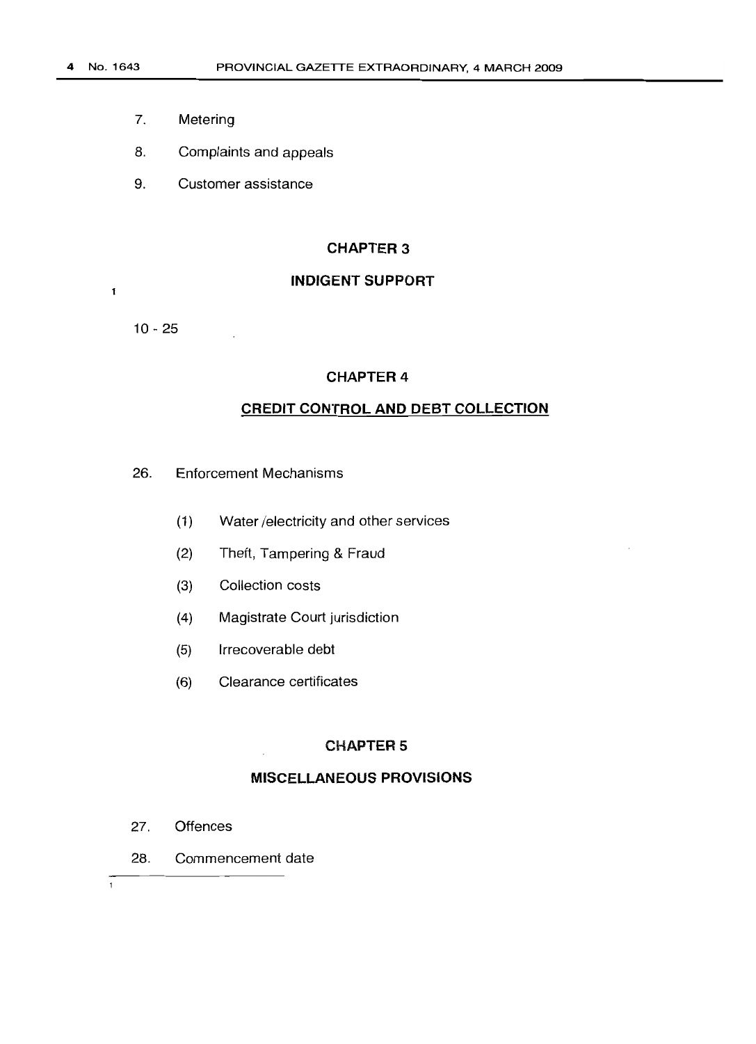7. Metering
8. Complaints and appeals
9. Customer assistance

## CHAPTER 3

## INDIGENT SUPPORT

1

10 - 25

## CHAPTER 4

## CREDIT CONTROL AND DEBT COLLECTION

26. Enforcement Mechanisms

    (1) Water /electricity and other services

    (2) Theft, Tampering & Fraud

    (3) Collection costs

    (4) Magistrate Court jurisdiction

    (5) Irrecoverable debt

    (6) Clearance certificates

## CHAPTER 5

## MISCELLANEOUS PROVISIONS

27. Offences
28. Commencement date

---

1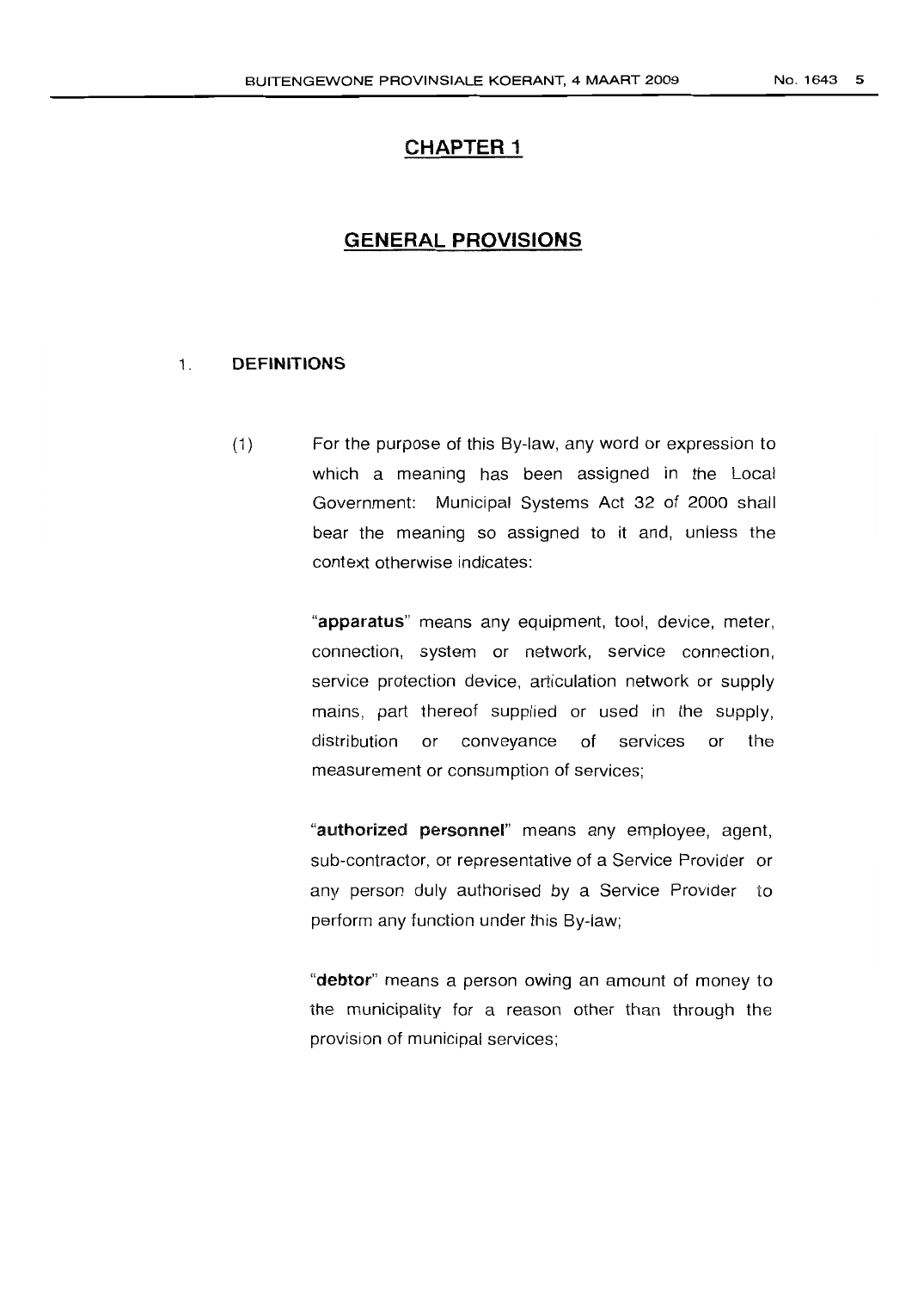## CHAPTER 1

## GENERAL PROVISIONS

### 1. DEFINITIONS

(1) For the purpose of this By-law, any word or expression to which a meaning has been assigned in the Local Government: Municipal Systems Act 32 of 2000 shall bear the meaning so assigned to it and, unless the context otherwise indicates:

"**apparatus**" means any equipment, tool, device, meter, connection, system or network, service connection, service protection device, articulation network or supply mains, part thereof supplied or used in the supply, distribution or conveyance of services or the measurement or consumption of services;

"**authorized personnel**" means any employee, agent, sub-contractor, or representative of a Service Provider or any person duly authorised by a Service Provider to perform any function under this By-law;

"**debtor**" means a person owing an amount of money to the municipality for a reason other than through the provision of municipal services;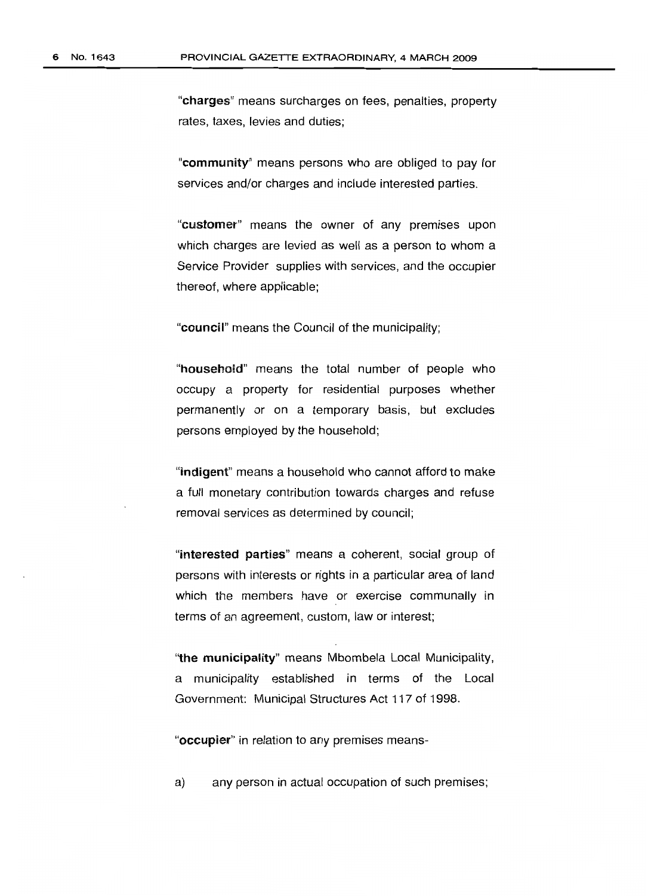"**charges**" means surcharges on fees, penalties, property rates, taxes, levies and duties;

"**community**" means persons who are obliged to pay for services and/or charges and include interested parties.

"**customer**" means the owner of any premises upon which charges are levied as well as a person to whom a Service Provider supplies with services, and the occupier thereof, where applicable;

"**council**" means the Council of the municipality;

"**household**" means the total number of people who occupy a property for residential purposes whether permanently or on a temporary basis, but excludes persons employed by the household;

"**indigent**" means a household who cannot afford to make a full monetary contribution towards charges and refuse removal services as determined by council;

"**interested parties**" means a coherent, social group of persons with interests or rights in a particular area of land which the members have or exercise communally in terms of an agreement, custom, law or interest;

"**the municipality**" means Mbombela Local Municipality, a municipality established in terms of the Local Government: Municipal Structures Act 117 of 1998.

"**occupier**" in relation to any premises means-

a) any person in actual occupation of such premises;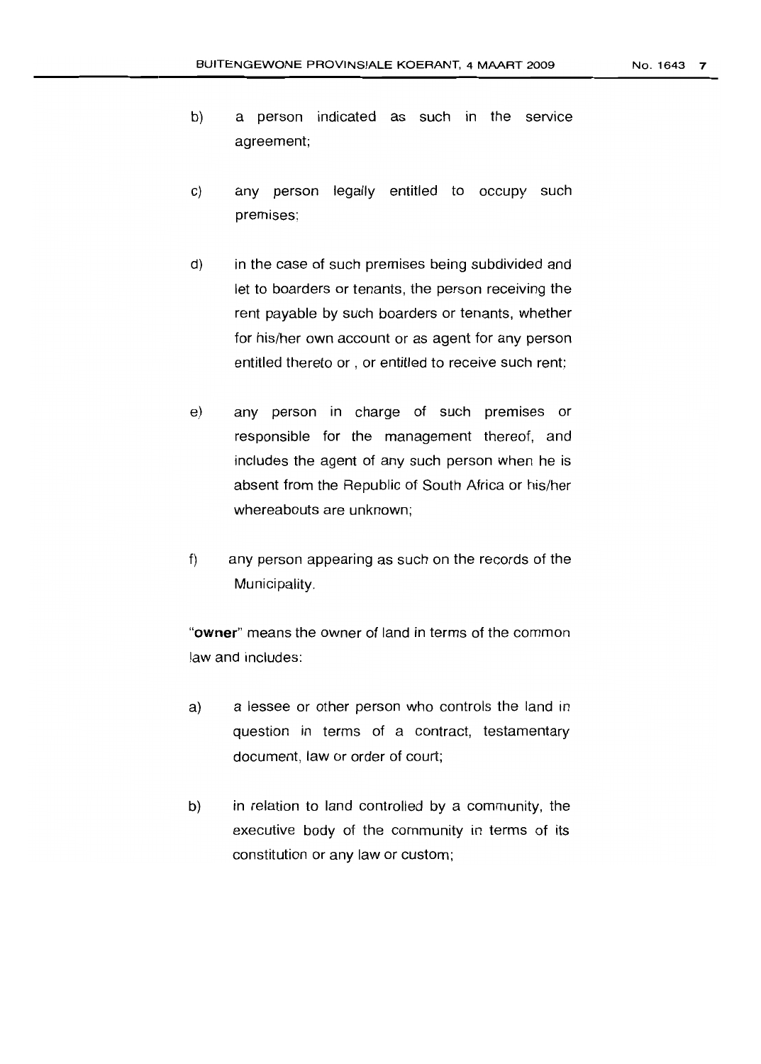b) a person indicated as such in the service agreement;

c) any person legally entitled to occupy such premises;

d) in the case of such premises being subdivided and let to boarders or tenants, the person receiving the rent payable by such boarders or tenants, whether for his/her own account or as agent for any person entitled thereto or , or entitled to receive such rent;

e) any person in charge of such premises or responsible for the management thereof, and includes the agent of any such person when he is absent from the Republic of South Africa or his/her whereabouts are unknown;

f) any person appearing as such on the records of the Municipality.

"**owner**" means the owner of land in terms of the common law and includes:

a) a lessee or other person who controls the land in question in terms of a contract, testamentary document, law or order of court;

b) in relation to land controlled by a community, the executive body of the community in terms of its constitution or any law or custom;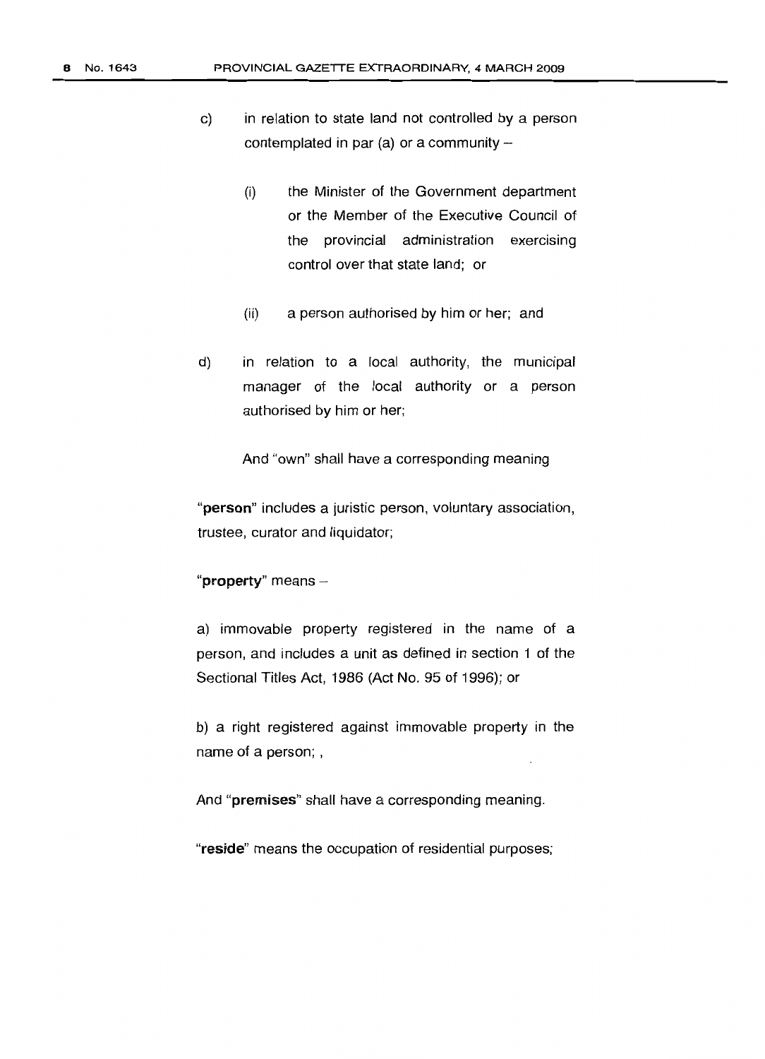c) in relation to state land not controlled by a person contemplated in par (a) or a community –

   (i) the Minister of the Government department or the Member of the Executive Council of the provincial administration exercising control over that state land; or

   (ii) a person authorised by him or her; and

d) in relation to a local authority, the municipal manager of the local authority or a person authorised by him or her;

And "own" shall have a corresponding meaning

"**person**" includes a juristic person, voluntary association, trustee, curator and liquidator;

"**property**" means –

a) immovable property registered in the name of a person, and includes a unit as defined in section 1 of the Sectional Titles Act, 1986 (Act No. 95 of 1996); or

b) a right registered against immovable property in the name of a person; ,

And "**premises**" shall have a corresponding meaning.

"**reside**" means the occupation of residential purposes;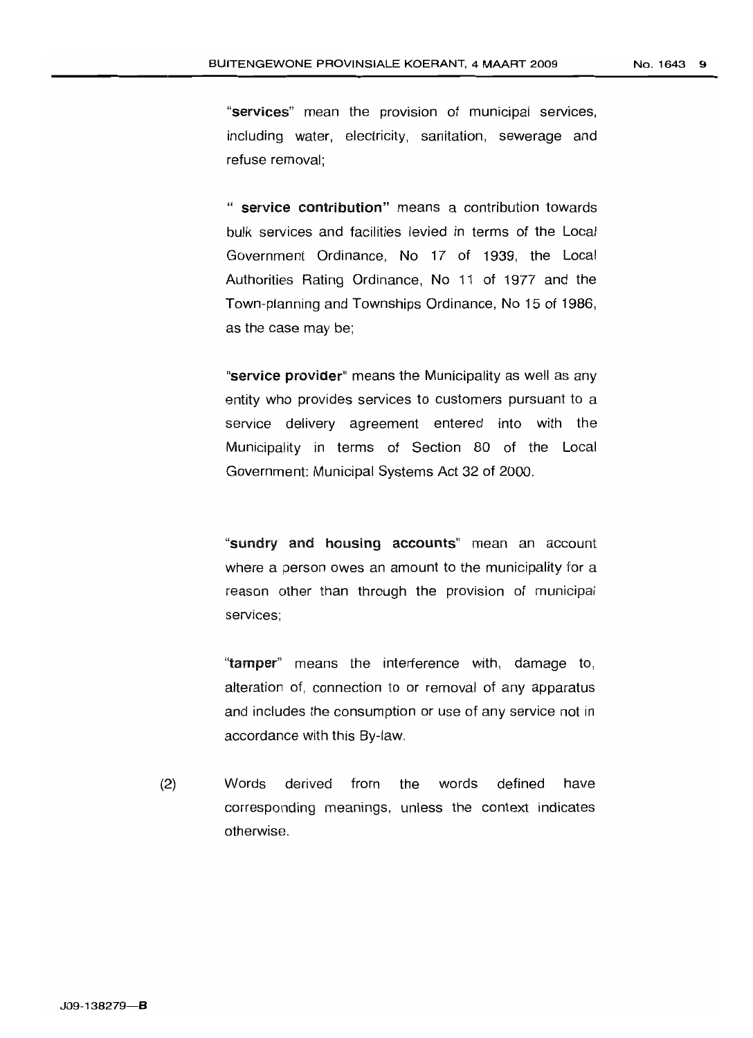"**services**" mean the provision of municipal services, including water, electricity, sanitation, sewerage and refuse removal;

" **service contribution**" means a contribution towards bulk services and facilities levied in terms of the Local Government Ordinance, No 17 of 1939, the Local Authorities Rating Ordinance, No 11 of 1977 and the Town-planning and Townships Ordinance, No 15 of 1986, as the case may be;

"**service provider**" means the Municipality as well as any entity who provides services to customers pursuant to a service delivery agreement entered into with the Municipality in terms of Section 80 of the Local Government: Municipal Systems Act 32 of 2000.

"**sundry and housing accounts**" mean an account where a person owes an amount to the municipality for a reason other than through the provision of municipal services;

"**tamper**" means the interference with, damage to, alteration of, connection to or removal of any apparatus and includes the consumption or use of any service not in accordance with this By-law.

(2) Words derived from the words defined have corresponding meanings, unless the context indicates otherwise.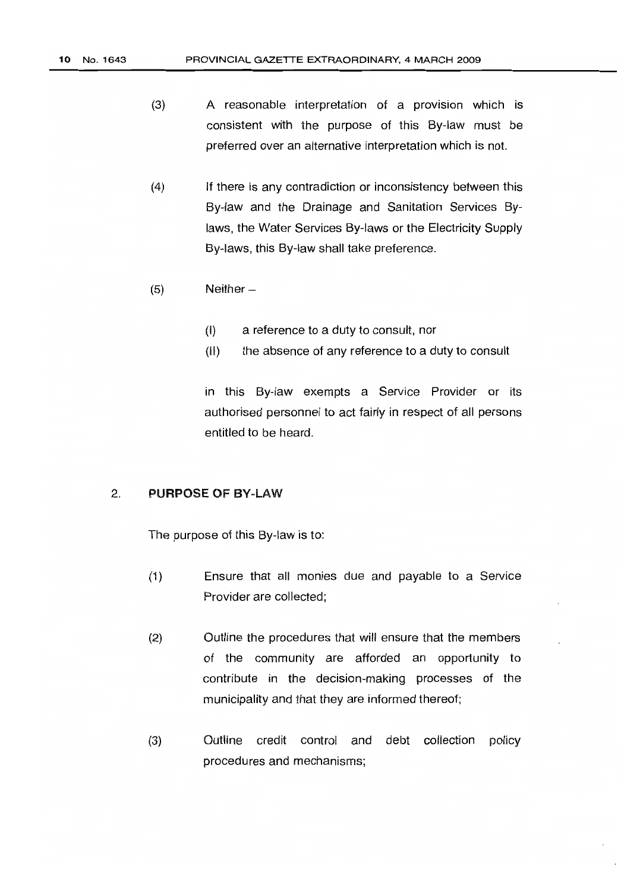(3) A reasonable interpretation of a provision which is consistent with the purpose of this By-law must be preferred over an alternative interpretation which is not.

(4) If there is any contradiction or inconsistency between this By-law and the Drainage and Sanitation Services By-laws, the Water Services By-laws or the Electricity Supply By-laws, this By-law shall take preference.

(5) Neither –

(I) a reference to a duty to consult, nor

(II) the absence of any reference to a duty to consult

in this By-law exempts a Service Provider or its authorised personnel to act fairly in respect of all persons entitled to be heard.

## 2. PURPOSE OF BY-LAW

The purpose of this By-law is to:

(1) Ensure that all monies due and payable to a Service Provider are collected;

(2) Outline the procedures that will ensure that the members of the community are afforded an opportunity to contribute in the decision-making processes of the municipality and that they are informed thereof;

(3) Outline credit control and debt collection policy procedures and mechanisms;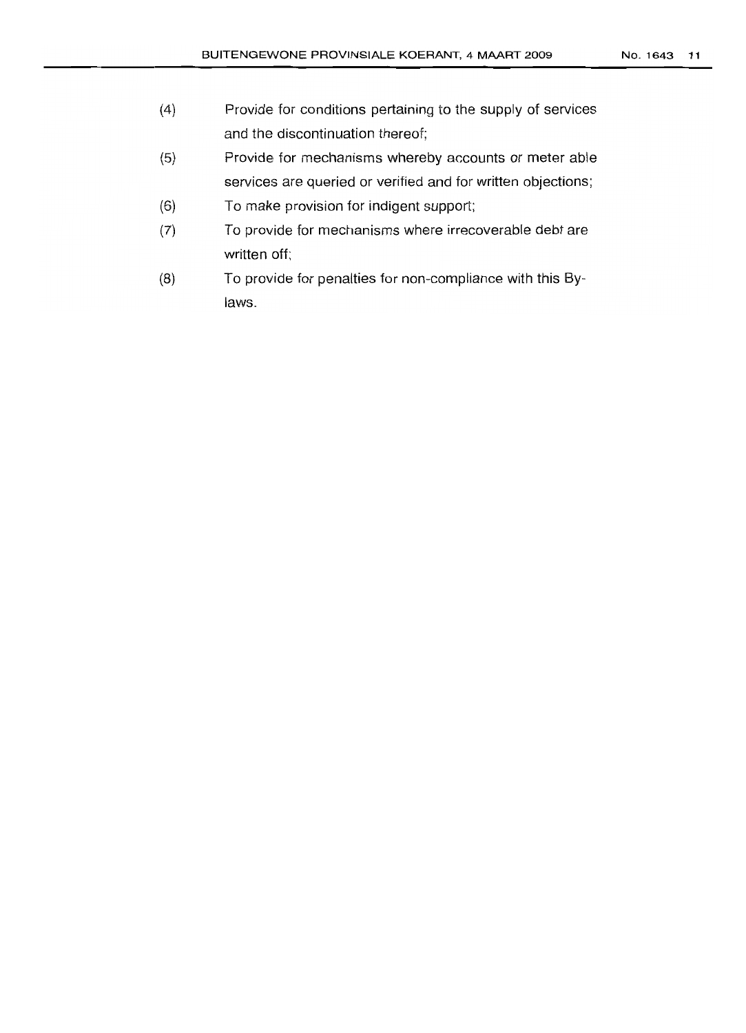(4) Provide for conditions pertaining to the supply of services and the discontinuation thereof;

(5) Provide for mechanisms whereby accounts or meter able services are queried or verified and for written objections;

(6) To make provision for indigent support;

(7) To provide for mechanisms where irrecoverable debt are written off;

(8) To provide for penalties for non-compliance with this By-laws.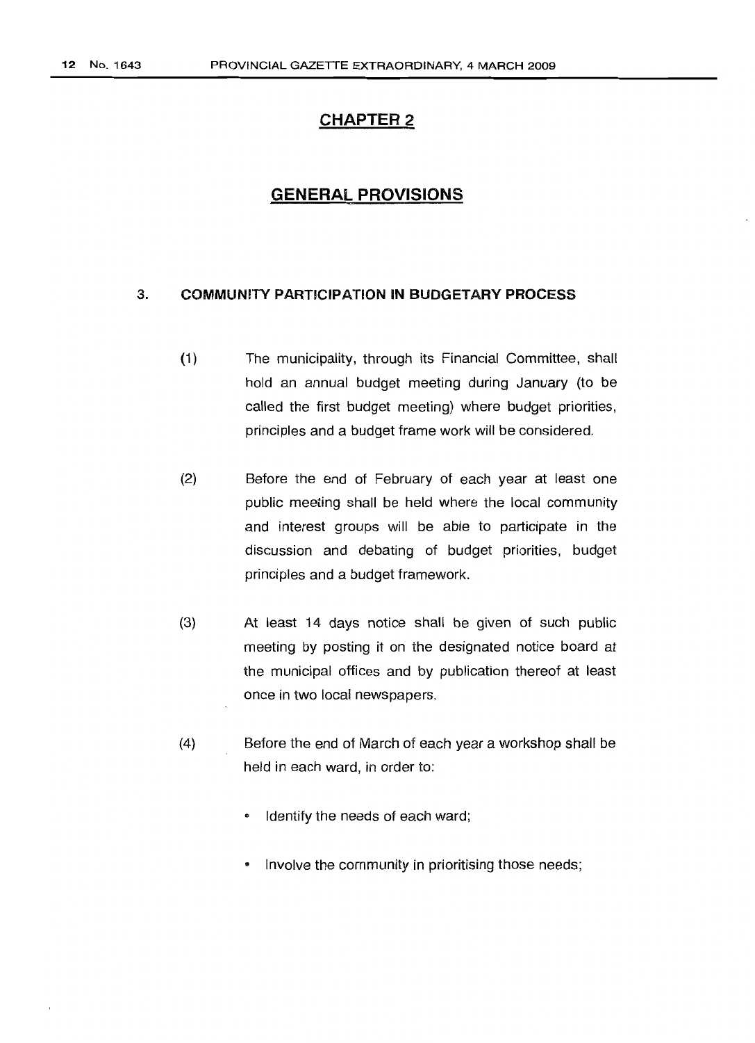# CHAPTER 2

## GENERAL PROVISIONS

### 3. COMMUNITY PARTICIPATION IN BUDGETARY PROCESS

(1) The municipality, through its Financial Committee, shall hold an annual budget meeting during January (to be called the first budget meeting) where budget priorities, principles and a budget frame work will be considered.

(2) Before the end of February of each year at least one public meeting shall be held where the local community and interest groups will be able to participate in the discussion and debating of budget priorities, budget principles and a budget framework.

(3) At least 14 days notice shall be given of such public meeting by posting it on the designated notice board at the municipal offices and by publication thereof at least once in two local newspapers.

(4) Before the end of March of each year a workshop shall be held in each ward, in order to:

- Identify the needs of each ward;
- Involve the community in prioritising those needs;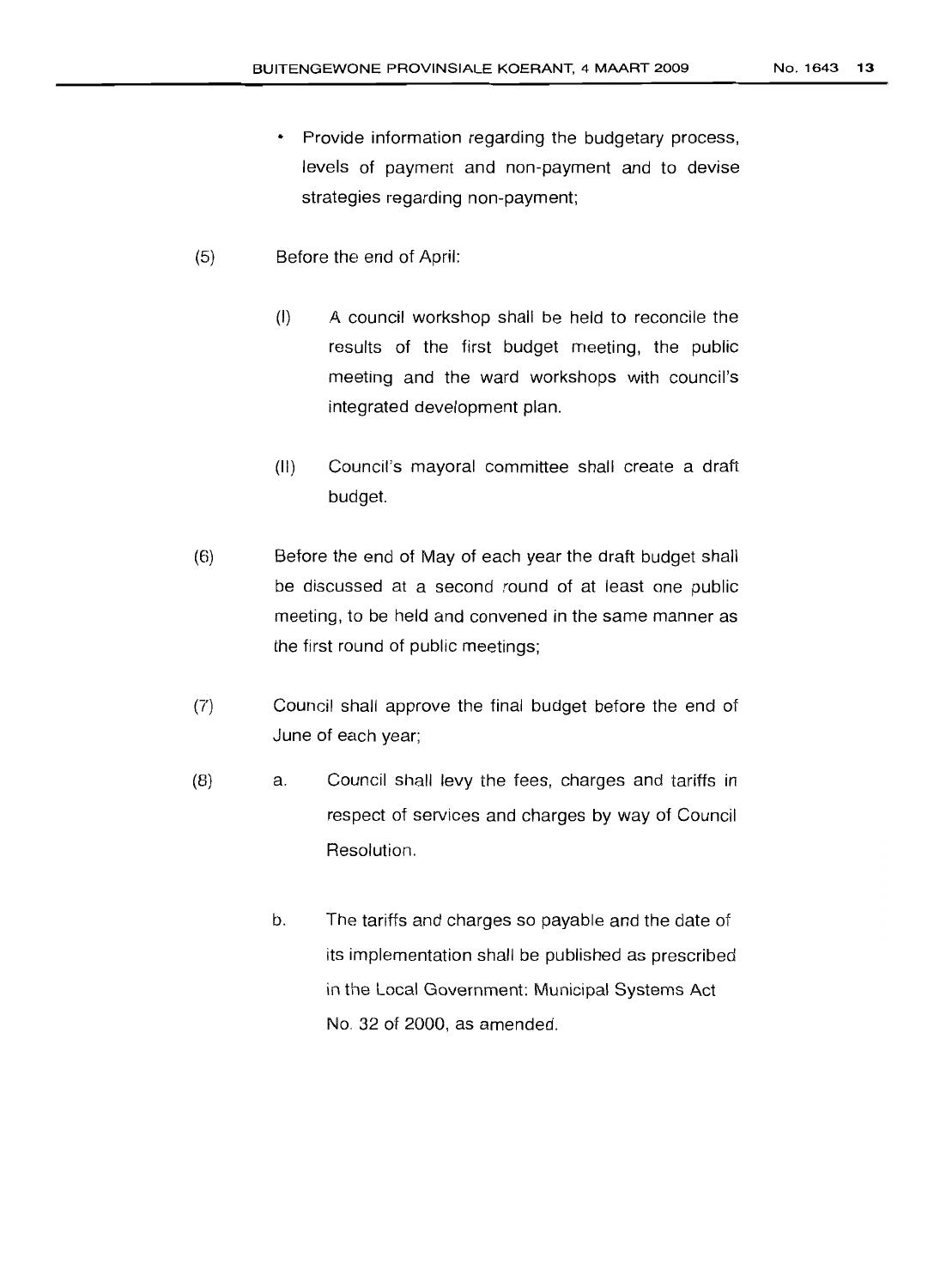- Provide information regarding the budgetary process, levels of payment and non-payment and to devise strategies regarding non-payment;

(5) Before the end of April:

  (I) A council workshop shall be held to reconcile the results of the first budget meeting, the public meeting and the ward workshops with council's integrated development plan.

  (II) Council's mayoral committee shall create a draft budget.

(6) Before the end of May of each year the draft budget shall be discussed at a second round of at least one public meeting, to be held and convened in the same manner as the first round of public meetings;

(7) Council shall approve the final budget before the end of June of each year;

(8) a. Council shall levy the fees, charges and tariffs in respect of services and charges by way of Council Resolution.

  b. The tariffs and charges so payable and the date of its implementation shall be published as prescribed in the Local Government: Municipal Systems Act No. 32 of 2000, as amended.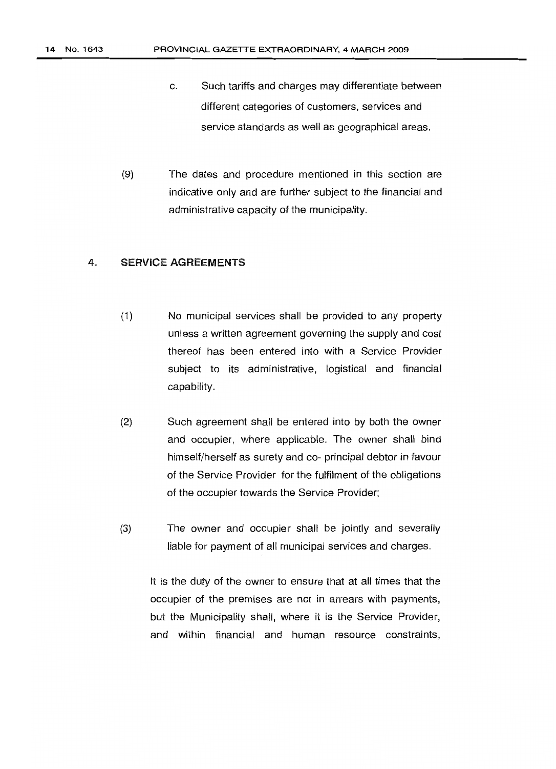c. Such tariffs and charges may differentiate between different categories of customers, services and service standards as well as geographical areas.

(9) The dates and procedure mentioned in this section are indicative only and are further subject to the financial and administrative capacity of the municipality.

## 4. SERVICE AGREEMENTS

(1) No municipal services shall be provided to any property unless a written agreement governing the supply and cost thereof has been entered into with a Service Provider subject to its administrative, logistical and financial capability.

(2) Such agreement shall be entered into by both the owner and occupier, where applicable. The owner shall bind himself/herself as surety and co- principal debtor in favour of the Service Provider for the fulfilment of the obligations of the occupier towards the Service Provider;

(3) The owner and occupier shall be jointly and severally liable for payment of all municipal services and charges.

It is the duty of the owner to ensure that at all times that the occupier of the premises are not in arrears with payments, but the Municipality shall, where it is the Service Provider, and within financial and human resource constraints,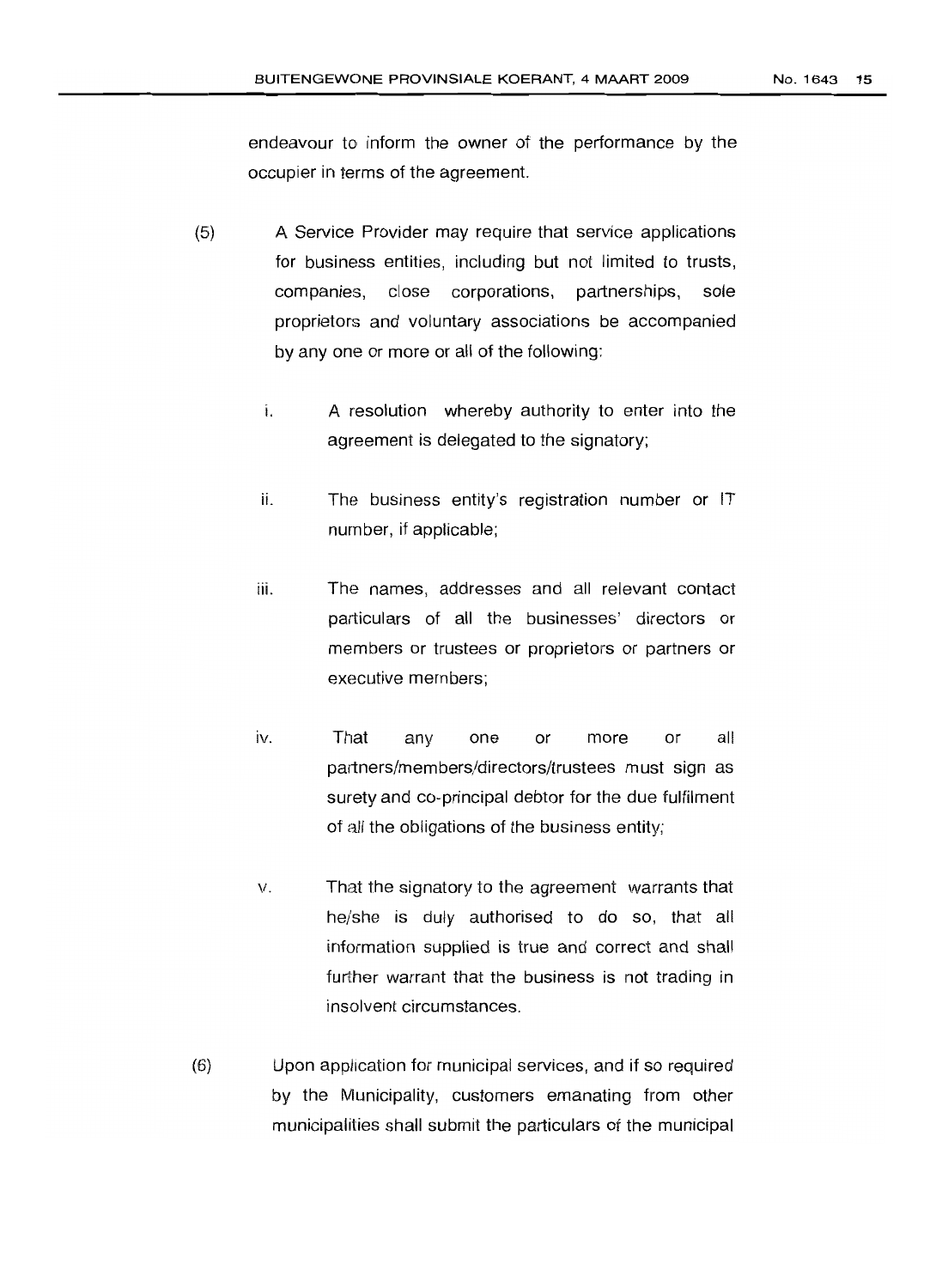endeavour to inform the owner of the performance by the occupier in terms of the agreement.

(5) A Service Provider may require that service applications for business entities, including but not limited to trusts, companies, close corporations, partnerships, sole proprietors and voluntary associations be accompanied by any one or more or all of the following:

i. A resolution whereby authority to enter into the agreement is delegated to the signatory;

ii. The business entity's registration number or IT number, if applicable;

iii. The names, addresses and all relevant contact particulars of all the businesses' directors or members or trustees or proprietors or partners or executive members;

iv. That any one or more or all partners/members/directors/trustees must sign as surety and co-principal debtor for the due fulfilment of all the obligations of the business entity;

v. That the signatory to the agreement warrants that he/she is duly authorised to do so, that all information supplied is true and correct and shall further warrant that the business is not trading in insolvent circumstances.

(6) Upon application for municipal services, and if so required by the Municipality, customers emanating from other municipalities shall submit the particulars of the municipal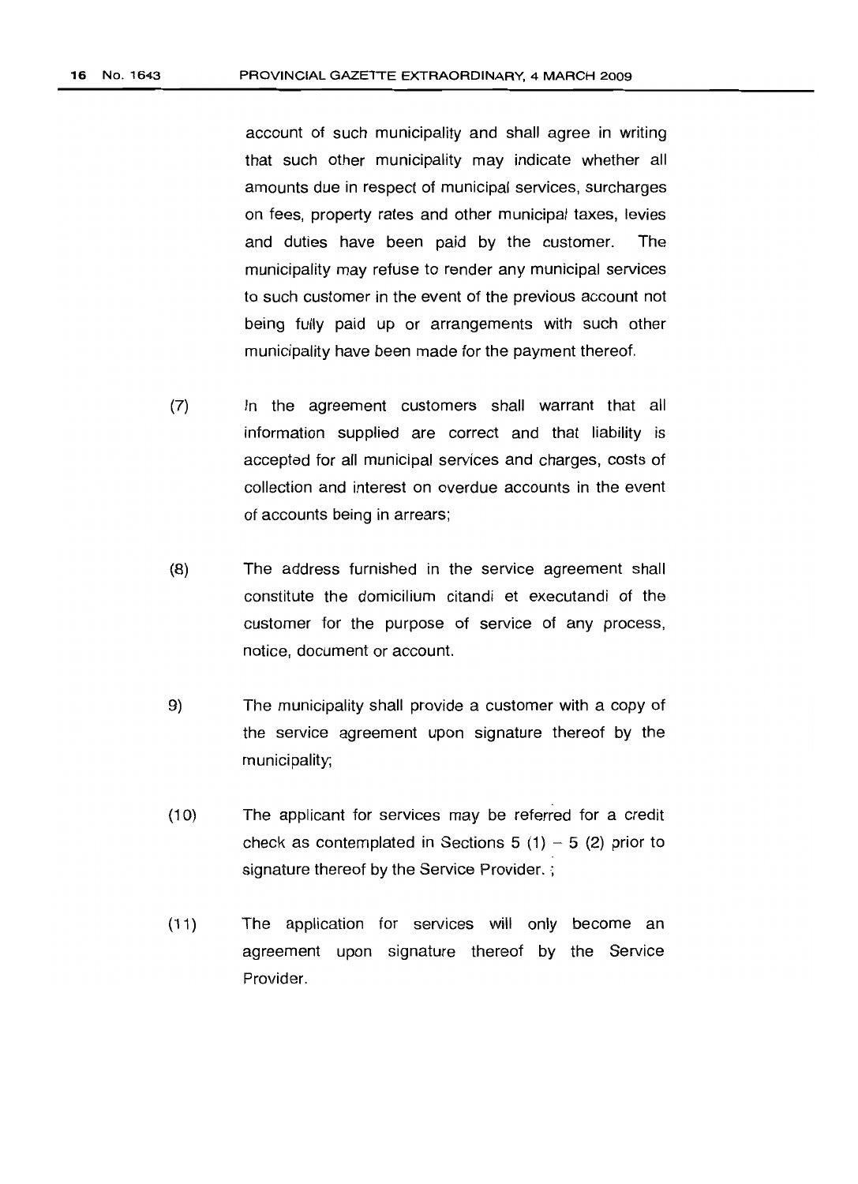account of such municipality and shall agree in writing that such other municipality may indicate whether all amounts due in respect of municipal services, surcharges on fees, property rates and other municipal taxes, levies and duties have been paid by the customer. The municipality may refuse to render any municipal services to such customer in the event of the previous account not being fully paid up or arrangements with such other municipality have been made for the payment thereof.

(7) In the agreement customers shall warrant that all information supplied are correct and that liability is accepted for all municipal services and charges, costs of collection and interest on overdue accounts in the event of accounts being in arrears;

(8) The address furnished in the service agreement shall constitute the domicilium citandi et executandi of the customer for the purpose of service of any process, notice, document or account.

9) The municipality shall provide a customer with a copy of the service agreement upon signature thereof by the municipality;

(10) The applicant for services may be referred for a credit check as contemplated in Sections 5 (1) – 5 (2) prior to signature thereof by the Service Provider. ;

(11) The application for services will only become an agreement upon signature thereof by the Service Provider.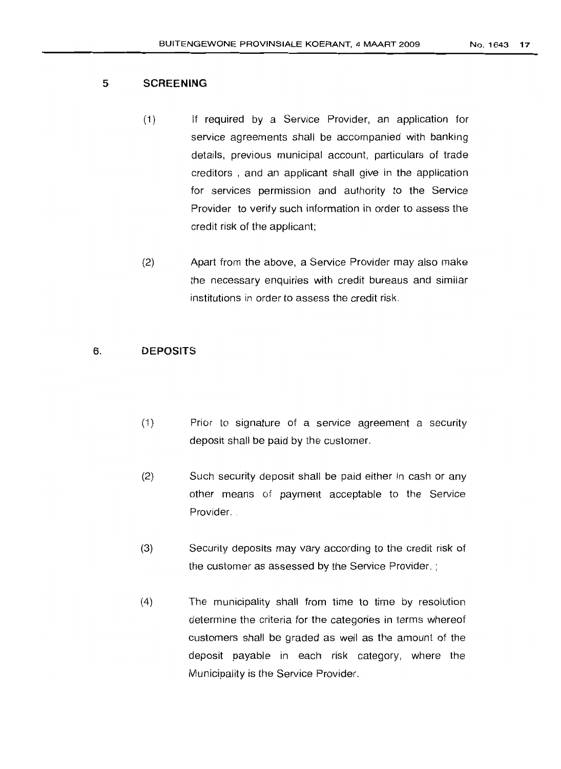## 5 SCREENING

(1) If required by a Service Provider, an application for service agreements shall be accompanied with banking details, previous municipal account, particulars of trade creditors , and an applicant shall give in the application for services permission and authority to the Service Provider to verify such information in order to assess the credit risk of the applicant;

(2) Apart from the above, a Service Provider may also make the necessary enquiries with credit bureaus and similar institutions in order to assess the credit risk.

## 6. DEPOSITS

(1) Prior to signature of a service agreement a security deposit shall be paid by the customer.

(2) Such security deposit shall be paid either in cash or any other means of payment acceptable to the Service Provider.

(3) Security deposits may vary according to the credit risk of the customer as assessed by the Service Provider. ;

(4) The municipality shall from time to time by resolution determine the criteria for the categories in terms whereof customers shall be graded as well as the amount of the deposit payable in each risk category, where the Municipality is the Service Provider.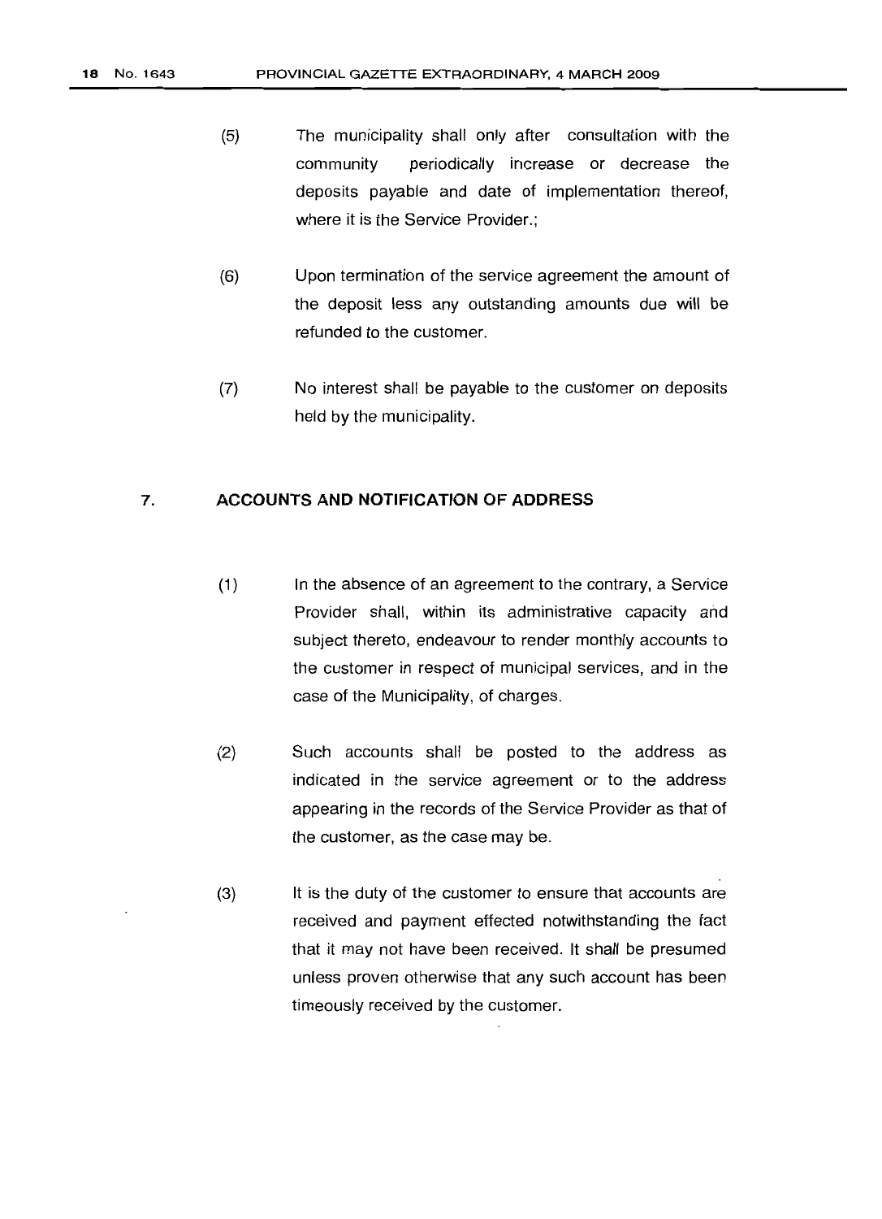(5) The municipality shall only after consultation with the community periodically increase or decrease the deposits payable and date of implementation thereof, where it is the Service Provider.;

(6) Upon termination of the service agreement the amount of the deposit less any outstanding amounts due will be refunded to the customer.

(7) No interest shall be payable to the customer on deposits held by the municipality.

## 7. ACCOUNTS AND NOTIFICATION OF ADDRESS

(1) In the absence of an agreement to the contrary, a Service Provider shall, within its administrative capacity and subject thereto, endeavour to render monthly accounts to the customer in respect of municipal services, and in the case of the Municipality, of charges.

(2) Such accounts shall be posted to the address as indicated in the service agreement or to the address appearing in the records of the Service Provider as that of the customer, as the case may be.

(3) It is the duty of the customer to ensure that accounts are received and payment effected notwithstanding the fact that it may not have been received. It shall be presumed unless proven otherwise that any such account has been timeously received by the customer.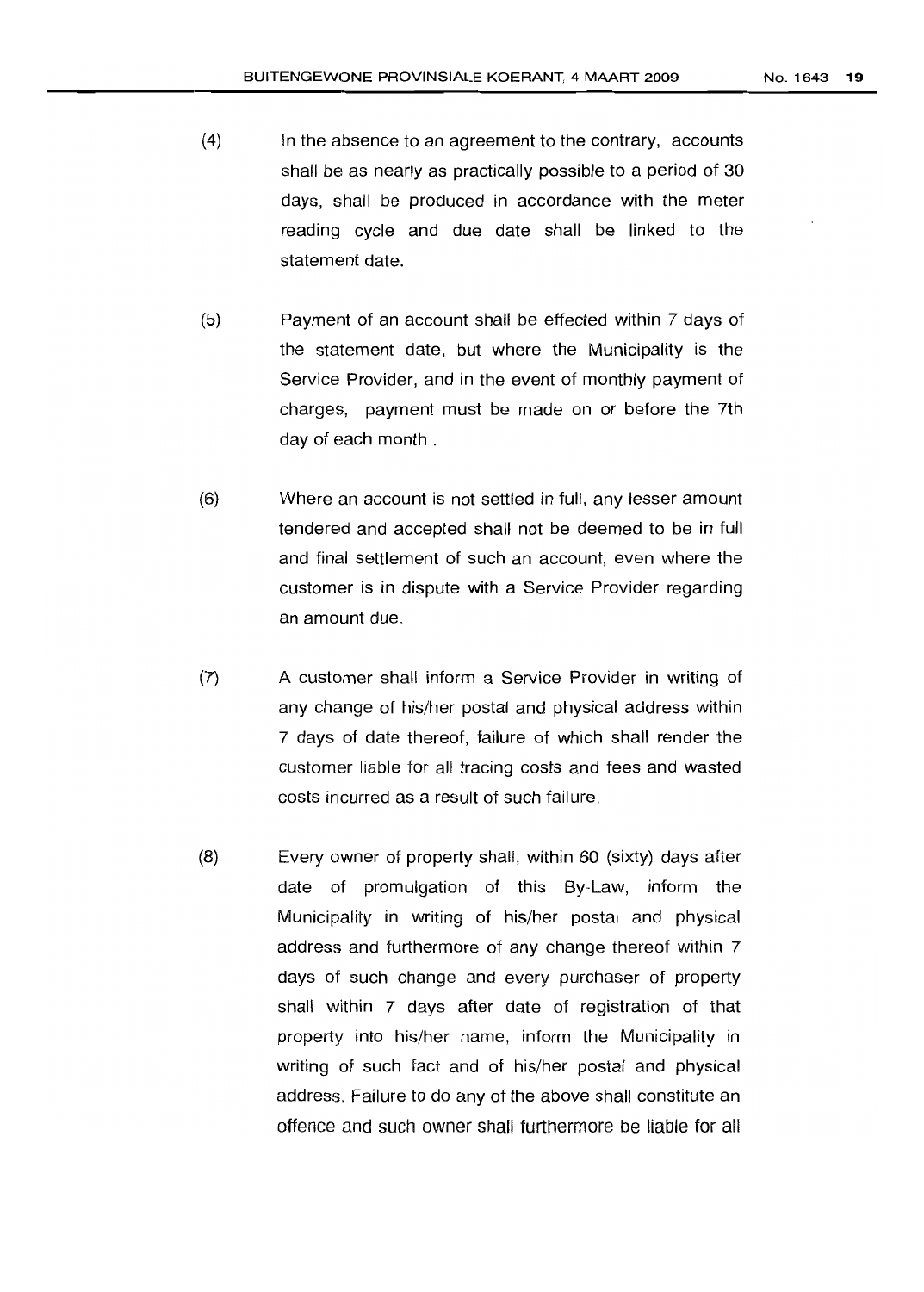(4) In the absence to an agreement to the contrary, accounts shall be as nearly as practically possible to a period of 30 days, shall be produced in accordance with the meter reading cycle and due date shall be linked to the statement date.

(5) Payment of an account shall be effected within 7 days of the statement date, but where the Municipality is the Service Provider, and in the event of monthly payment of charges, payment must be made on or before the 7th day of each month .

(6) Where an account is not settled in full, any lesser amount tendered and accepted shall not be deemed to be in full and final settlement of such an account, even where the customer is in dispute with a Service Provider regarding an amount due.

(7) A customer shall inform a Service Provider in writing of any change of his/her postal and physical address within 7 days of date thereof, failure of which shall render the customer liable for all tracing costs and fees and wasted costs incurred as a result of such failure.

(8) Every owner of property shall, within 60 (sixty) days after date of promulgation of this By-Law, inform the Municipality in writing of his/her postal and physical address and furthermore of any change thereof within 7 days of such change and every purchaser of property shall within 7 days after date of registration of that property into his/her name, inform the Municipality in writing of such fact and of his/her postal and physical address. Failure to do any of the above shall constitute an offence and such owner shall furthermore be liable for all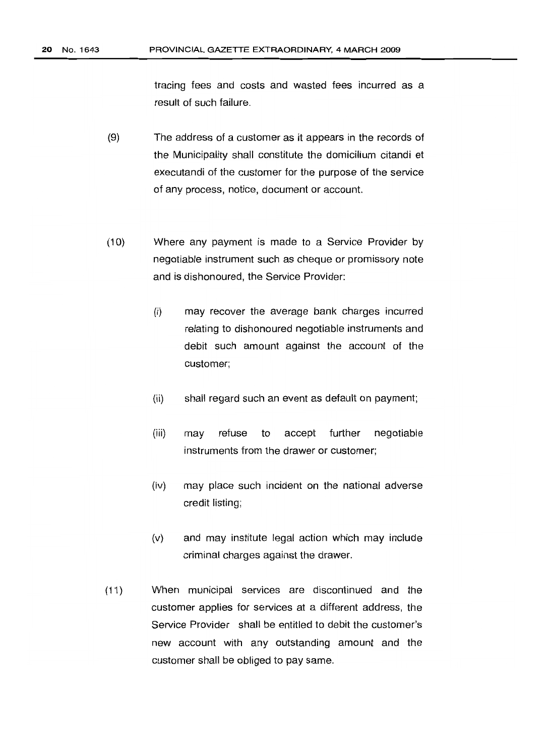tracing fees and costs and wasted fees incurred as a result of such failure.

(9) The address of a customer as it appears in the records of the Municipality shall constitute the domicilium citandi et executandi of the customer for the purpose of the service of any process, notice, document or account.

(10) Where any payment is made to a Service Provider by negotiable instrument such as cheque or promissory note and is dishonoured, the Service Provider:

(i) may recover the average bank charges incurred relating to dishonoured negotiable instruments and debit such amount against the account of the customer;

(ii) shall regard such an event as default on payment;

(iii) may refuse to accept further negotiable instruments from the drawer or customer;

(iv) may place such incident on the national adverse credit listing;

(v) and may institute legal action which may include criminal charges against the drawer.

(11) When municipal services are discontinued and the customer applies for services at a different address, the Service Provider shall be entitled to debit the customer's new account with any outstanding amount and the customer shall be obliged to pay same.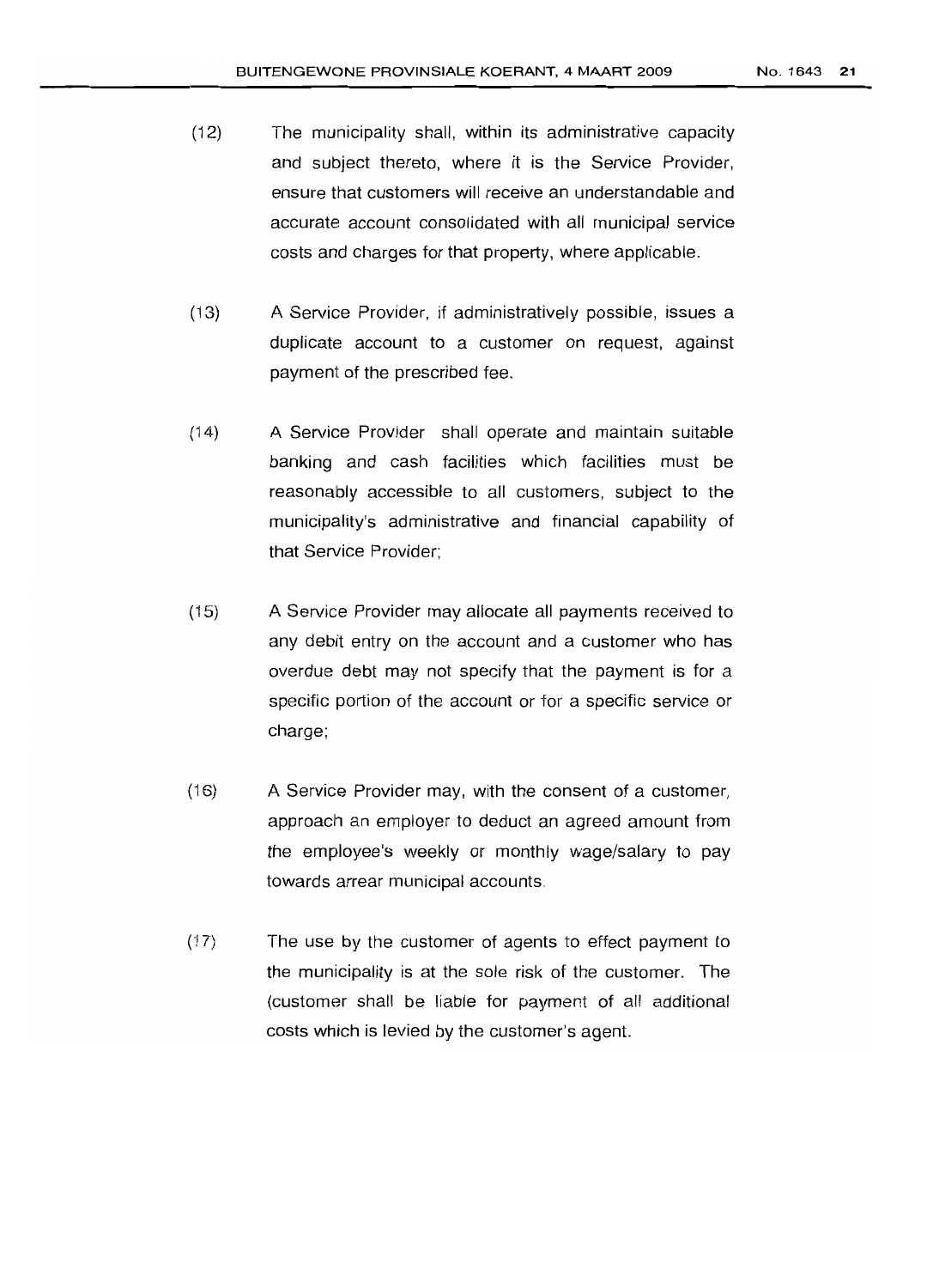(12) The municipality shall, within its administrative capacity and subject thereto, where it is the Service Provider, ensure that customers will receive an understandable and accurate account consolidated with all municipal service costs and charges for that property, where applicable.

(13) A Service Provider, if administratively possible, issues a duplicate account to a customer on request, against payment of the prescribed fee.

(14) A Service Provider shall operate and maintain suitable banking and cash facilities which facilities must be reasonably accessible to all customers, subject to the municipality's administrative and financial capability of that Service Provider;

(15) A Service Provider may allocate all payments received to any debit entry on the account and a customer who has overdue debt may not specify that the payment is for a specific portion of the account or for a specific service or charge;

(16) A Service Provider may, with the consent of a customer, approach an employer to deduct an agreed amount from the employee's weekly or monthly wage/salary to pay towards arrear municipal accounts.

(17) The use by the customer of agents to effect payment to the municipality is at the sole risk of the customer. The (customer shall be liable for payment of all additional costs which is levied by the customer's agent.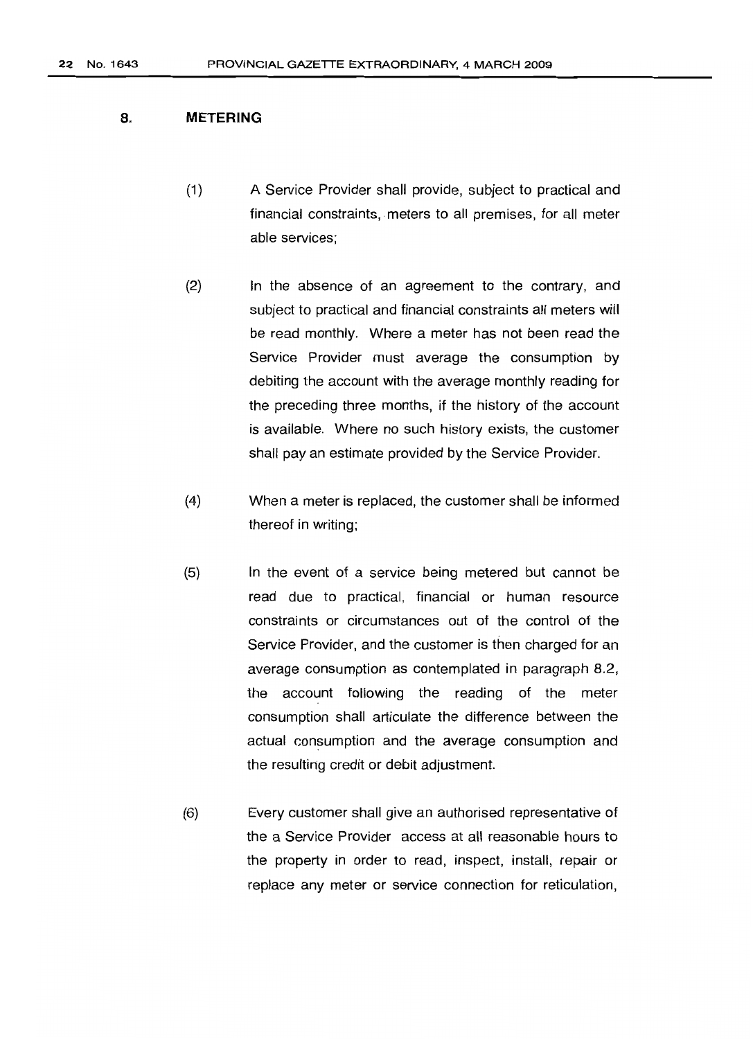## 8. METERING

(1) A Service Provider shall provide, subject to practical and financial constraints, meters to all premises, for all meter able services;

(2) In the absence of an agreement to the contrary, and subject to practical and financial constraints all meters will be read monthly. Where a meter has not been read the Service Provider must average the consumption by debiting the account with the average monthly reading for the preceding three months, if the history of the account is available. Where no such history exists, the customer shall pay an estimate provided by the Service Provider.

(4) When a meter is replaced, the customer shall be informed thereof in writing;

(5) In the event of a service being metered but cannot be read due to practical, financial or human resource constraints or circumstances out of the control of the Service Provider, and the customer is then charged for an average consumption as contemplated in paragraph 8.2, the account following the reading of the meter consumption shall articulate the difference between the actual consumption and the average consumption and the resulting credit or debit adjustment.

(6) Every customer shall give an authorised representative of the a Service Provider access at all reasonable hours to the property in order to read, inspect, install, repair or replace any meter or service connection for reticulation,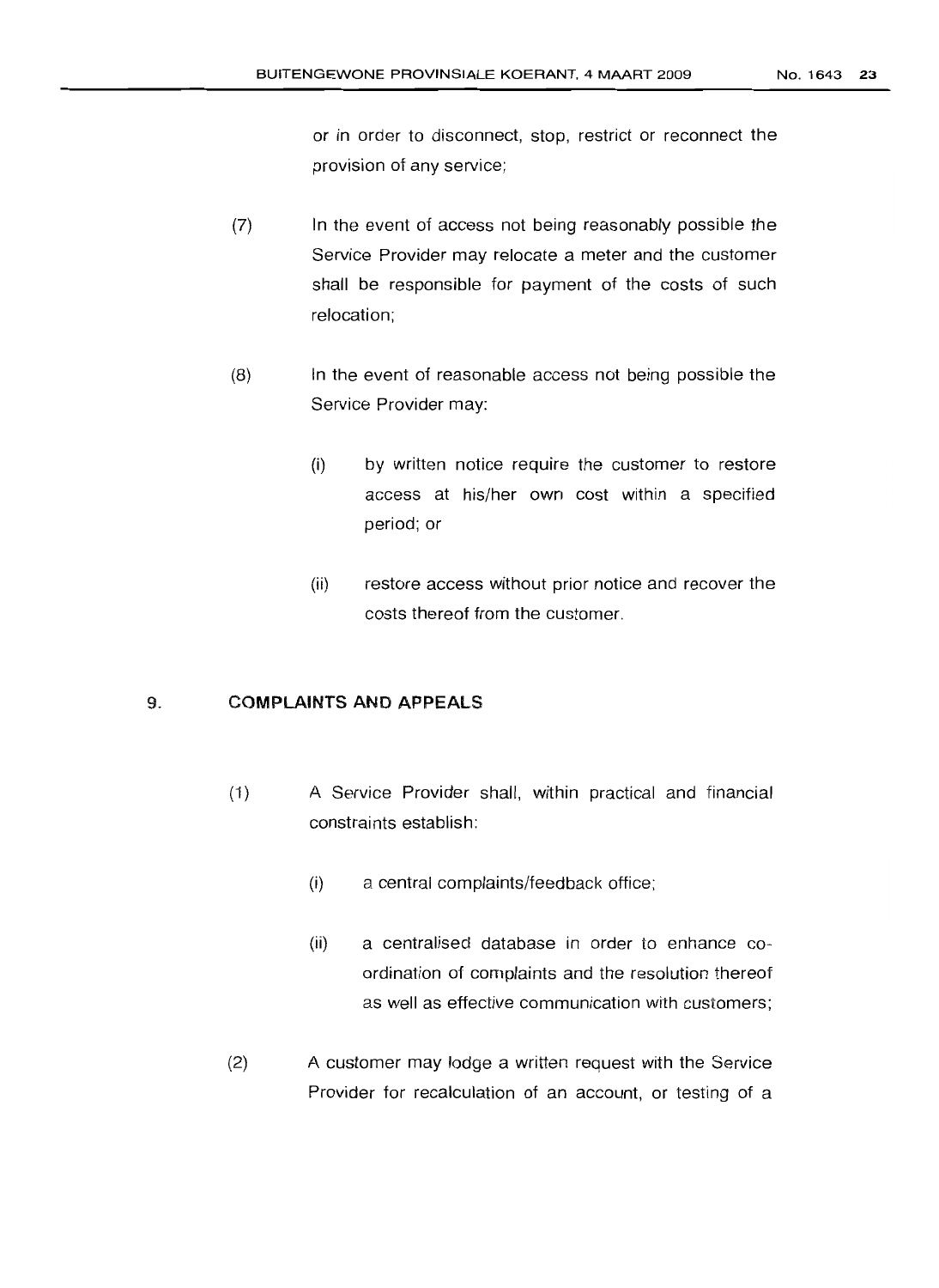or in order to disconnect, stop, restrict or reconnect the provision of any service;

(7) In the event of access not being reasonably possible the Service Provider may relocate a meter and the customer shall be responsible for payment of the costs of such relocation;

(8) In the event of reasonable access not being possible the Service Provider may:

(i) by written notice require the customer to restore access at his/her own cost within a specified period; or

(ii) restore access without prior notice and recover the costs thereof from the customer.

## 9. COMPLAINTS AND APPEALS

(1) A Service Provider shall, within practical and financial constraints establish:

(i) a central complaints/feedback office;

(ii) a centralised database in order to enhance co-ordination of complaints and the resolution thereof as well as effective communication with customers;

(2) A customer may lodge a written request with the Service Provider for recalculation of an account, or testing of a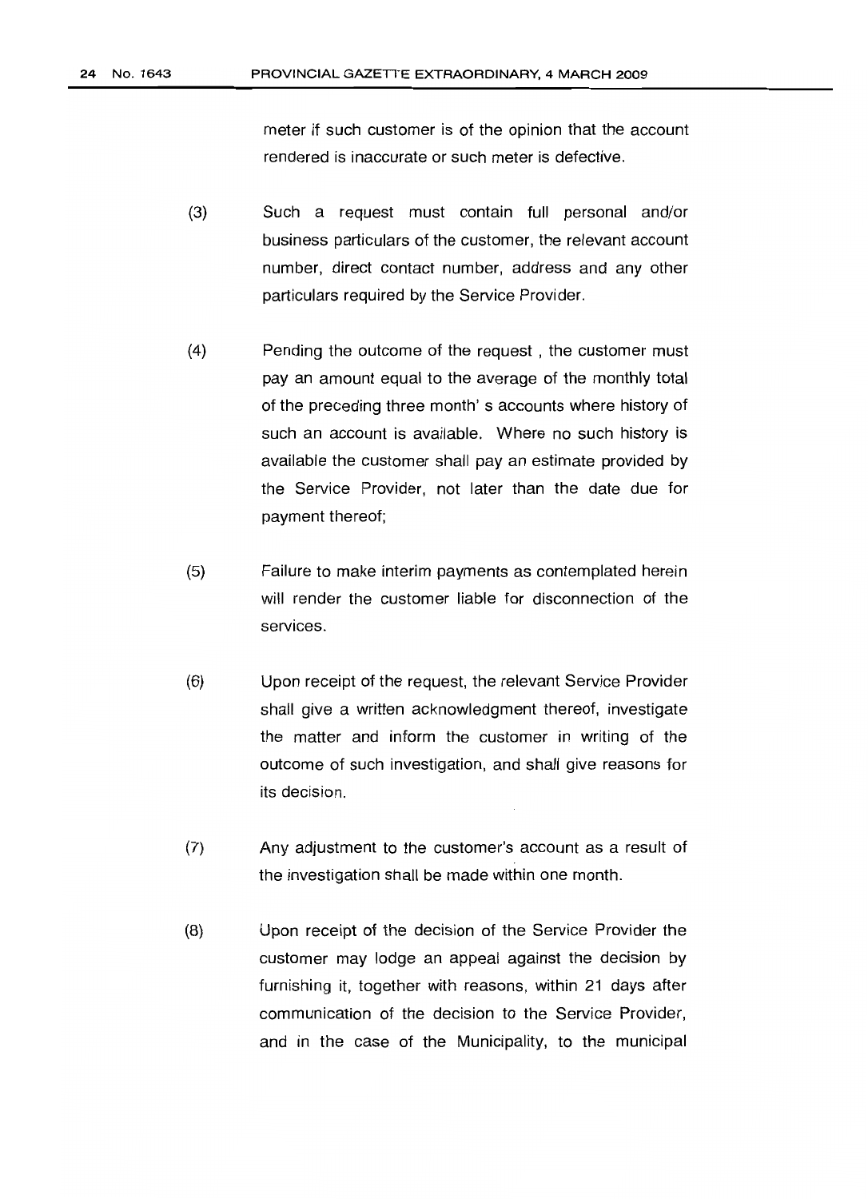meter if such customer is of the opinion that the account rendered is inaccurate or such meter is defective.

(3) Such a request must contain full personal and/or business particulars of the customer, the relevant account number, direct contact number, address and any other particulars required by the Service Provider.

(4) Pending the outcome of the request , the customer must pay an amount equal to the average of the monthly total of the preceding three month' s accounts where history of such an account is available. Where no such history is available the customer shall pay an estimate provided by the Service Provider, not later than the date due for payment thereof;

(5) Failure to make interim payments as contemplated herein will render the customer liable for disconnection of the services.

(6) Upon receipt of the request, the relevant Service Provider shall give a written acknowledgment thereof, investigate the matter and inform the customer in writing of the outcome of such investigation, and shall give reasons for its decision.

(7) Any adjustment to the customer's account as a result of the investigation shall be made within one month.

(8) Upon receipt of the decision of the Service Provider the customer may lodge an appeal against the decision by furnishing it, together with reasons, within 21 days after communication of the decision to the Service Provider, and in the case of the Municipality, to the municipal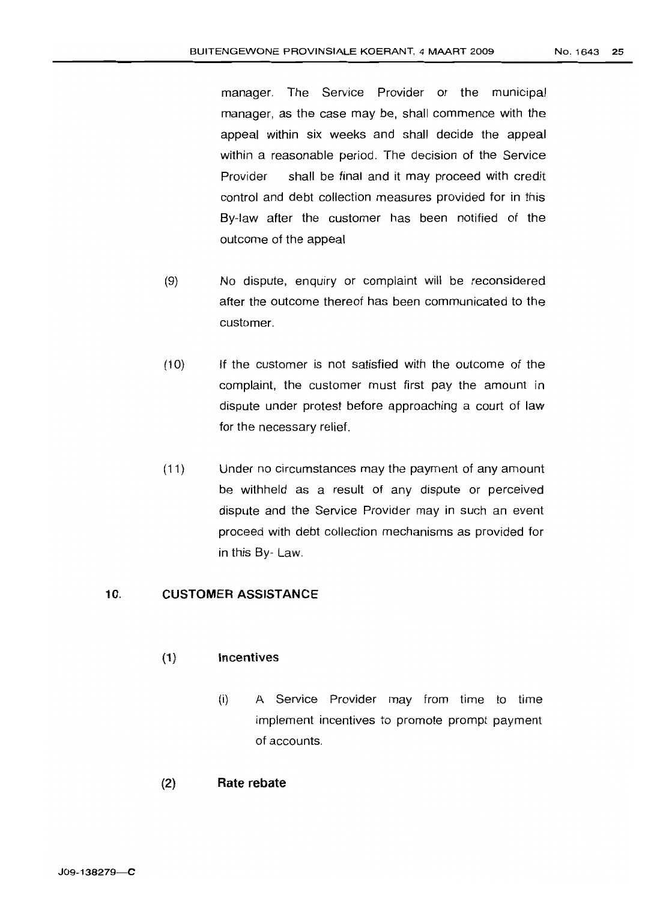manager. The Service Provider or the municipal manager, as the case may be, shall commence with the appeal within six weeks and shall decide the appeal within a reasonable period. The decision of the Service Provider shall be final and it may proceed with credit control and debt collection measures provided for in this By-law after the customer has been notified of the outcome of the appeal

(9) No dispute, enquiry or complaint will be reconsidered after the outcome thereof has been communicated to the customer.

(10) If the customer is not satisfied with the outcome of the complaint, the customer must first pay the amount in dispute under protest before approaching a court of law for the necessary relief.

(11) Under no circumstances may the payment of any amount be withheld as a result of any dispute or perceived dispute and the Service Provider may in such an event proceed with debt collection mechanisms as provided for in this By- Law.

## 10. CUSTOMER ASSISTANCE

**(1) Incentives**

(i) A Service Provider may from time to time implement incentives to promote prompt payment of accounts.

**(2) Rate rebate**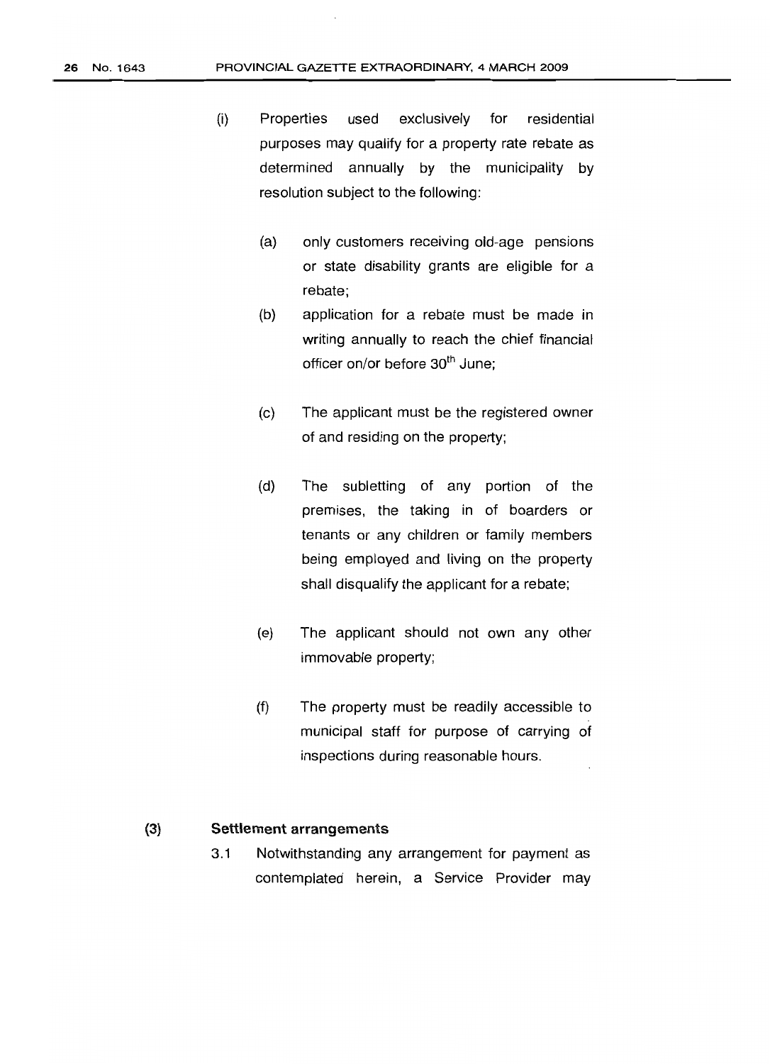(i) Properties used exclusively for residential purposes may qualify for a property rate rebate as determined annually by the municipality by resolution subject to the following:

   (a) only customers receiving old-age pensions or state disability grants are eligible for a rebate;

   (b) application for a rebate must be made in writing annually to reach the chief financial officer on/or before 30th June;

   (c) The applicant must be the registered owner of and residing on the property;

   (d) The subletting of any portion of the premises, the taking in of boarders or tenants or any children or family members being employed and living on the property shall disqualify the applicant for a rebate;

   (e) The applicant should not own any other immovable property;

   (f) The property must be readily accessible to municipal staff for purpose of carrying of inspections during reasonable hours.

**(3) Settlement arrangements**

3.1 Notwithstanding any arrangement for payment as contemplated herein, a Service Provider may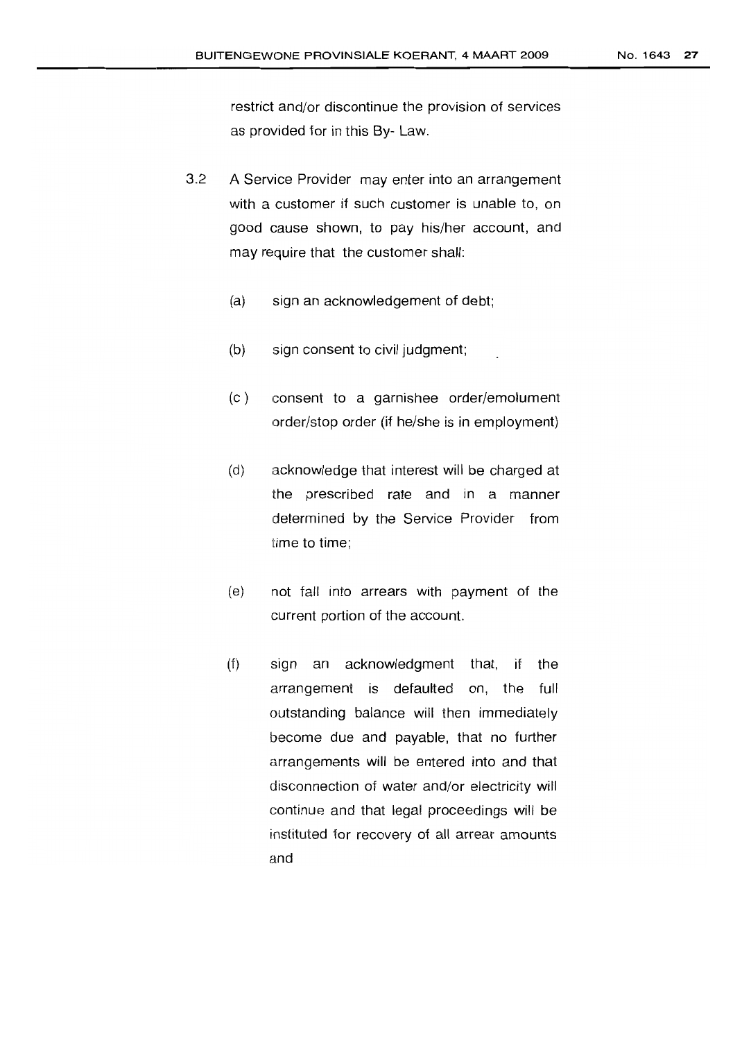restrict and/or discontinue the provision of services as provided for in this By- Law.

3.2 A Service Provider may enter into an arrangement with a customer if such customer is unable to, on good cause shown, to pay his/her account, and may require that the customer *shall*:

(a) sign an acknowledgement of debt;

(b) sign consent to civil judgment;

(c ) consent to a garnishee order/emolument order/stop order (if he/she is in employment)

(d) acknowledge that interest will be charged at the prescribed rate and in a manner determined by the Service Provider from time to time;

(e) not fall into arrears with payment of the current portion of the account.

(f) sign an acknowledgment that, if the arrangement is defaulted on, the full outstanding balance will then immediately become due and payable, that no further arrangements will be entered into and that disconnection of water and/or electricity will continue and that legal proceedings will be instituted for recovery of all arrear amounts and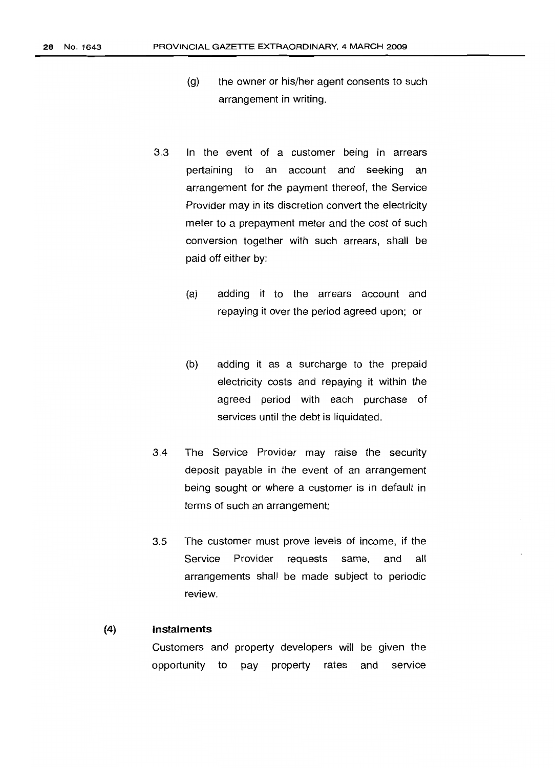(g) the owner or his/her agent consents to such arrangement in writing.

3.3 In the event of a customer being in arrears pertaining to an account and seeking an arrangement for the payment thereof, the Service Provider may in its discretion convert the electricity meter to a prepayment meter and the cost of such conversion together with such arrears, shall be paid off either by:

(a) adding it to the arrears account and repaying it over the period agreed upon; or

(b) adding it as a surcharge to the prepaid electricity costs and repaying it within the agreed period with each purchase of services until the debt is liquidated.

3.4 The Service Provider may raise the security deposit payable in the event of an arrangement being sought or where a customer is in default in terms of such an arrangement;

3.5 The customer must prove levels of income, if the Service Provider requests same, and all arrangements shall be made subject to periodic review.

**(4) Instalments**

Customers and property developers will be given the opportunity to pay property rates and service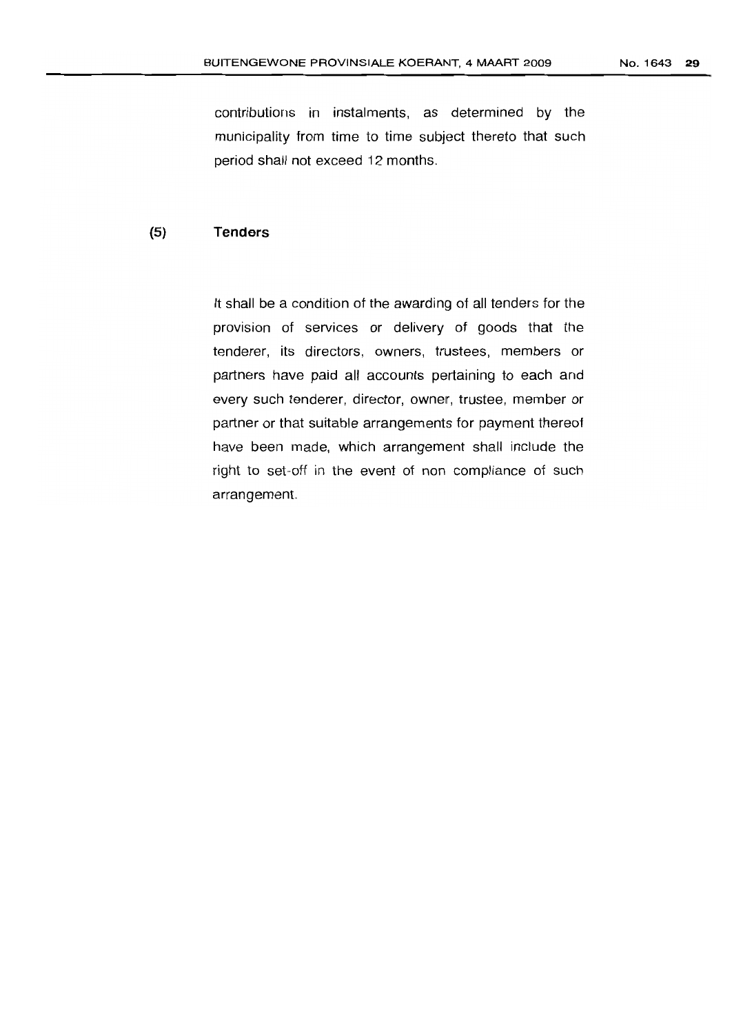contributions in instalments, as determined by the municipality from time to time subject thereto that such period shall not exceed 12 months.

**(5) Tenders**

It shall be a condition of the awarding of all tenders for the provision of services or delivery of goods that the tenderer, its directors, owners, trustees, members or partners have paid all accounts pertaining to each and every such tenderer, director, owner, trustee, member or partner or that suitable arrangements for payment thereof have been made, which arrangement shall include the right to set-off in the event of non compliance of such arrangement.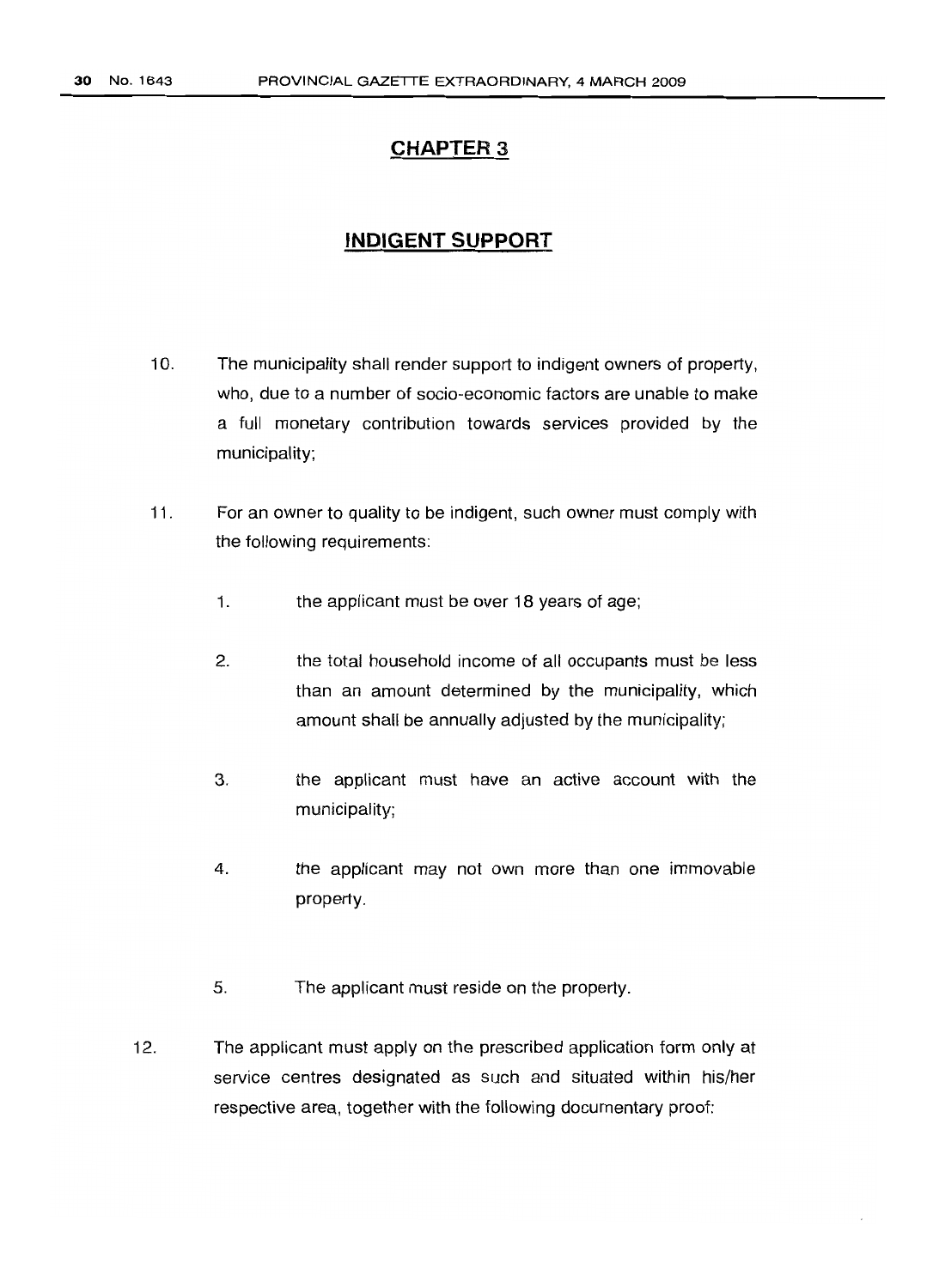## CHAPTER 3

## INDIGENT SUPPORT

10. The municipality shall render support to indigent owners of property, who, due to a number of socio-economic factors are unable to make a full monetary contribution towards services provided by the municipality;

11. For an owner to quality to be indigent, such owner must comply with the following requirements:

    1. the applicant must be over 18 years of age;

    2. the total household income of all occupants must be less than an amount determined by the municipality, which amount shall be annually adjusted by the municipality;

    3. the applicant must have an active account with the municipality;

    4. the applicant may not own more than one immovable property.

    5. The applicant must reside on the property.

12. The applicant must apply on the prescribed application form only at service centres designated as such and situated within his/her respective area, together with the following documentary proof: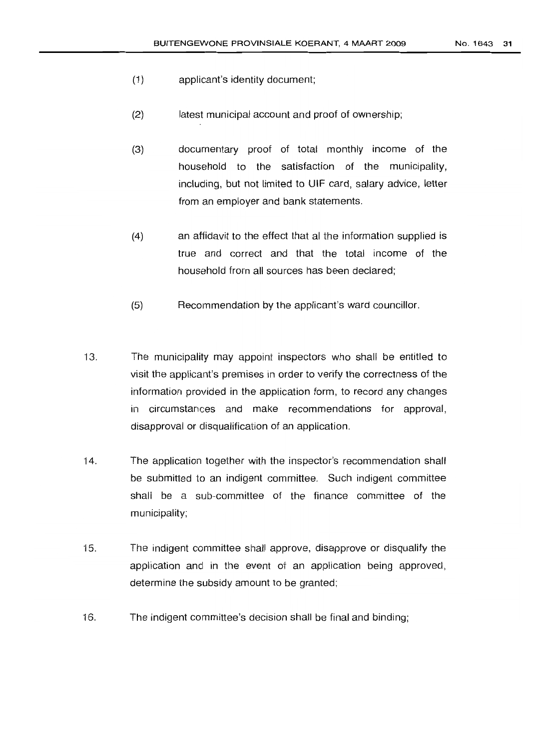(1) applicant's identity document;

(2) latest municipal account and proof of ownership;

(3) documentary proof of total monthly income of the household to the satisfaction of the municipality, including, but not limited to UIF card, salary advice, letter from an employer and bank statements.

(4) an affidavit to the effect that al the information supplied is true and correct and that the total income of the household from all sources has been declared;

(5) Recommendation by the applicant's ward councillor.

13. The municipality may appoint inspectors who shall be entitled to visit the applicant's premises in order to verify the correctness of the information provided in the application form, to record any changes in circumstances and make recommendations for approval, disapproval or disqualification of an application.

14. The application together with the inspector's recommendation shall be submitted to an indigent committee. Such indigent committee shall be a sub-committee of the finance committee of the municipality;

15. The indigent committee shall approve, disapprove or disqualify the application and in the event of an application being approved, determine the subsidy amount to be granted;

16. The indigent committee's decision shall be final and binding;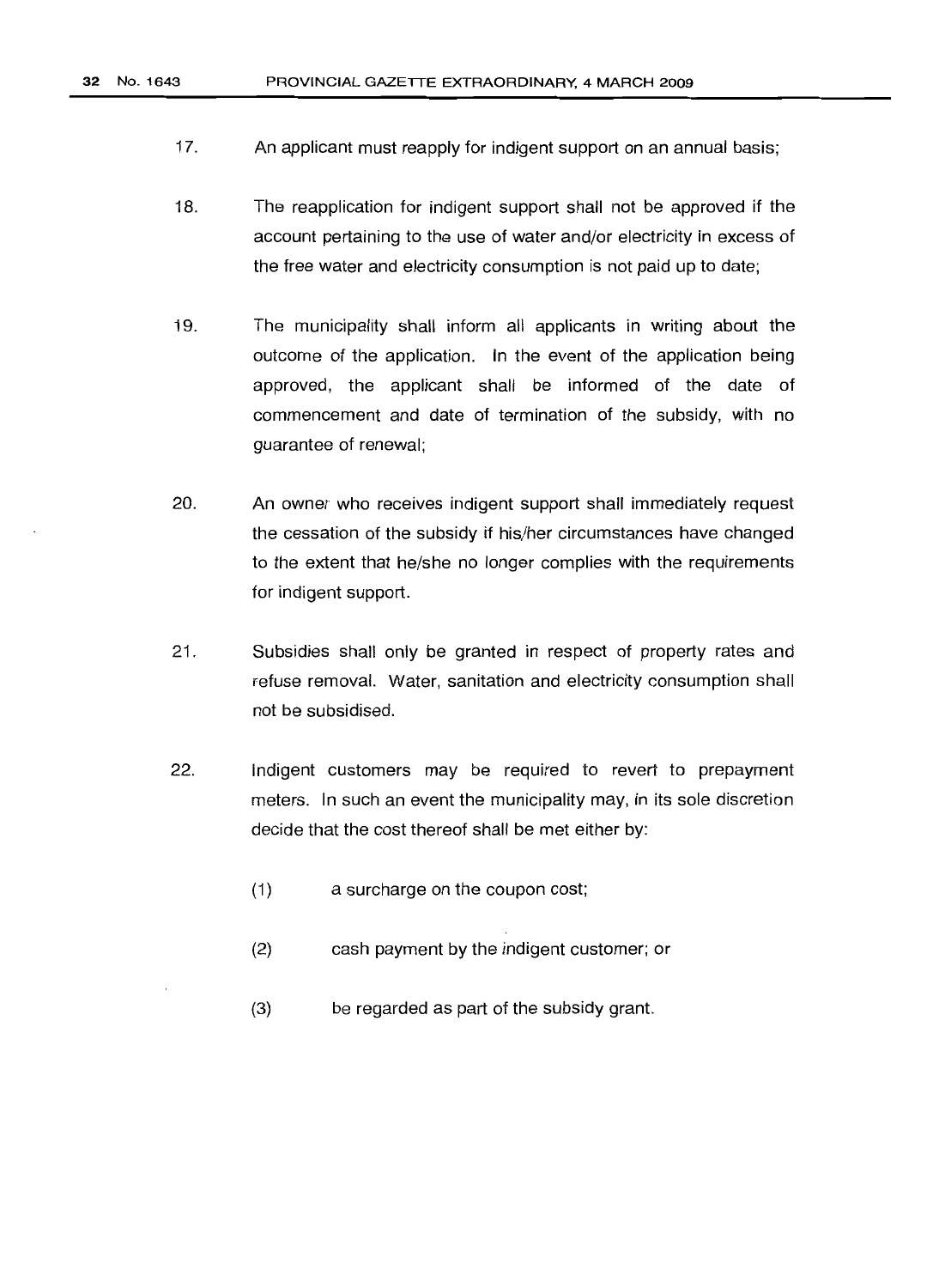17. An applicant must reapply for indigent support on an annual basis;

18. The reapplication for indigent support shall not be approved if the account pertaining to the use of water and/or electricity in excess of the free water and electricity consumption is not paid up to date;

19. The municipality shall inform all applicants in writing about the outcome of the application. In the event of the application being approved, the applicant shall be informed of the date of commencement and date of termination of the subsidy, with no guarantee of renewal;

20. An owner who receives indigent support shall immediately request the cessation of the subsidy if his/her circumstances have changed to the extent that he/she no longer complies with the requirements for indigent support.

21. Subsidies shall only be granted in respect of property rates and refuse removal. Water, sanitation and electricity consumption shall not be subsidised.

22. Indigent customers may be required to revert to prepayment meters. In such an event the municipality may, in its sole discretion decide that the cost thereof shall be met either by:

    (1) a surcharge on the coupon cost;

    (2) cash payment by the indigent customer; or

    (3) be regarded as part of the subsidy grant.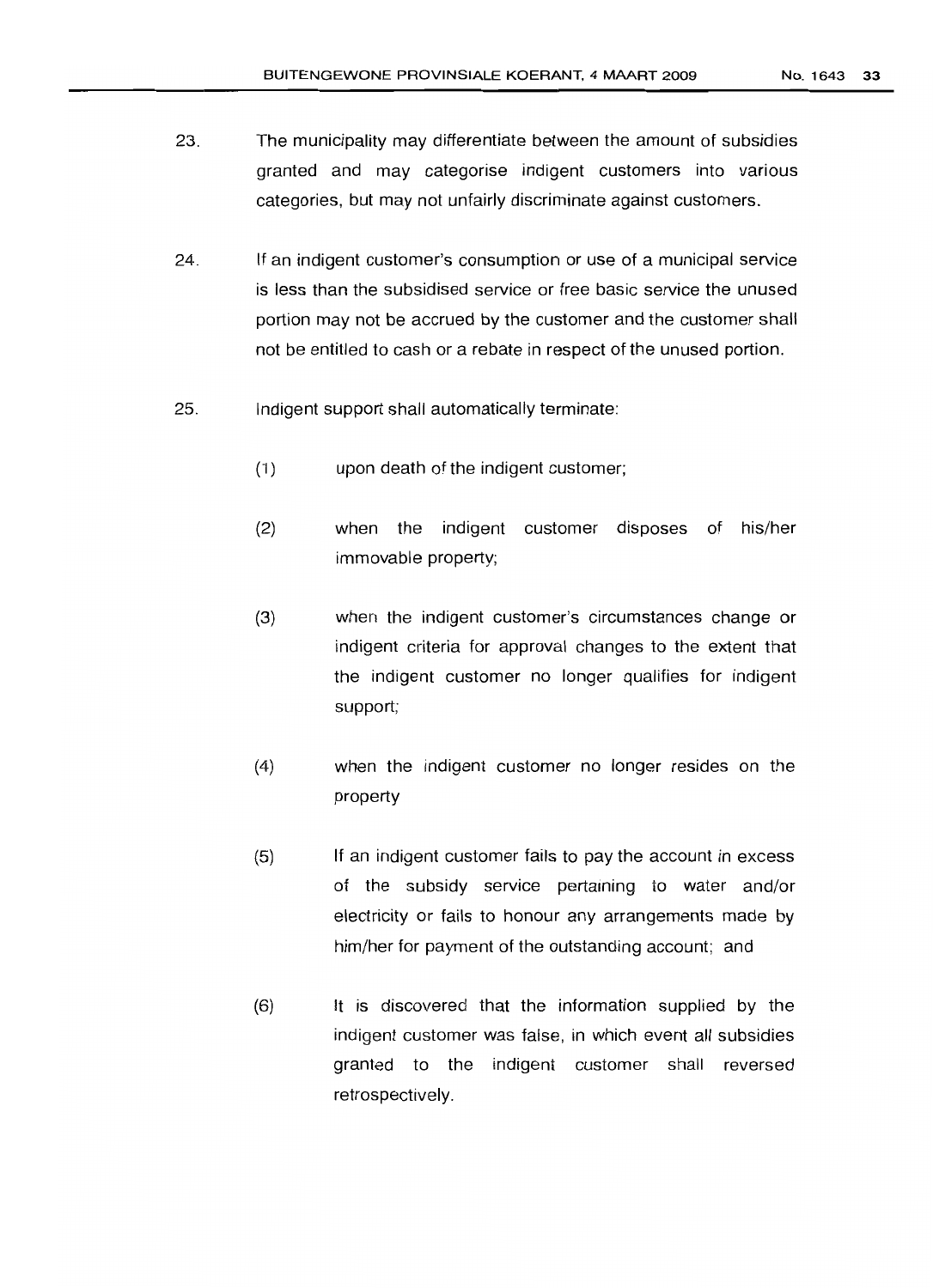23. The municipality may differentiate between the amount of subsidies granted and may categorise indigent customers into various categories, but may not unfairly discriminate against customers.

24. If an indigent customer's consumption or use of a municipal service is less than the subsidised service or free basic service the unused portion may not be accrued by the customer and the customer shall not be entitled to cash or a rebate in respect of the unused portion.

25. Indigent support shall automatically terminate:

    (1) upon death of the indigent customer;

    (2) when the indigent customer disposes of his/her immovable property;

    (3) when the indigent customer's circumstances change or indigent criteria for approval changes to the extent that the indigent customer no longer qualifies for indigent support;

    (4) when the indigent customer no longer resides on the property

    (5) If an indigent customer fails to pay the account in excess of the subsidy service pertaining to water and/or electricity or fails to honour any arrangements made by him/her for payment of the outstanding account; and

    (6) It is discovered that the information supplied by the indigent customer was false, in which event all subsidies granted to the indigent customer shall reversed retrospectively.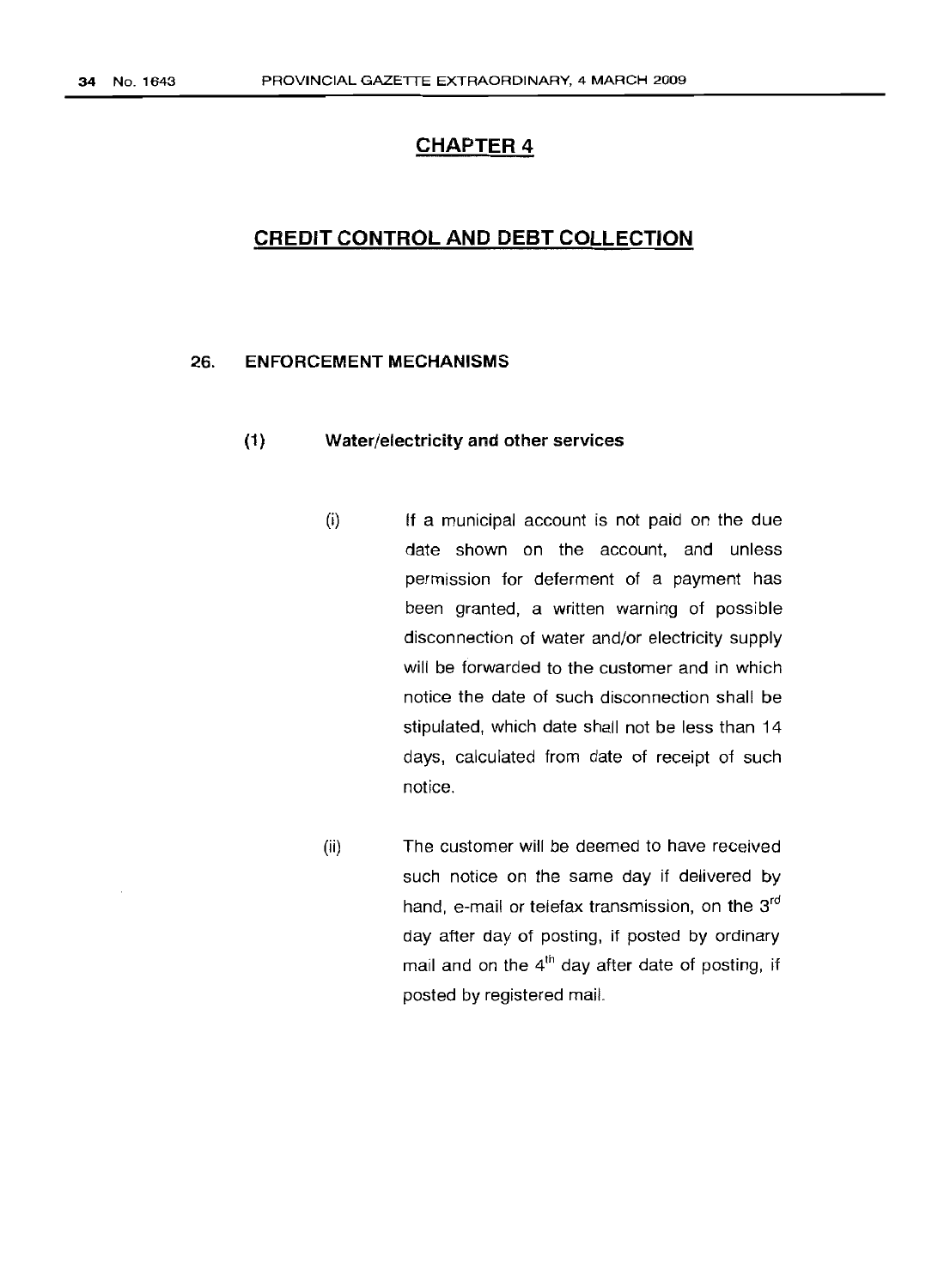# CHAPTER 4

# CREDIT CONTROL AND DEBT COLLECTION

## 26. ENFORCEMENT MECHANISMS

### (1) Water/electricity and other services

(i) If a municipal account is not paid on the due date shown on the account, and unless permission for deferment of a payment has been granted, a written warning of possible disconnection of water and/or electricity supply will be forwarded to the customer and in which notice the date of such disconnection shall be stipulated, which date shall not be less than 14 days, calculated from date of receipt of such notice.

(ii) The customer will be deemed to have received such notice on the same day if delivered by hand, e-mail or telefax transmission, on the 3rd day after day of posting, if posted by ordinary mail and on the 4th day after date of posting, if posted by registered mail.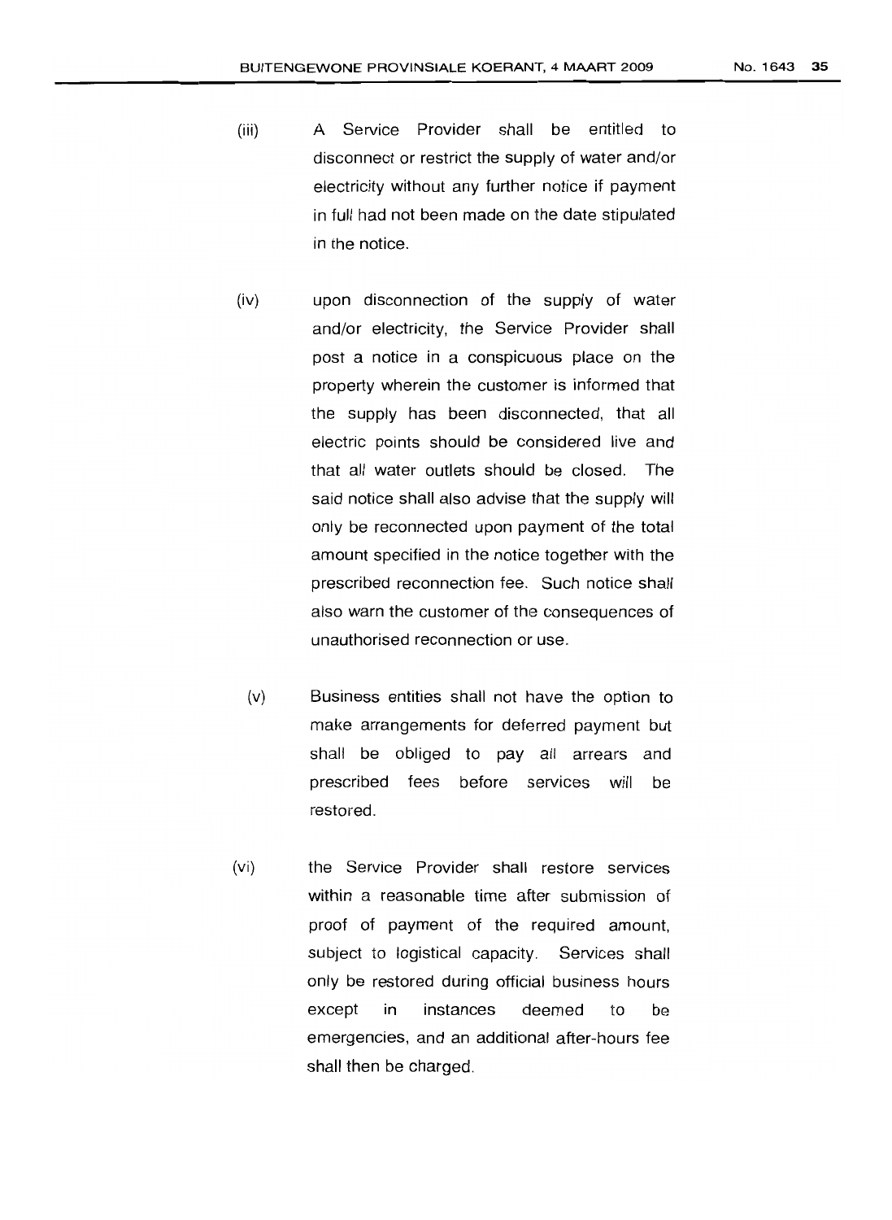(iii) A Service Provider shall be entitled to disconnect or restrict the supply of water and/or electricity without any further notice if payment in full had not been made on the date stipulated in the notice.

(iv) upon disconnection of the supply of water and/or electricity, the Service Provider shall post a notice in a conspicuous place on the property wherein the customer is informed that the supply has been disconnected, that all electric points should be considered live and that all water outlets should be closed. The said notice shall also advise that the supply will only be reconnected upon payment of the total amount specified in the notice together with the prescribed reconnection fee. Such notice shall also warn the customer of the consequences of unauthorised reconnection or use.

(v) Business entities shall not have the option to make arrangements for deferred payment but shall be obliged to pay all arrears and prescribed fees before services will be restored.

(vi) the Service Provider shall restore services within a reasonable time after submission of proof of payment of the required amount, subject to logistical capacity. Services shall only be restored during official business hours except in instances deemed to be emergencies, and an additional after-hours fee shall then be charged.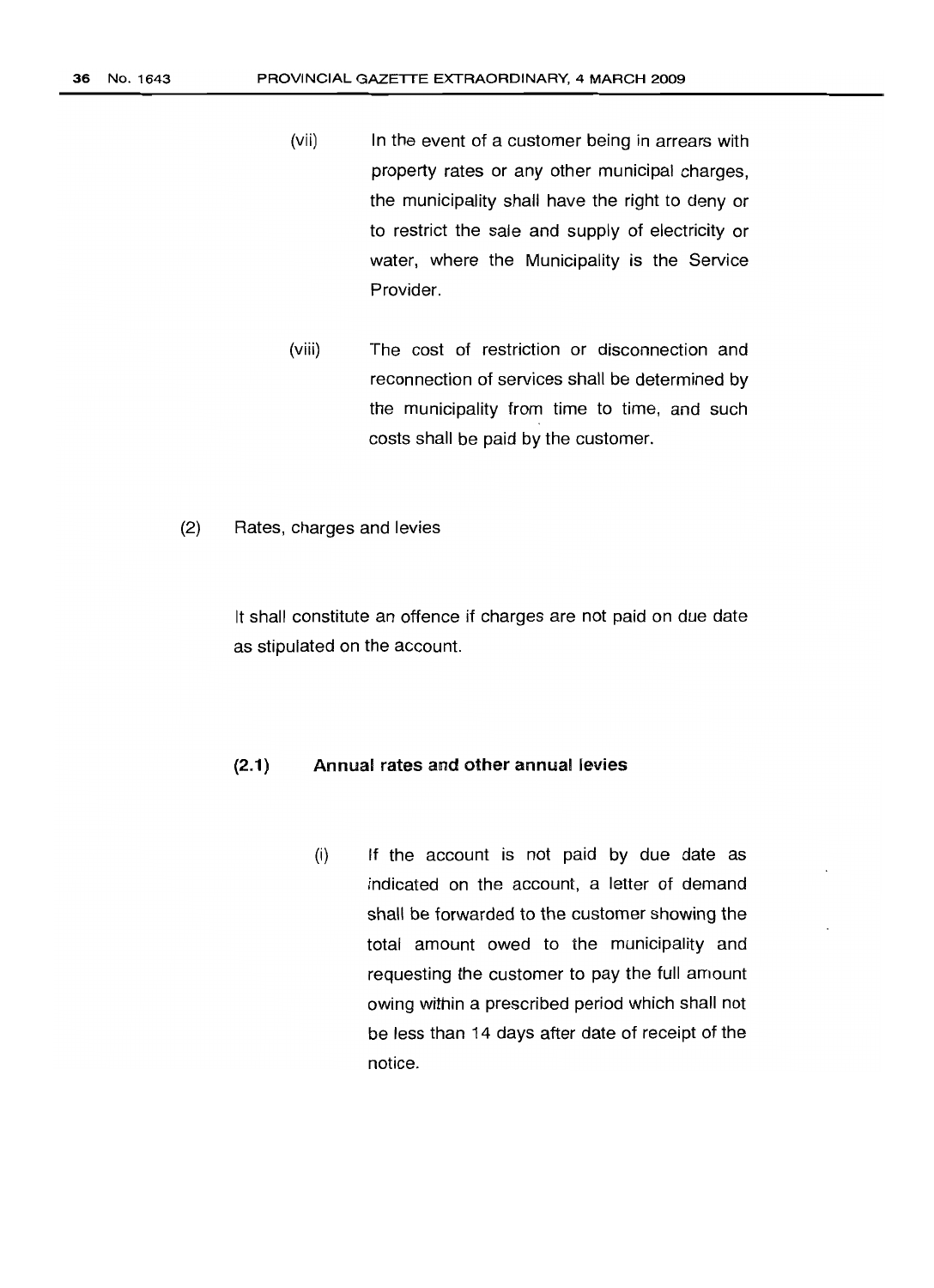(vii) In the event of a customer being in arrears with property rates or any other municipal charges, the municipality shall have the right to deny or to restrict the sale and supply of electricity or water, where the Municipality is the Service Provider.

(viii) The cost of restriction or disconnection and reconnection of services shall be determined by the municipality from time to time, and such costs shall be paid by the customer.

(2) Rates, charges and levies

It shall constitute an offence if charges are not paid on due date as stipulated on the account.

**(2.1) Annual rates and other annual levies**

(i) If the account is not paid by due date as indicated on the account, a letter of demand shall be forwarded to the customer showing the total amount owed to the municipality and requesting the customer to pay the full amount owing within a prescribed period which shall not be less than 14 days after date of receipt of the notice.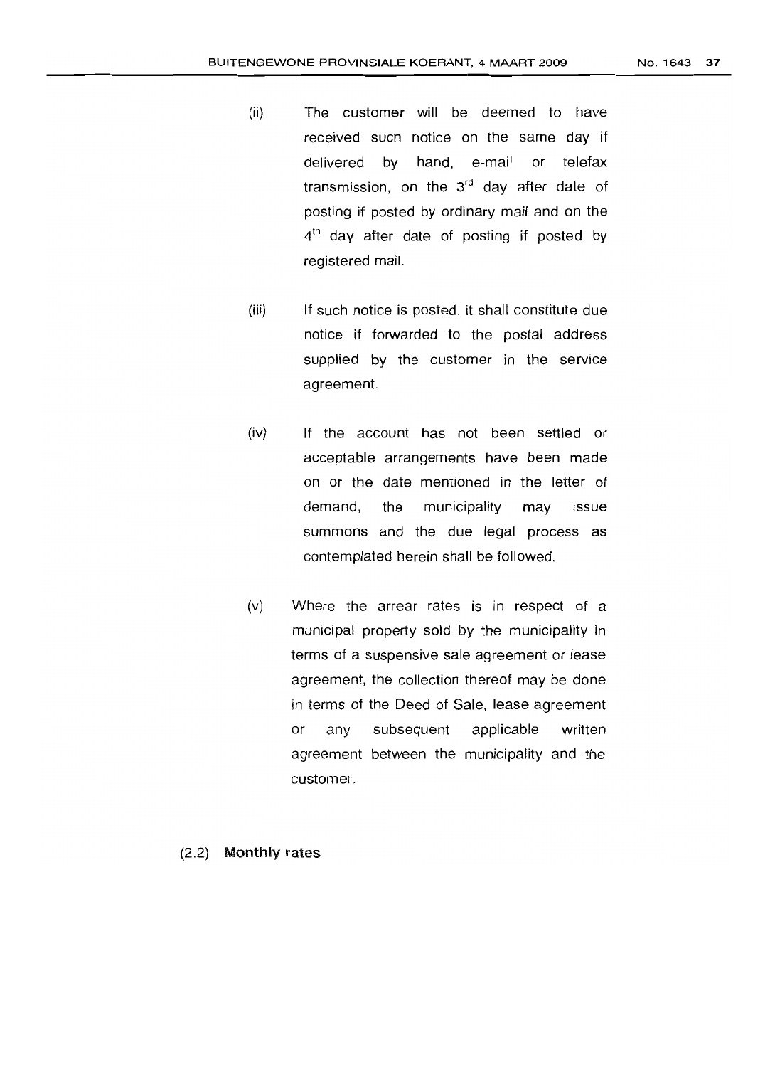(ii) The customer will be deemed to have received such notice on the same day if delivered by hand, e-mail or telefax transmission, on the 3rd day after date of posting if posted by ordinary mail and on the 4th day after date of posting if posted by registered mail.

(iii) If such notice is posted, it shall constitute due notice if forwarded to the postal address supplied by the customer in the service agreement.

(iv) If the account has not been settled or acceptable arrangements have been made on or the date mentioned in the letter of demand, the municipality may issue summons and the due legal process as contemplated herein shall be followed.

(v) Where the arrear rates is in respect of a municipal property sold by the municipality in terms of a suspensive sale agreement or lease agreement, the collection thereof may be done in terms of the Deed of Sale, lease agreement or any subsequent applicable written agreement between the municipality and the customer.

(2.2) **Monthly rates**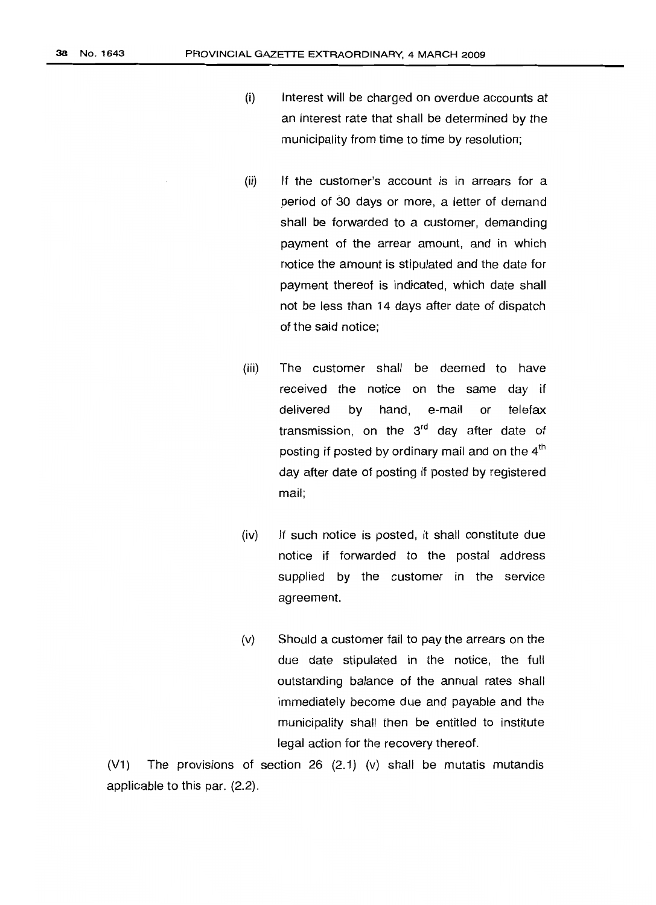(i) Interest will be charged on overdue accounts at an interest rate that shall be determined by the municipality from time to time by resolution;

(ii) If the customer's account is in arrears for a period of 30 days or more, a letter of demand shall be forwarded to a customer, demanding payment of the arrear amount, and in which notice the amount is stipulated and the date for payment thereof is indicated, which date shall not be less than 14 days after date of dispatch of the said notice;

(iii) The customer shall be deemed to have received the notice on the same day if delivered by hand, e-mail or telefax transmission, on the 3[rd] day after date of posting if posted by ordinary mail and on the 4[th] day after date of posting if posted by registered mail;

(iv) If such notice is posted, it shall constitute due notice if forwarded to the postal address supplied by the customer in the service agreement.

(v) Should a customer fail to pay the arrears on the due date stipulated in the notice, the full outstanding balance of the annual rates shall immediately become due and payable and the municipality shall then be entitled to institute legal action for the recovery thereof.

(V1) The provisions of section 26 (2.1) (v) shall be mutatis mutandis applicable to this par. (2.2).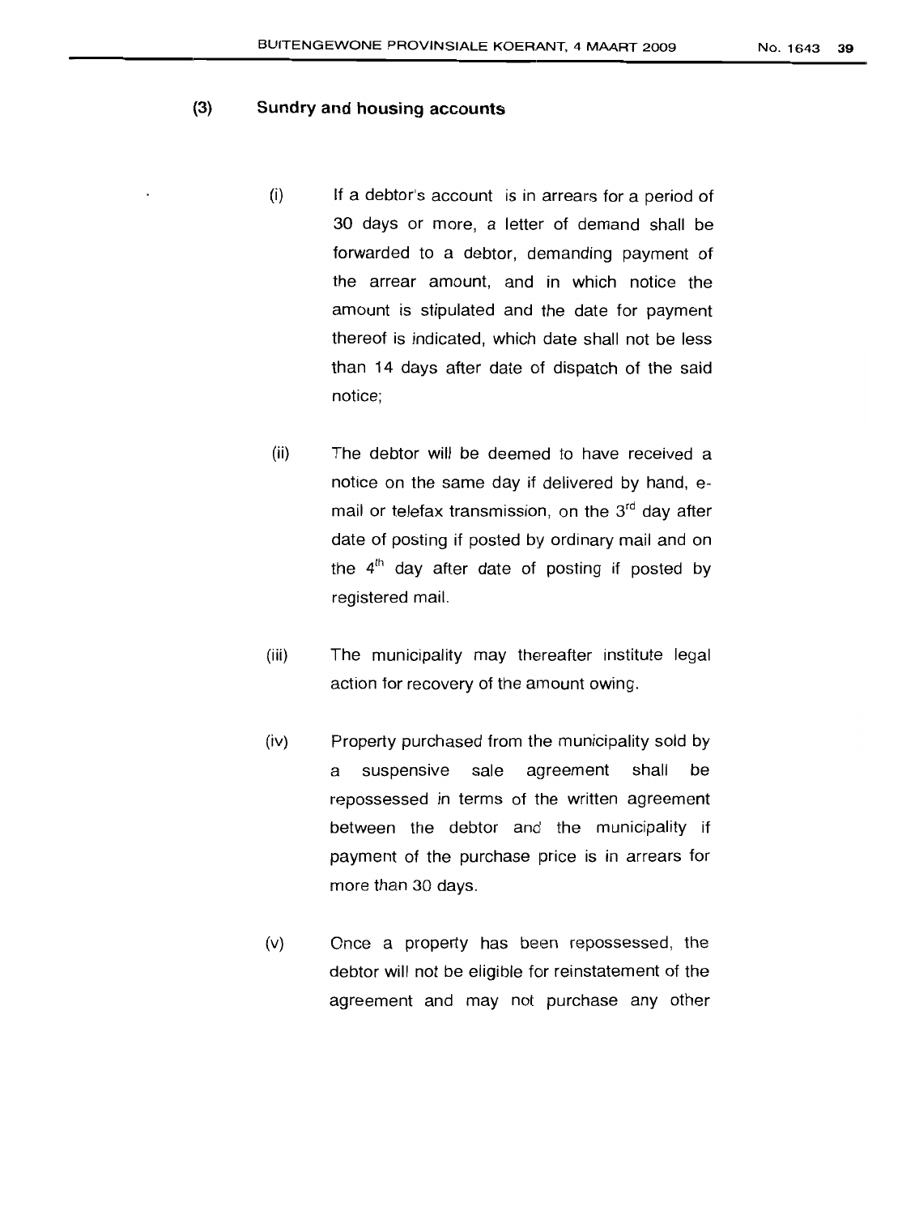## (3) Sundry and housing accounts

(i) If a debtor's account is in arrears for a period of 30 days or more, a letter of demand shall be forwarded to a debtor, demanding payment of the arrear amount, and in which notice the amount is stipulated and the date for payment thereof is indicated, which date shall not be less than 14 days after date of dispatch of the said notice;

(ii) The debtor will be deemed to have received a notice on the same day if delivered by hand, e-mail or telefax transmission, on the 3rd day after date of posting if posted by ordinary mail and on the 4th day after date of posting if posted by registered mail.

(iii) The municipality may thereafter institute legal action for recovery of the amount owing.

(iv) Property purchased from the municipality sold by a suspensive sale agreement shall be repossessed in terms of the written agreement between the debtor and the municipality if payment of the purchase price is in arrears for more than 30 days.

(v) Once a property has been repossessed, the debtor will not be eligible for reinstatement of the agreement and may not purchase any other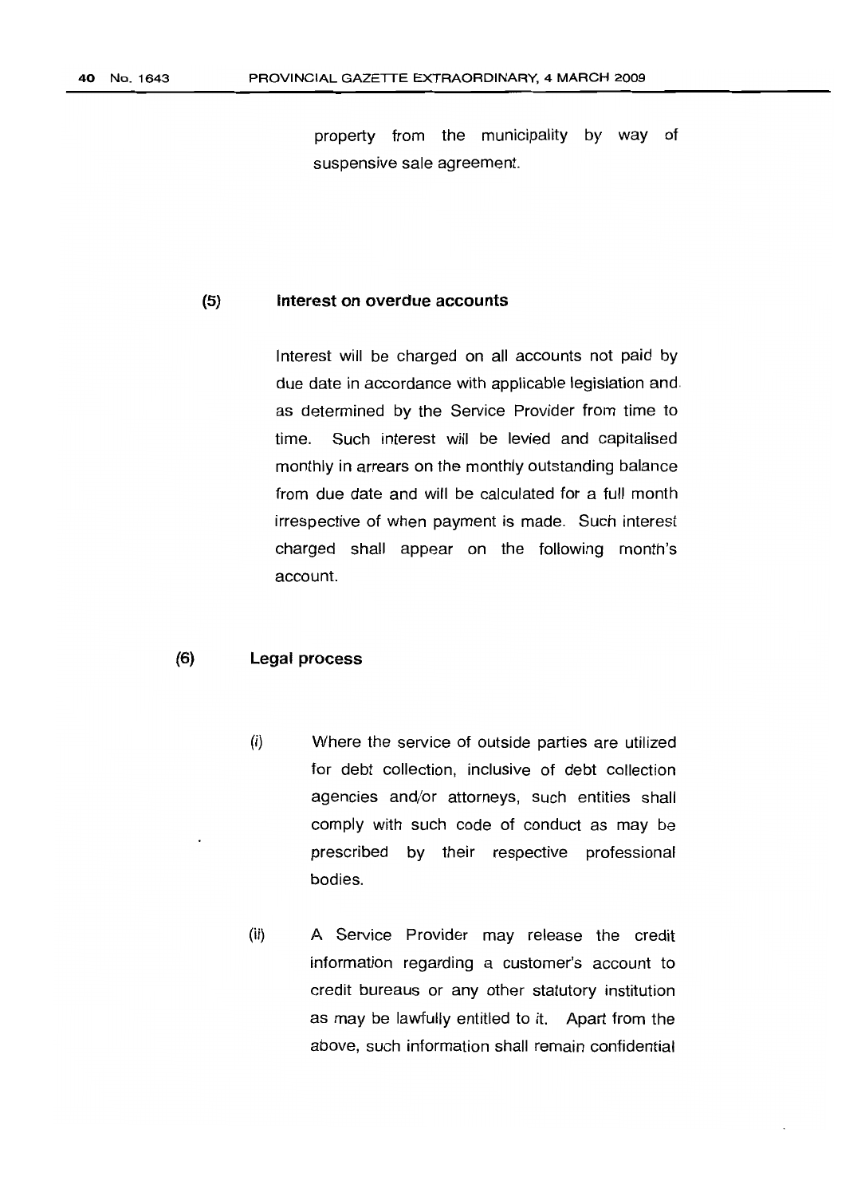property from the municipality by way of suspensive sale agreement.

**(5) Interest on overdue accounts**

Interest will be charged on all accounts not paid by due date in accordance with applicable legislation and as determined by the Service Provider from time to time. Such interest will be levied and capitalised monthly in arrears on the monthly outstanding balance from due date and will be calculated for a full month irrespective of when payment is made. Such interest charged shall appear on the following month's account.

**(6) Legal process**

(i) Where the service of outside parties are utilized for debt collection, inclusive of debt collection agencies and/or attorneys, such entities shall comply with such code of conduct as may be prescribed by their respective professional bodies.

(ii) A Service Provider may release the credit information regarding a customer's account to credit bureaus or any other statutory institution as may be lawfully entitled to it. Apart from the above, such information shall remain confidential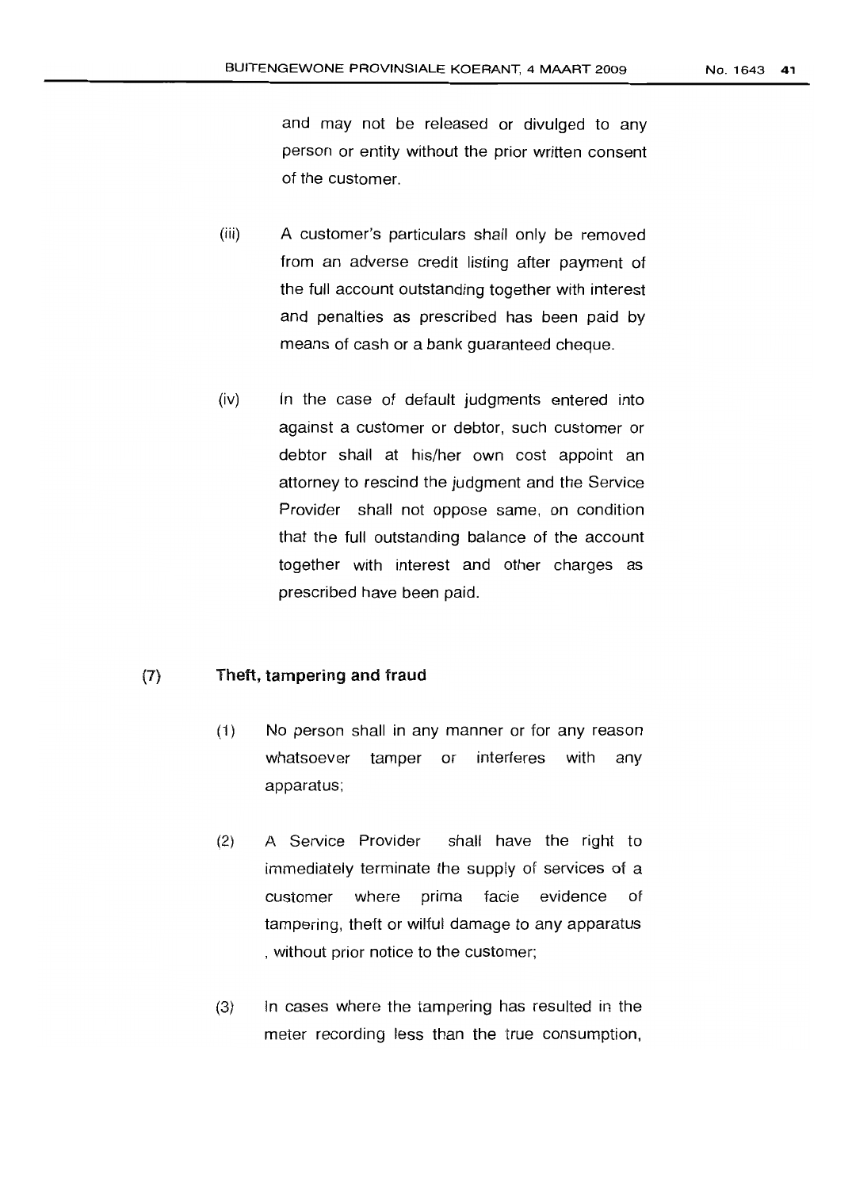and may not be released or divulged to any person or entity without the prior written consent of the customer.

(iii) A customer's particulars shall only be removed from an adverse credit listing after payment of the full account outstanding together with interest and penalties as prescribed has been paid by means of cash or a bank guaranteed cheque.

(iv) In the case of default judgments entered into against a customer or debtor, such customer or debtor shall at his/her own cost appoint an attorney to rescind the judgment and the Service Provider shall not oppose same, on condition that the full outstanding balance of the account together with interest and other charges as prescribed have been paid.

(7) **Theft, tampering and fraud**

(1) No person shall in any manner or for any reason whatsoever tamper or interferes with any apparatus;

(2) A Service Provider shall have the right to immediately terminate the supply of services of a customer where prima facie evidence of tampering, theft or wilful damage to any apparatus , without prior notice to the customer;

(3) In cases where the tampering has resulted in the meter recording less than the true consumption,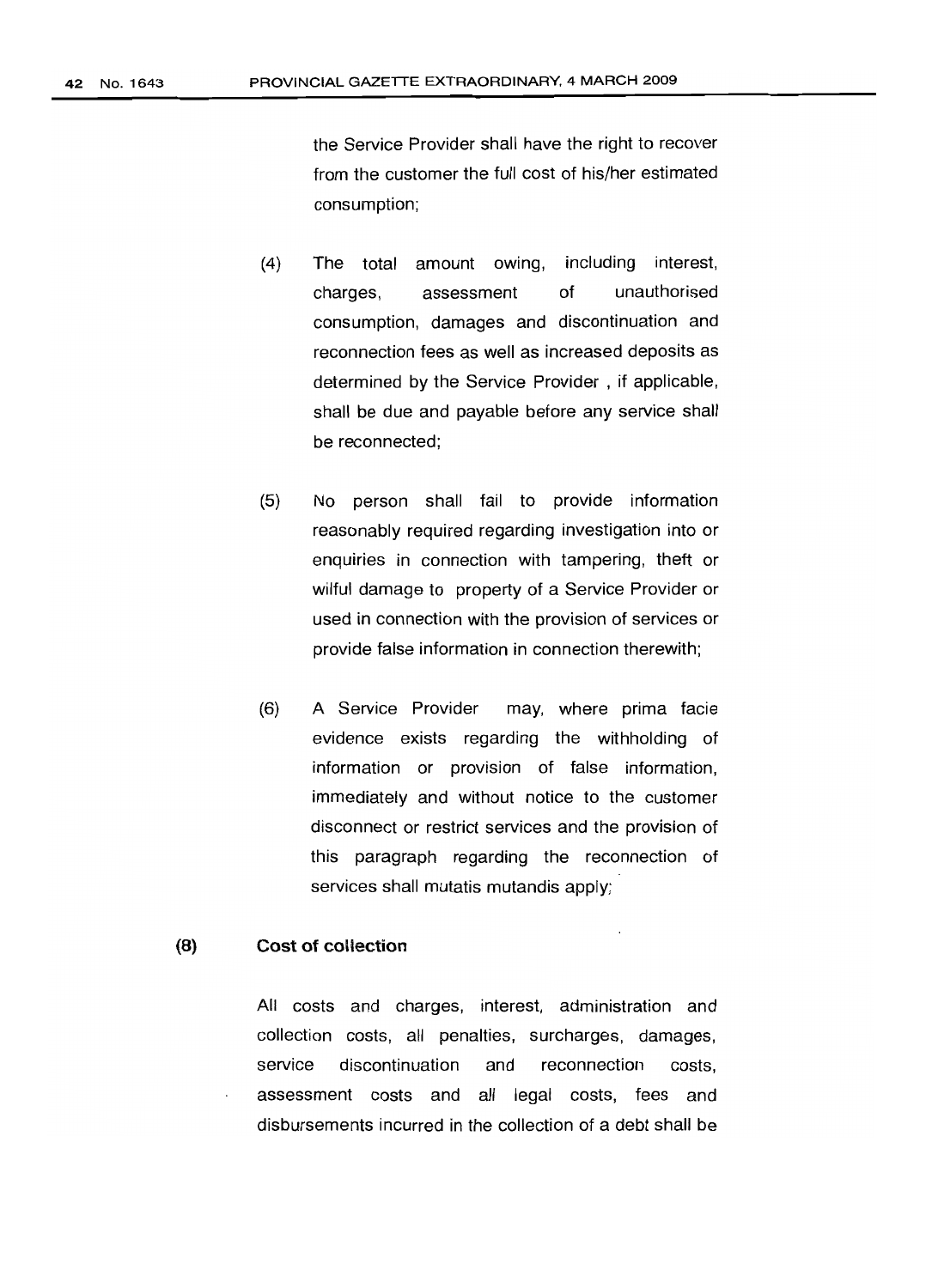the Service Provider shall have the right to recover from the customer the full cost of his/her estimated consumption;

(4) The total amount owing, including interest, charges, assessment of unauthorised consumption, damages and discontinuation and reconnection fees as well as increased deposits as determined by the Service Provider , if applicable, shall be due and payable before any service shall be reconnected;

(5) No person shall fail to provide information reasonably required regarding investigation into or enquiries in connection with tampering, theft or wilful damage to property of a Service Provider or used in connection with the provision of services or provide false information in connection therewith;

(6) A Service Provider may, where prima facie evidence exists regarding the withholding of information or provision of false information, immediately and without notice to the customer disconnect or restrict services and the provision of this paragraph regarding the reconnection of services shall mutatis mutandis apply;

**(8) Cost of collection**

All costs and charges, interest, administration and collection costs, all penalties, surcharges, damages, service discontinuation and reconnection costs, assessment costs and all legal costs, fees and disbursements incurred in the collection of a debt shall be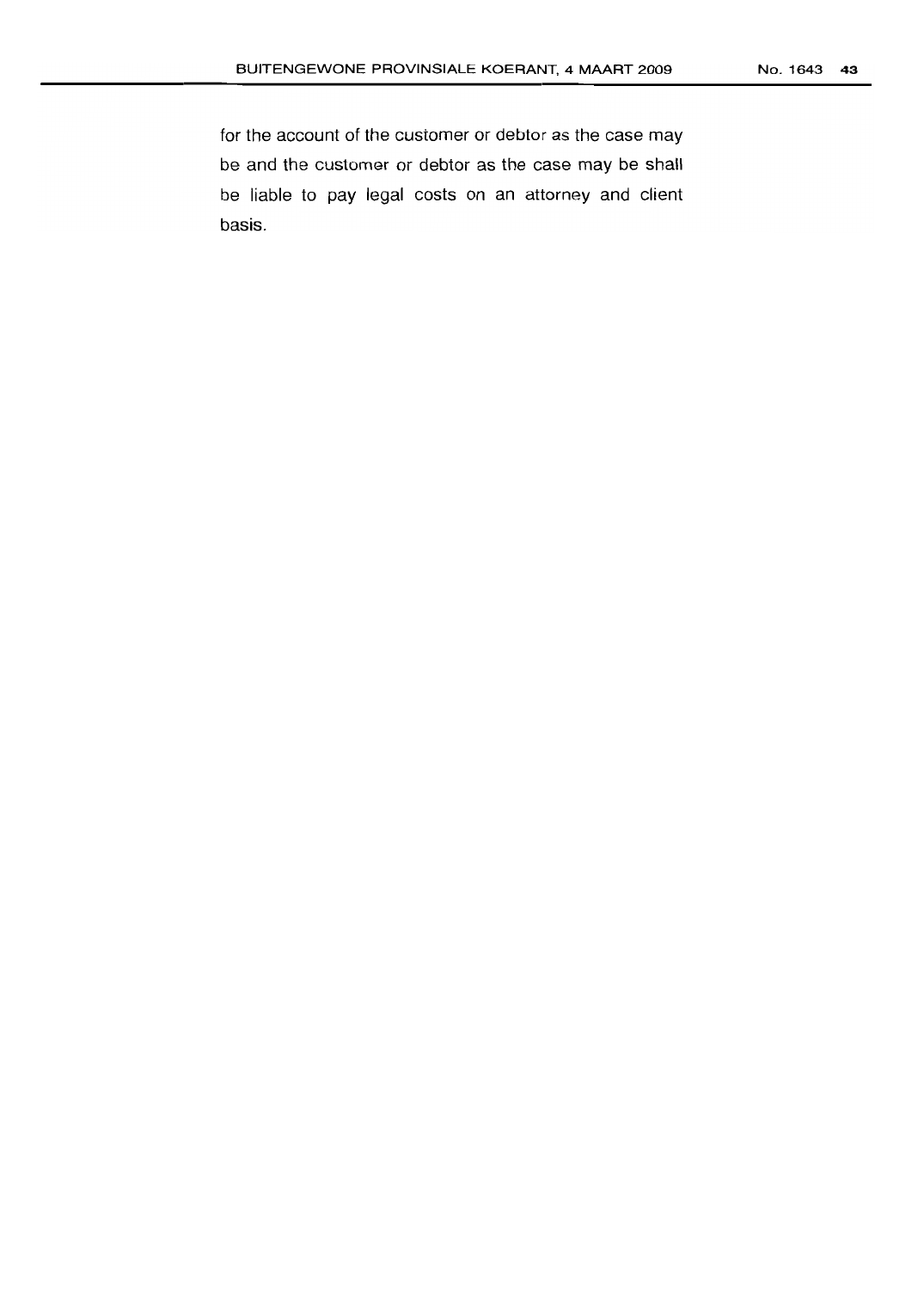for the account of the customer or debtor as the case may be and the customer or debtor as the case may be shall be liable to pay legal costs on an attorney and client basis.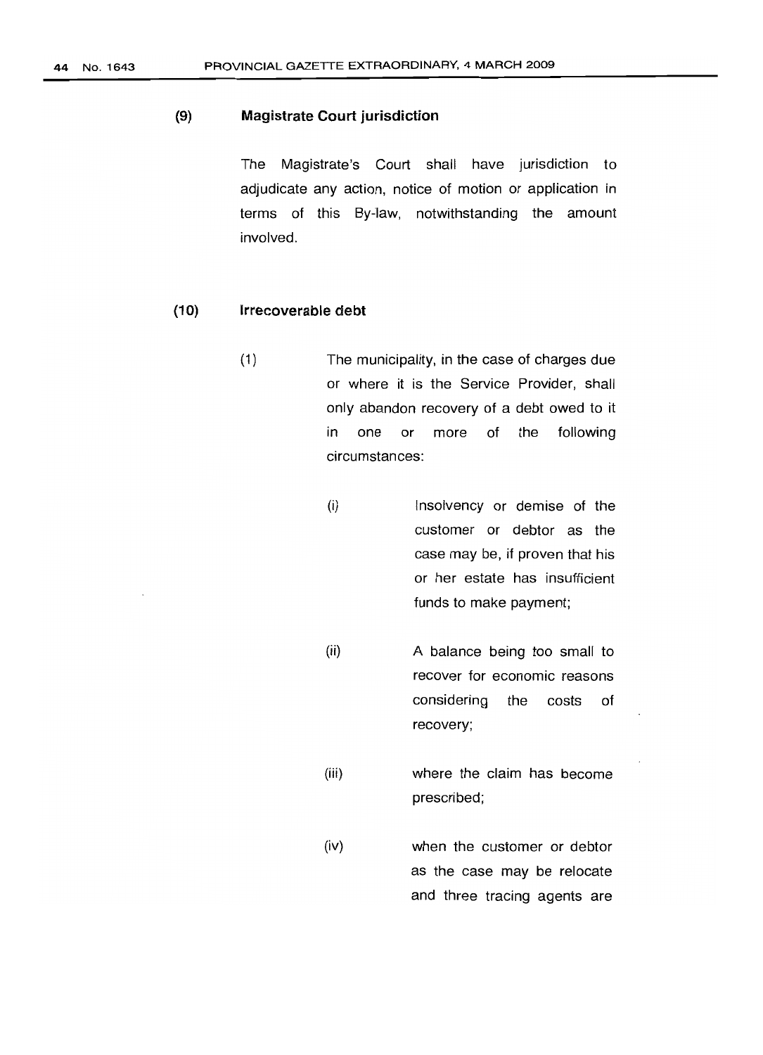### (9) Magistrate Court jurisdiction

The Magistrate's Court shall have jurisdiction to adjudicate any action, notice of motion or application in terms of this By-law, notwithstanding the amount involved.

### (10) Irrecoverable debt

(1) The municipality, in the case of charges due or where it is the Service Provider, shall only abandon recovery of a debt owed to it in one or more of the following circumstances:

(i) Insolvency or demise of the customer or debtor as the case may be, if proven that his or her estate has insufficient funds to make payment;

(ii) A balance being too small to recover for economic reasons considering the costs of recovery;

(iii) where the claim has become prescribed;

(iv) when the customer or debtor as the case may be relocate and three tracing agents are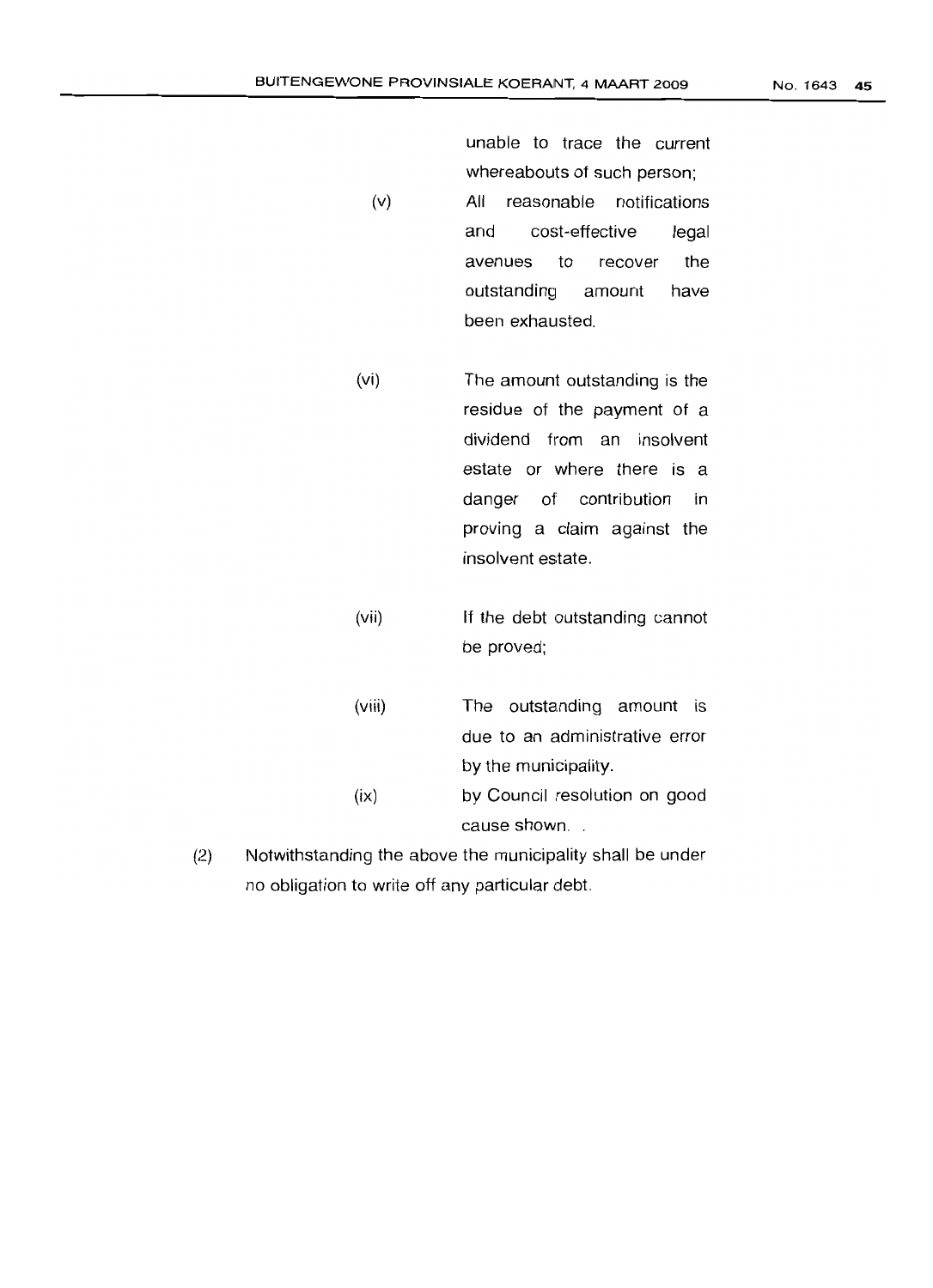unable to trace the current whereabouts of such person;

(v) All reasonable notifications and cost-effective legal avenues to recover the outstanding amount have been exhausted.

(vi) The amount outstanding is the residue of the payment of a dividend from an insolvent estate or where there is a danger of contribution in proving a claim against the insolvent estate.

(vii) If the debt outstanding cannot be proved;

(viii) The outstanding amount is due to an administrative error by the municipality.

(ix) by Council resolution on good cause shown. .

(2) Notwithstanding the above the municipality shall be under no obligation to write off any particular debt.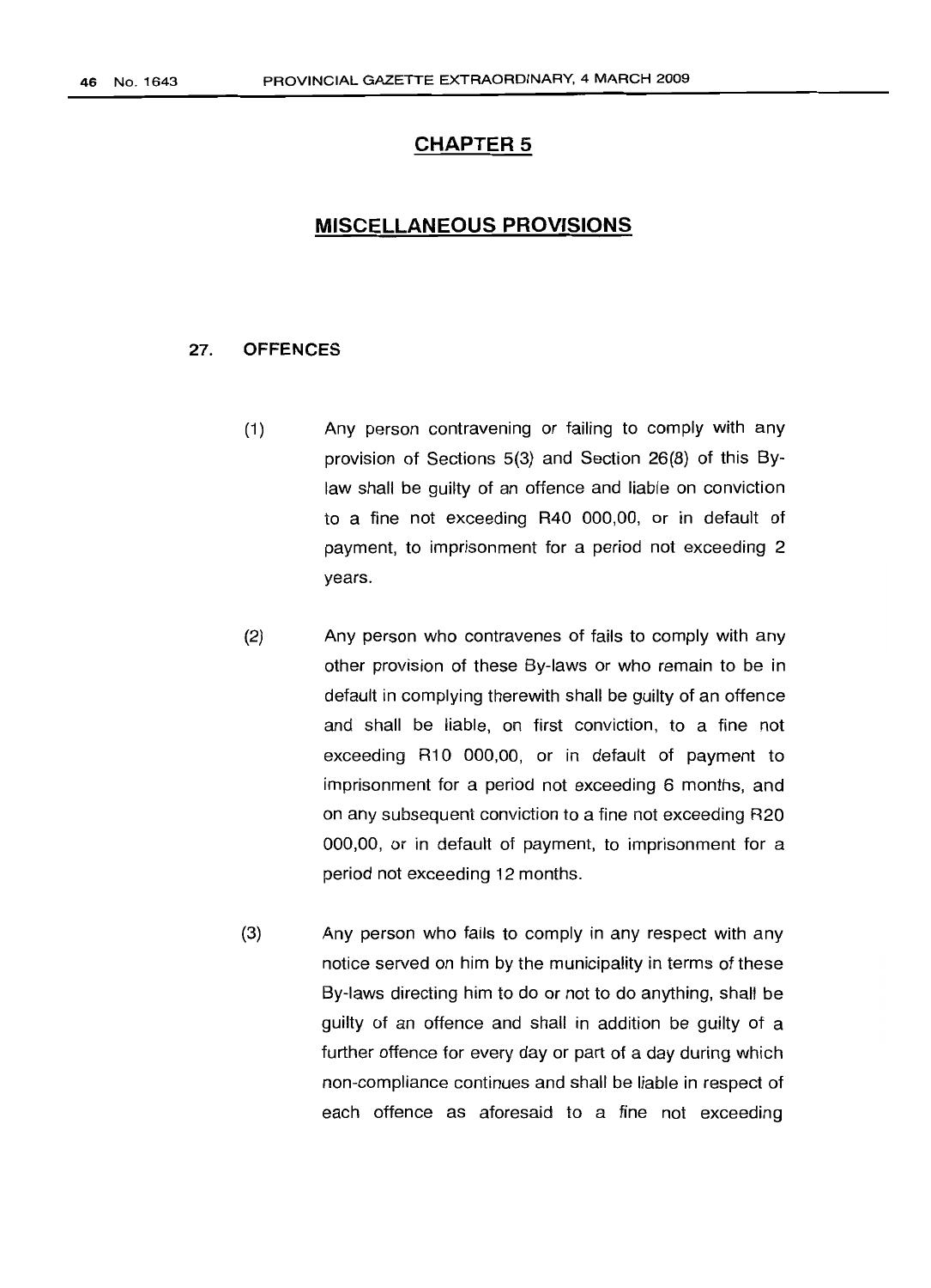# CHAPTER 5

## MISCELLANEOUS PROVISIONS

### 27. OFFENCES

(1) Any person contravening or failing to comply with any provision of Sections 5(3) and Section 26(8) of this By-law shall be guilty of an offence and liable on conviction to a fine not exceeding R40 000,00, or in default of payment, to imprisonment for a period not exceeding 2 years.

(2) Any person who contravenes of fails to comply with any other provision of these By-laws or who remain to be in default in complying therewith shall be guilty of an offence and shall be liable, on first conviction, to a fine not exceeding R10 000,00, or in default of payment to imprisonment for a period not exceeding 6 months, and on any subsequent conviction to a fine not exceeding R20 000,00, or in default of payment, to imprisonment for a period not exceeding 12 months.

(3) Any person who fails to comply in any respect with any notice served on him by the municipality in terms of these By-laws directing him to do or not to do anything, shall be guilty of an offence and shall in addition be guilty of a further offence for every day or part of a day during which non-compliance continues and shall be liable in respect of each offence as aforesaid to a fine not exceeding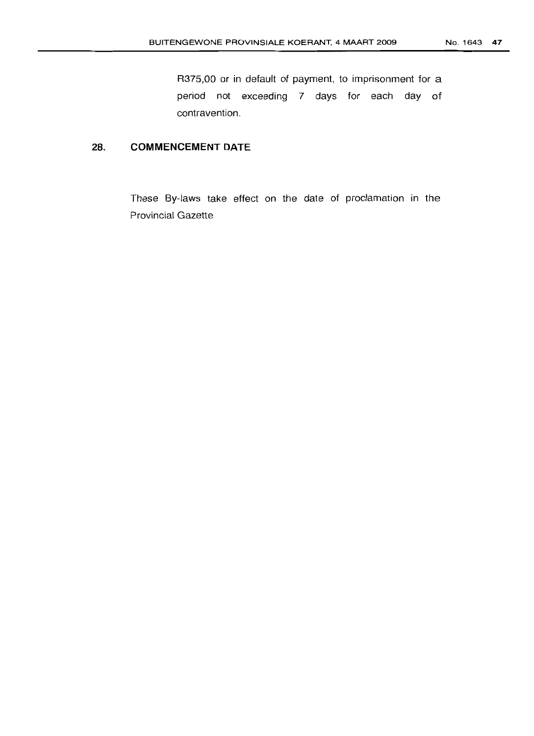R375,00 or in default of payment, to imprisonment for a period not exceeding 7 days for each day of contravention.

## 28. COMMENCEMENT DATE

These By-laws take effect on the date of proclamation in the Provincial Gazette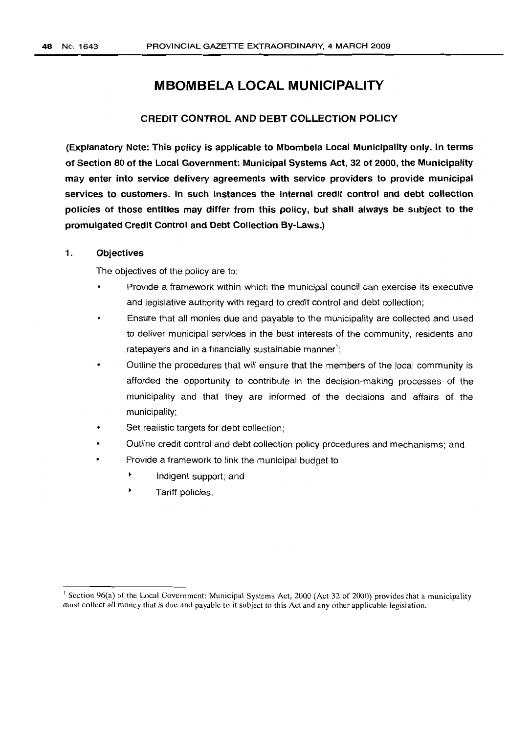# MBOMBELA LOCAL MUNICIPALITY

## CREDIT CONTROL AND DEBT COLLECTION POLICY

**(Explanatory Note: This policy is applicable to Mbombela Local Municipality only. In terms of Section 80 of the Local Government: Municipal Systems Act, 32 of 2000, the Municipality may enter into service delivery agreements with service providers to provide municipal services to customers. In such instances the internal credit control and debt collection policies of those entities may differ from this policy, but shall always be subject to the promulgated Credit Control and Debt Collection By-Laws.)**

### 1. Objectives

The objectives of the policy are to:

- Provide a framework within which the municipal council can exercise its executive and legislative authority with regard to credit control and debt collection;
- Ensure that all monies due and payable to the municipality are collected and used to deliver municipal services in the best interests of the community, residents and ratepayers and in a financially sustainable manner[1];
- Outline the procedures that will ensure that the members of the local community is afforded the opportunity to contribute in the decision-making processes of the municipality and that they are informed of the decisions and affairs of the municipality;
- Set realistic targets for debt collection;
- Outline credit control and debt collection policy procedures and mechanisms; and
- Provide a framework to link the municipal budget to
  - Indigent support; and
  - Tariff policies.

[1] Section 96(a) of the Local Government: Municipal Systems Act, 2000 (Act 32 of 2000) provides that a municipality must collect all money that is due and payable to it subject to this Act and any other applicable legislation.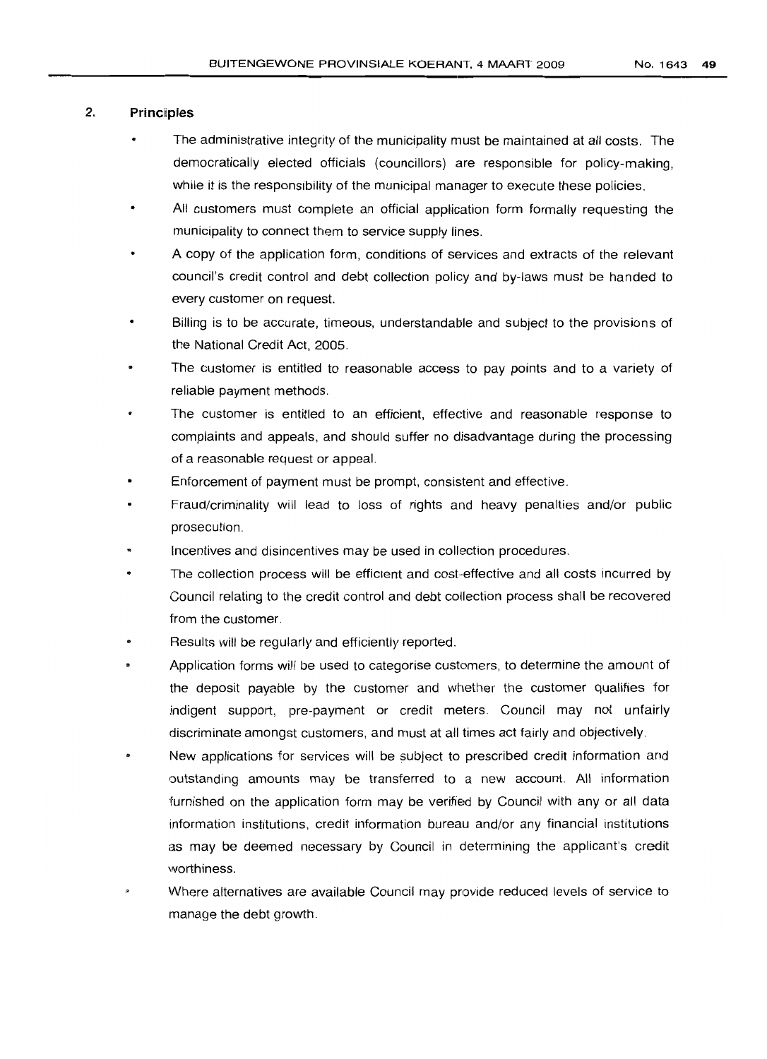## 2. Principles

- The administrative integrity of the municipality must be maintained at all costs. The democratically elected officials (councillors) are responsible for policy-making, while it is the responsibility of the municipal manager to execute these policies.
- All customers must complete an official application form formally requesting the municipality to connect them to service supply lines.
- A copy of the application form, conditions of services and extracts of the relevant council's credit control and debt collection policy and by-laws must be handed to every customer on request.
- Billing is to be accurate, timeous, understandable and subject to the provisions of the National Credit Act, 2005.
- The customer is entitled to reasonable access to pay points and to a variety of reliable payment methods.
- The customer is entitled to an efficient, effective and reasonable response to complaints and appeals, and should suffer no disadvantage during the processing of a reasonable request or appeal.
- Enforcement of payment must be prompt, consistent and effective.
- Fraud/criminality will lead to loss of rights and heavy penalties and/or public prosecution.
- Incentives and disincentives may be used in collection procedures.
- The collection process will be efficient and cost-effective and all costs incurred by Council relating to the credit control and debt collection process shall be recovered from the customer.
- Results will be regularly and efficiently reported.
- Application forms will be used to categorise customers, to determine the amount of the deposit payable by the customer and whether the customer qualifies for indigent support, pre-payment or credit meters. Council may not unfairly discriminate amongst customers, and must at all times act fairly and objectively.
- New applications for services will be subject to prescribed credit information and outstanding amounts may be transferred to a new account. All information furnished on the application form may be verified by Council with any or all data information institutions, credit information bureau and/or any financial institutions as may be deemed necessary by Council in determining the applicant's credit worthiness.
- Where alternatives are available Council may provide reduced levels of service to manage the debt growth.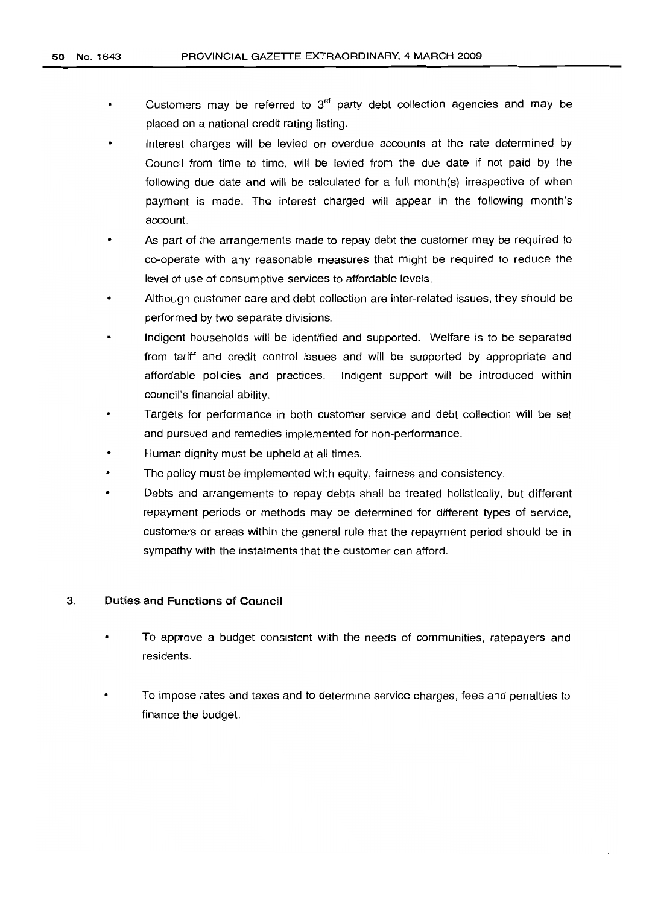- Customers may be referred to 3rd party debt collection agencies and may be placed on a national credit rating listing.
- Interest charges will be levied on overdue accounts at the rate determined by Council from time to time, will be levied from the due date if not paid by the following due date and will be calculated for a full month(s) irrespective of when payment is made. The interest charged will appear in the following month's account.
- As part of the arrangements made to repay debt the customer may be required to co-operate with any reasonable measures that might be required to reduce the level of use of consumptive services to affordable levels.
- Although customer care and debt collection are inter-related issues, they should be performed by two separate divisions.
- Indigent households will be identified and supported. Welfare is to be separated from tariff and credit control issues and will be supported by appropriate and affordable policies and practices. Indigent support will be introduced within council's financial ability.
- Targets for performance in both customer service and debt collection will be set and pursued and remedies implemented for non-performance.
- Human dignity must be upheld at all times.
- The policy must be implemented with equity, fairness and consistency.
- Debts and arrangements to repay debts shall be treated holistically, but different repayment periods or methods may be determined for different types of service, customers or areas within the general rule that the repayment period should be in sympathy with the instalments that the customer can afford.

## 3. Duties and Functions of Council

- To approve a budget consistent with the needs of communities, ratepayers and residents.
- To impose rates and taxes and to determine service charges, fees and penalties to finance the budget.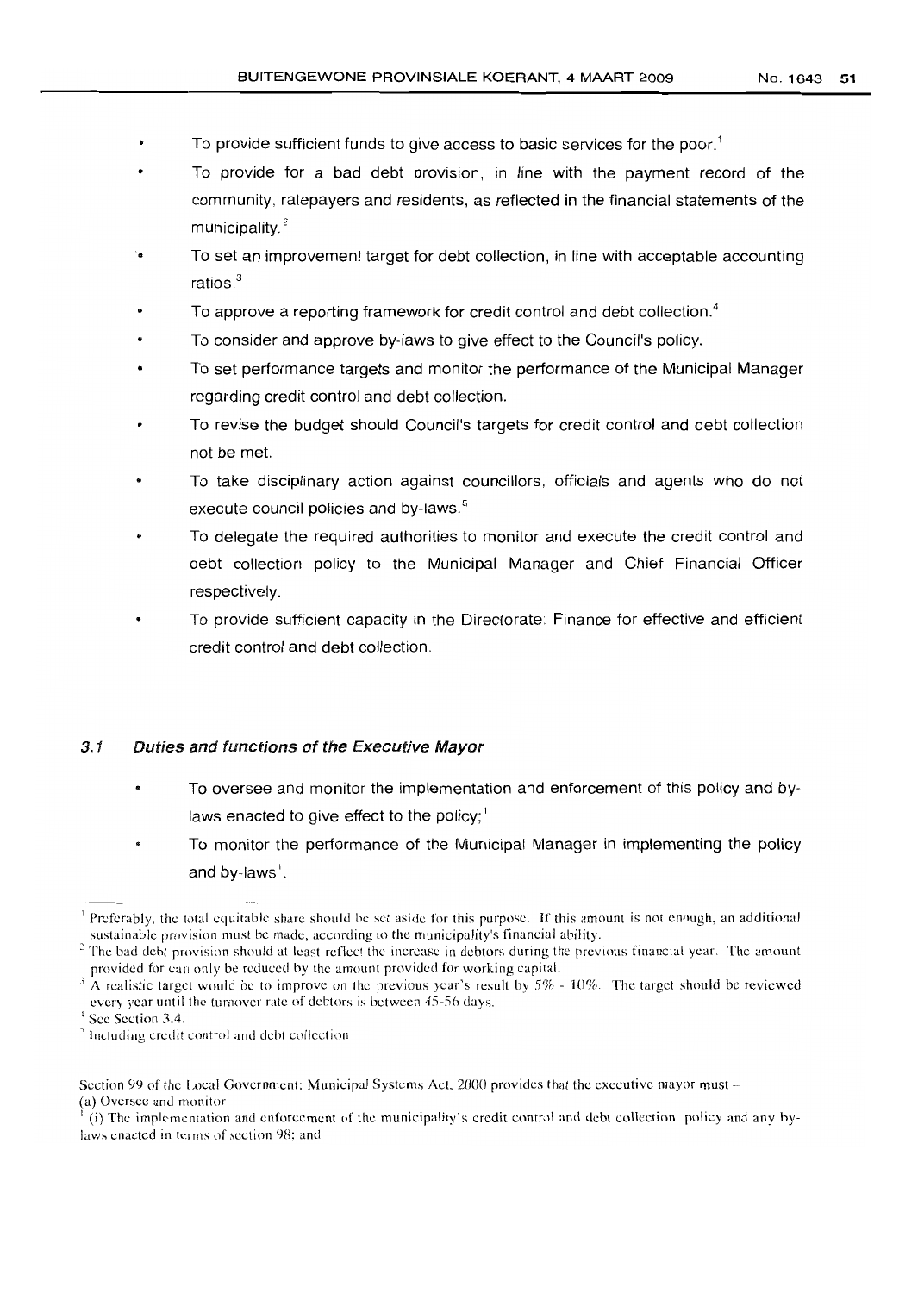- To provide sufficient funds to give access to basic services for the poor.[1]
- To provide for a bad debt provision, in line with the payment record of the community, ratepayers and residents, as reflected in the financial statements of the municipality.[2]
- To set an improvement target for debt collection, in line with acceptable accounting ratios.[3]
- To approve a reporting framework for credit control and debt collection.[4]
- To consider and approve by-laws to give effect to the Council's policy.
- To set performance targets and monitor the performance of the Municipal Manager regarding credit control and debt collection.
- To revise the budget should Council's targets for credit control and debt collection not be met.
- To take disciplinary action against councillors, officials and agents who do not execute council policies and by-laws.[5]
- To delegate the required authorities to monitor and execute the credit control and debt collection policy to the Municipal Manager and Chief Financial Officer respectively.
- To provide sufficient capacity in the Directorate: Finance for effective and efficient credit control and debt collection.

### 3.1 *Duties and functions of the Executive Mayor*

- To oversee and monitor the implementation and enforcement of this policy and by-laws enacted to give effect to the policy;[1]
- To monitor the performance of the Municipal Manager in implementing the policy and by-laws[1].

---

[1] Preferably, the total equitable share should be set aside for this purpose. If this amount is not enough, an additional sustainable provision must be made, according to the municipality's financial ability.

[2] The bad debt provision should at least reflect the increase in debtors during the previous financial year. The amount provided for can only be reduced by the amount provided for working capital.

[3] A realistic target would be to improve on the previous year's result by 5% - 10%. The target should be reviewed every year until the turnover rate of debtors is between 45-56 days.

[4] See Section 3.4.

[5] Including credit control and debt collection

Section 99 of the Local Government: Municipal Systems Act, 2000 provides that the executive mayor must –
(a) Oversee and monitor -
[1] (i) The implementation and enforcement of the municipality's credit control and debt collection policy and any by-laws enacted in terms of section 98; and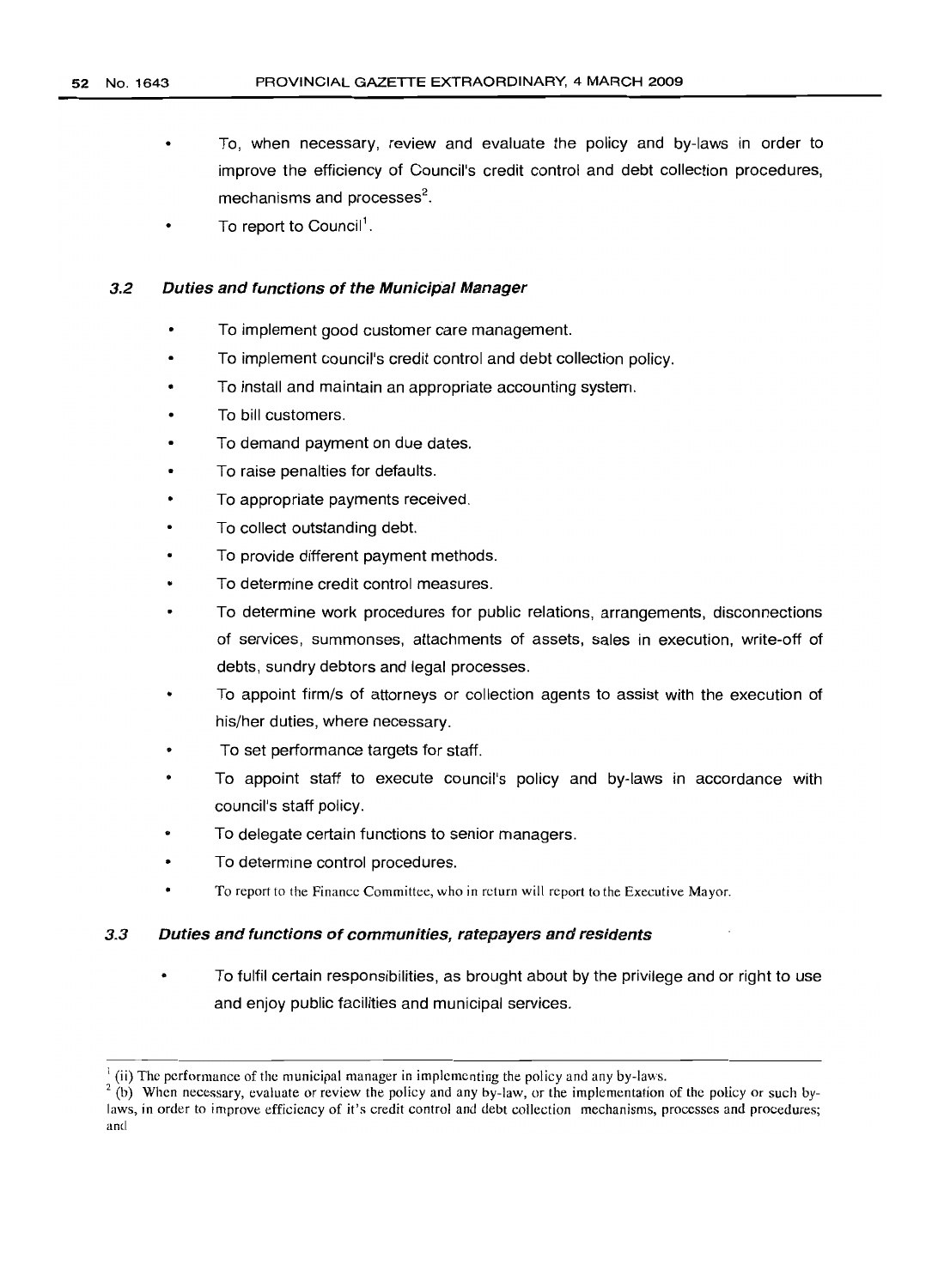- To, when necessary, review and evaluate the policy and by-laws in order to improve the efficiency of Council's credit control and debt collection procedures, mechanisms and processes[2].
- To report to Council[1].

### *3.2 Duties and functions of the Municipal Manager*

- To implement good customer care management.
- To implement council's credit control and debt collection policy.
- To install and maintain an appropriate accounting system.
- To bill customers.
- To demand payment on due dates.
- To raise penalties for defaults.
- To appropriate payments received.
- To collect outstanding debt.
- To provide different payment methods.
- To determine credit control measures.
- To determine work procedures for public relations, arrangements, disconnections of services, summonses, attachments of assets, sales in execution, write-off of debts, sundry debtors and legal processes.
- To appoint firm/s of attorneys or collection agents to assist with the execution of his/her duties, where necessary.
- To set performance targets for staff.
- To appoint staff to execute council's policy and by-laws in accordance with council's staff policy.
- To delegate certain functions to senior managers.
- To determine control procedures.
- To report to the Finance Committee, who in return will report to the Executive Mayor.

### *3.3 Duties and functions of communities, ratepayers and residents*

- To fulfil certain responsibilities, as brought about by the privilege and or right to use and enjoy public facilities and municipal services.

---

[1] (ii) The performance of the municipal manager in implementing the policy and any by-laws.

[2] (b) When necessary, evaluate or review the policy and any by-law, or the implementation of the policy or such by-laws, in order to improve efficiency of it's credit control and debt collection mechanisms, processes and procedures; and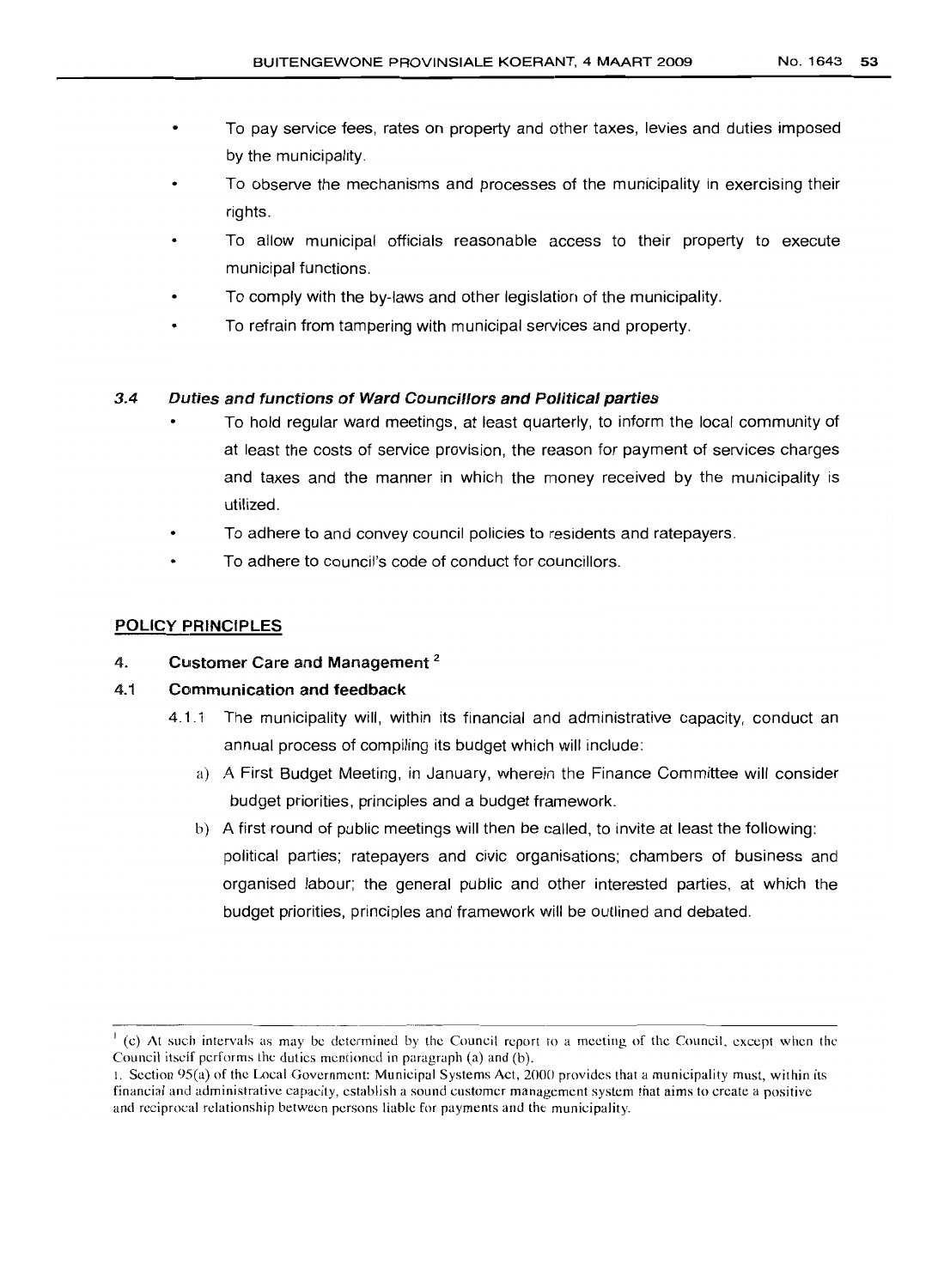- To pay service fees, rates on property and other taxes, levies and duties imposed by the municipality.
- To observe the mechanisms and processes of the municipality in exercising their rights.
- To allow municipal officials reasonable access to their property to execute municipal functions.
- To comply with the by-laws and other legislation of the municipality.
- To refrain from tampering with municipal services and property.

### 3.4 *Duties and functions of Ward Councillors and Political parties*

- To hold regular ward meetings, at least quarterly, to inform the local community of at least the costs of service provision, the reason for payment of services charges and taxes and the manner in which the money received by the municipality is utilized.
- To adhere to and convey council policies to residents and ratepayers.
- To adhere to council's code of conduct for councillors.

## POLICY PRINCIPLES

### 4. Customer Care and Management [2]

### 4.1 Communication and feedback

4.1.1 The municipality will, within its financial and administrative capacity, conduct an annual process of compiling its budget which will include:

a) A First Budget Meeting, in January, wherein the Finance Committee will consider budget priorities, principles and a budget framework.

b) A first round of public meetings will then be called, to invite at least the following: political parties; ratepayers and civic organisations; chambers of business and organised labour; the general public and other interested parties, at which the budget priorities, principles and framework will be outlined and debated.

---

[1] (c) At such intervals as may be determined by the Council report to a meeting of the Council, except when the Council itself performs the duties mentioned in paragraph (a) and (b).

1. Section 95(a) of the Local Government: Municipal Systems Act, 2000 provides that a municipality must, within its financial and administrative capacity, establish a sound customer management system that aims to create a positive and reciprocal relationship between persons liable for payments and the municipality.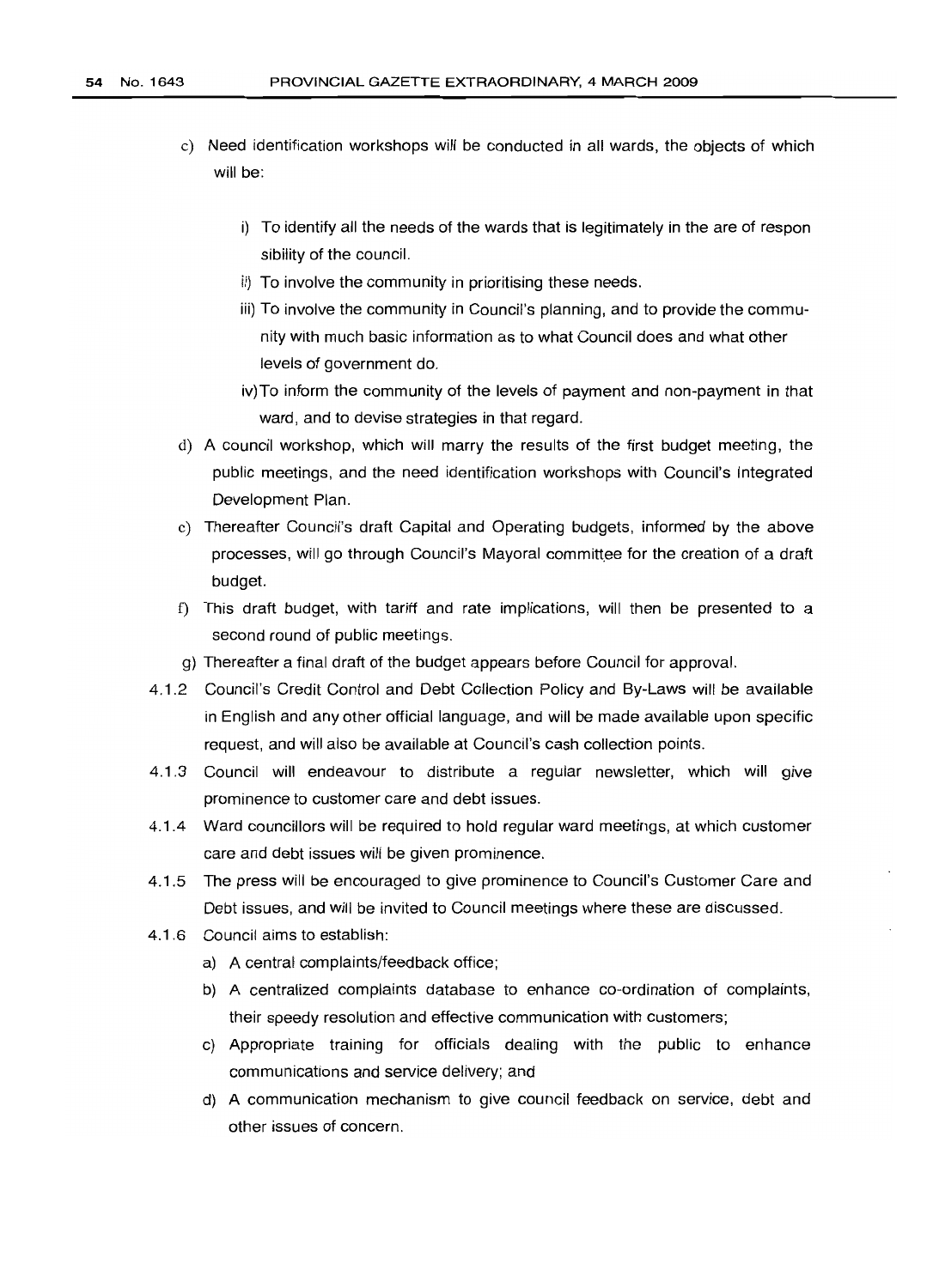c) Need identification workshops will be conducted in all wards, the objects of which will be:

   i) To identify all the needs of the wards that is legitimately in the are of respon sibility of the council.
   
   ii) To involve the community in prioritising these needs.
   
   iii) To involve the community in Council's planning, and to provide the community with much basic information as to what Council does and what other levels of government do.
   
   iv) To inform the community of the levels of payment and non-payment in that ward, and to devise strategies in that regard.

d) A council workshop, which will marry the results of the first budget meeting, the public meetings, and the need identification workshops with Council's Integrated Development Plan.

e) Thereafter Council's draft Capital and Operating budgets, informed by the above processes, will go through Council's Mayoral committee for the creation of a draft budget.

f) This draft budget, with tariff and rate implications, will then be presented to a second round of public meetings.

g) Thereafter a final draft of the budget appears before Council for approval.

4.1.2 Council's Credit Control and Debt Collection Policy and By-Laws will be available in English and any other official language, and will be made available upon specific request, and will also be available at Council's cash collection points.

4.1.3 Council will endeavour to distribute a regular newsletter, which will give prominence to customer care and debt issues.

4.1.4 Ward councillors will be required to hold regular ward meetings, at which customer care and debt issues will be given prominence.

4.1.5 The press will be encouraged to give prominence to Council's Customer Care and Debt issues, and will be invited to Council meetings where these are discussed.

4.1.6 Council aims to establish:

a) A central complaints/feedback office;

b) A centralized complaints database to enhance co-ordination of complaints, their speedy resolution and effective communication with customers;

c) Appropriate training for officials dealing with the public to enhance communications and service delivery; and

d) A communication mechanism to give council feedback on service, debt and other issues of concern.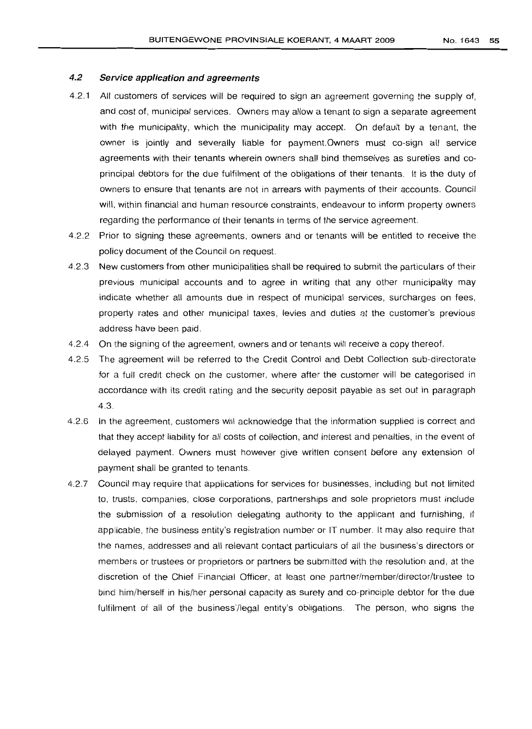### 4.2 *Service application and agreements*

4.2.1 All customers of services will be required to sign an agreement governing the supply of, and cost of, municipal services. Owners may allow a tenant to sign a separate agreement with the municipality, which the municipality may accept. On default by a tenant, the owner is jointly and severally liable for payment.Owners must co-sign all service agreements with their tenants wherein owners shall bind themselves as sureties and co-principal debtors for the due fulfilment of the obligations of their tenants. It is the duty of owners to ensure that tenants are not in arrears with payments of their accounts. Council will, within financial and human resource constraints, endeavour to inform property owners regarding the performance of their tenants in terms of the service agreement.

4.2.2 Prior to signing these agreements, owners and or tenants will be entitled to receive the policy document of the Council on request.

4.2.3 New customers from other municipalities shall be required to submit the particulars of their previous municipal accounts and to agree in writing that any other municipality may indicate whether all amounts due in respect of municipal services, surcharges on fees, property rates and other municipal taxes, levies and duties at the customer's previous address have been paid.

4.2.4 On the signing of the agreement, owners and or tenants will receive a copy thereof.

4.2.5 The agreement will be referred to the Credit Control and Debt Collection sub-directorate for a full credit check on the customer, where after the customer will be categorised in accordance with its credit rating and the security deposit payable as set out in paragraph 4.3.

4.2.6 In the agreement, customers will acknowledge that the information supplied is correct and that they accept liability for all costs of collection, and interest and penalties, in the event of delayed payment. Owners must however give written consent before any extension of payment shall be granted to tenants.

4.2.7 Council may require that applications for services for businesses, including but not limited to, trusts, companies, close corporations, partnerships and sole proprietors must include the submission of a resolution delegating authority to the applicant and furnishing, if applicable, the business entity's registration number or IT number. It may also require that the names, addresses and all relevant contact particulars of all the business's directors or members or trustees or proprietors or partners be submitted with the resolution and, at the discretion of the Chief Financial Officer, at least one partner/member/director/trustee to bind him/herself in his/her personal capacity as surety and co-principle debtor for the due fulfilment of all of the business'/legal entity's obligations. The person, who signs the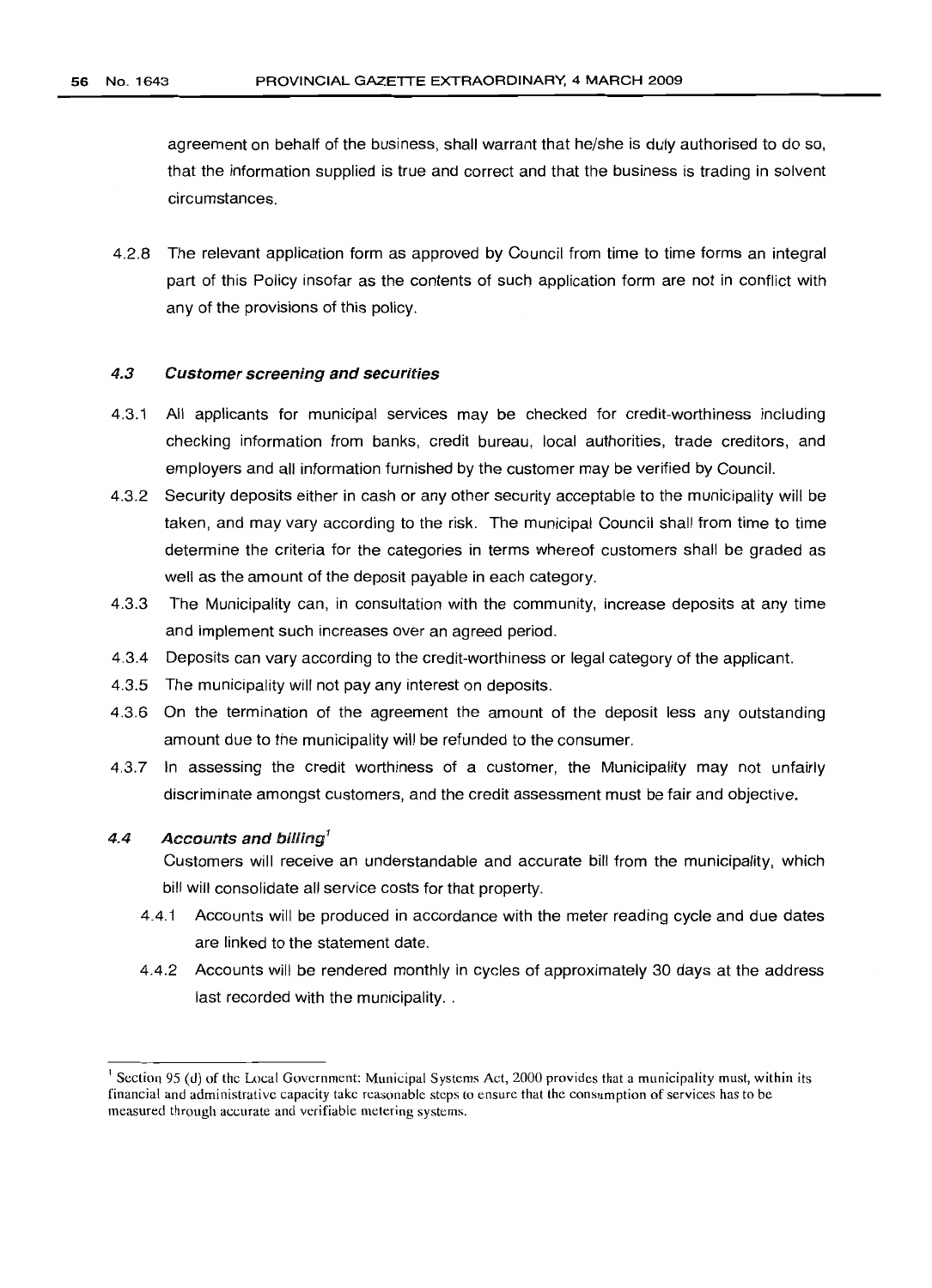agreement on behalf of the business, shall warrant that he/she is duly authorised to do so, that the information supplied is true and correct and that the business is trading in solvent circumstances.

4.2.8 The relevant application form as approved by Council from time to time forms an integral part of this Policy insofar as the contents of such application form are not in conflict with any of the provisions of this policy.

### 4.3 *Customer screening and securities*

4.3.1 All applicants for municipal services may be checked for credit-worthiness including checking information from banks, credit bureau, local authorities, trade creditors, and employers and all information furnished by the customer may be verified by Council.

4.3.2 Security deposits either in cash or any other security acceptable to the municipality will be taken, and may vary according to the risk. The municipal Council shall from time to time determine the criteria for the categories in terms whereof customers shall be graded as well as the amount of the deposit payable in each category.

4.3.3 The Municipality can, in consultation with the community, increase deposits at any time and implement such increases over an agreed period.

4.3.4 Deposits can vary according to the credit-worthiness or legal category of the applicant.

4.3.5 The municipality will not pay any interest on deposits.

4.3.6 On the termination of the agreement the amount of the deposit less any outstanding amount due to the municipality will be refunded to the consumer.

4.3.7 In assessing the credit worthiness of a customer, the Municipality may not unfairly discriminate amongst customers, and the credit assessment must be fair and objective.

### 4.4 *Accounts and billing*[1]

Customers will receive an understandable and accurate bill from the municipality, which bill will consolidate all service costs for that property.

4.4.1 Accounts will be produced in accordance with the meter reading cycle and due dates are linked to the statement date.

4.4.2 Accounts will be rendered monthly in cycles of approximately 30 days at the address last recorded with the municipality. .

---

[1] Section 95 (d) of the Local Government: Municipal Systems Act, 2000 provides that a municipality must, within its financial and administrative capacity take reasonable steps to ensure that the consumption of services has to be measured through accurate and verifiable metering systems.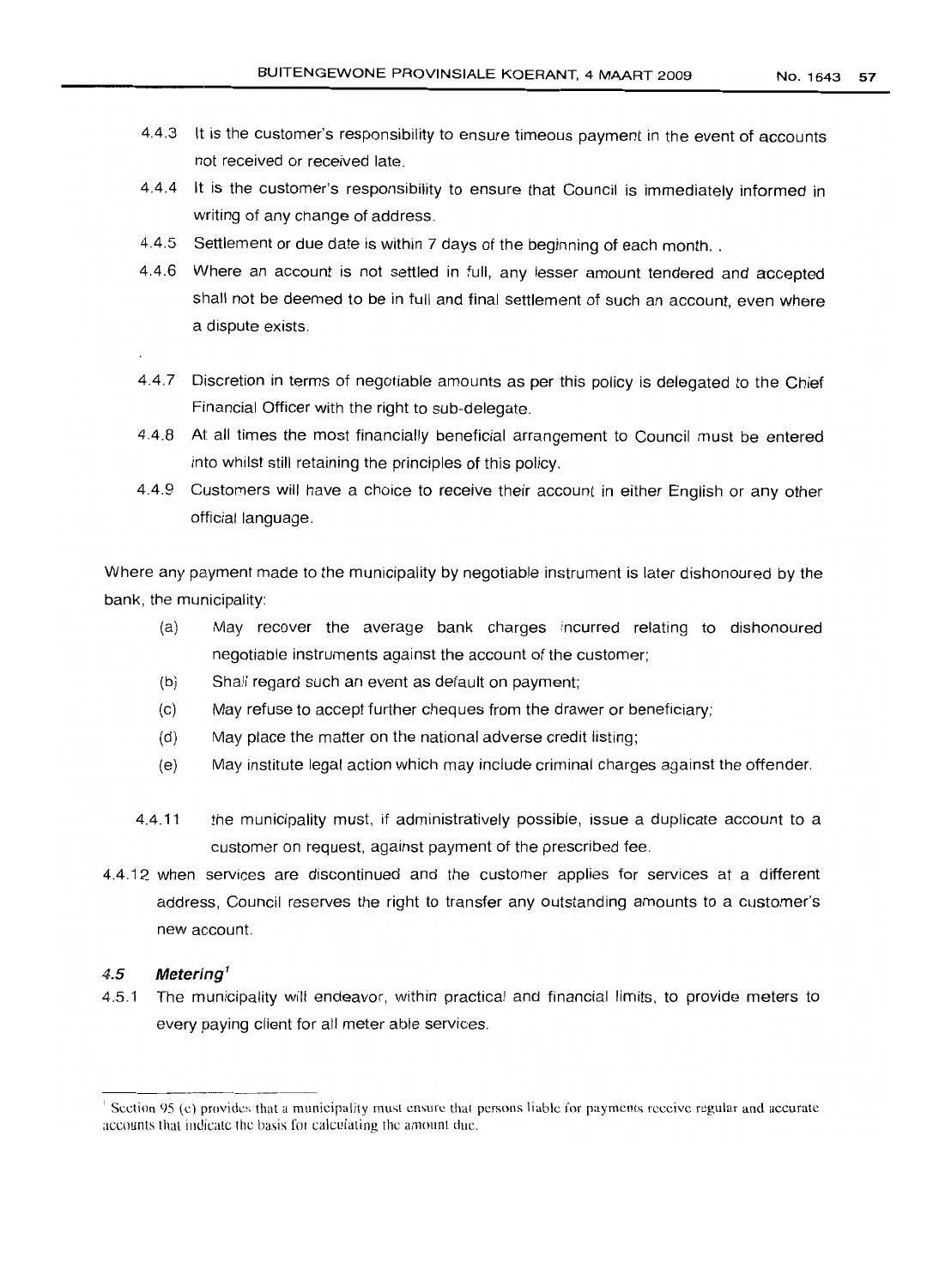4.4.3 It is the customer's responsibility to ensure timeous payment in the event of accounts not received or received late.

4.4.4 It is the customer's responsibility to ensure that Council is immediately informed in writing of any change of address.

4.4.5 Settlement or due date is within 7 days of the beginning of each month. .

4.4.6 Where an account is not settled in full, any lesser amount tendered and accepted shall not be deemed to be in full and final settlement of such an account, even where a dispute exists.

4.4.7 Discretion in terms of negotiable amounts as per this policy is delegated to the Chief Financial Officer with the right to sub-delegate.

4.4.8 At all times the most financially beneficial arrangement to Council must be entered into whilst still retaining the principles of this policy.

4.4.9 Customers will have a choice to receive their account in either English or any other official language.

Where any payment made to the municipality by negotiable instrument is later dishonoured by the bank, the municipality:

(a) May recover the average bank charges incurred relating to dishonoured negotiable instruments against the account of the customer;

(b) Shall regard such an event as default on payment;

(c) May refuse to accept further cheques from the drawer or beneficiary;

(d) May place the matter on the national adverse credit listing;

(e) May institute legal action which may include criminal charges against the offender.

4.4.11 the municipality must, if administratively possible, issue a duplicate account to a customer on request, against payment of the prescribed fee.

4.4.12 when services are discontinued and the customer applies for services at a different address, Council reserves the right to transfer any outstanding amounts to a customer's new account.

### 4.5 *Metering*[1]

4.5.1 The municipality will endeavor, within practical and financial limits, to provide meters to every paying client for all meter able services.

---

[1] Section 95 (c) provides that a municipality must ensure that persons liable for payments receive regular and accurate accounts that indicate the basis for calculating the amount due.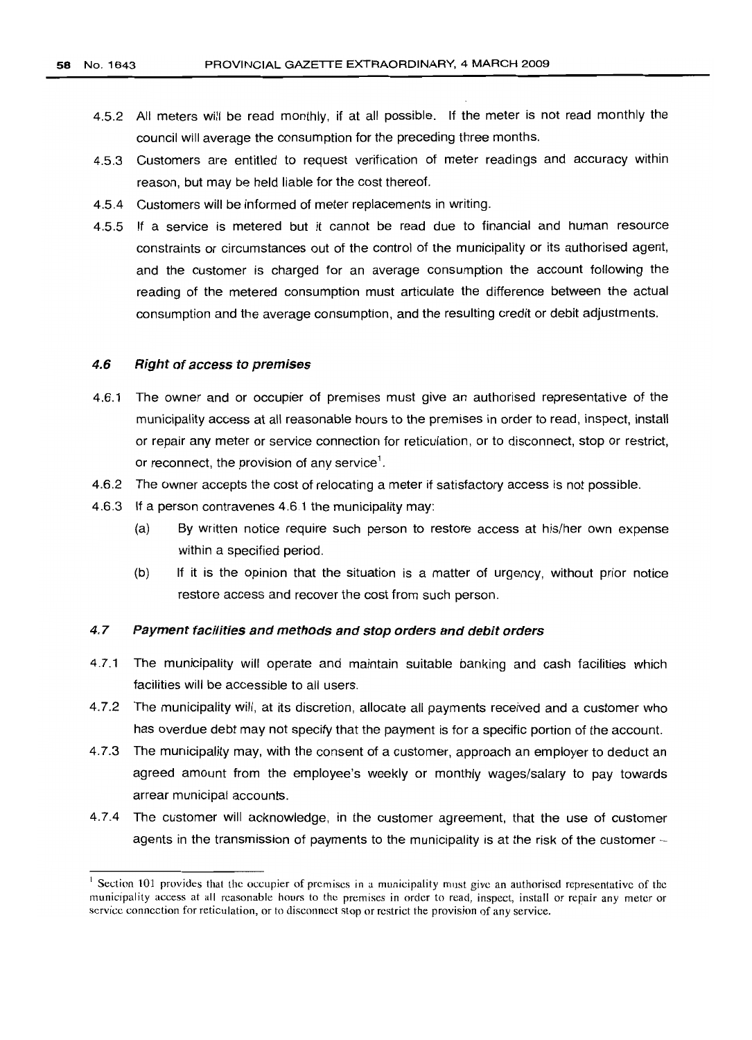4.5.2 All meters will be read monthly, if at all possible. If the meter is not read monthly the council will average the consumption for the preceding three months.

4.5.3 Customers are entitled to request verification of meter readings and accuracy within reason, but may be held liable for the cost thereof.

4.5.4 Customers will be informed of meter replacements in writing.

4.5.5 If a service is metered but it cannot be read due to financial and human resource constraints or circumstances out of the control of the municipality or its authorised agent, and the customer is charged for an average consumption the account following the reading of the metered consumption must articulate the difference between the actual consumption and the average consumption, and the resulting credit or debit adjustments.

### *4.6 Right of access to premises*

4.6.1 The owner and or occupier of premises must give an authorised representative of the municipality access at all reasonable hours to the premises in order to read, inspect, install or repair any meter or service connection for reticulation, or to disconnect, stop or restrict, or reconnect, the provision of any service[1].

4.6.2 The owner accepts the cost of relocating a meter if satisfactory access is not possible.

4.6.3 If a person contravenes 4.6.1 the municipality may:

(a) By written notice require such person to restore access at his/her own expense within a specified period.

(b) If it is the opinion that the situation is a matter of urgency, without prior notice restore access and recover the cost from such person.

### *4.7 Payment facilities and methods and stop orders and debit orders*

4.7.1 The municipality will operate and maintain suitable banking and cash facilities which facilities will be accessible to all users.

4.7.2 The municipality will, at its discretion, allocate all payments received and a customer who has overdue debt may not specify that the payment is for a specific portion of the account.

4.7.3 The municipality may, with the consent of a customer, approach an employer to deduct an agreed amount from the employee's weekly or monthly wages/salary to pay towards arrear municipal accounts.

4.7.4 The customer will acknowledge, in the customer agreement, that the use of customer agents in the transmission of payments to the municipality is at the risk of the customer –

---

[1] Section 101 provides that the occupier of premises in a municipality must give an authorised representative of the municipality access at all reasonable hours to the premises in order to read, inspect, install or repair any meter or service connection for reticulation, or to disconnect stop or restrict the provision of any service.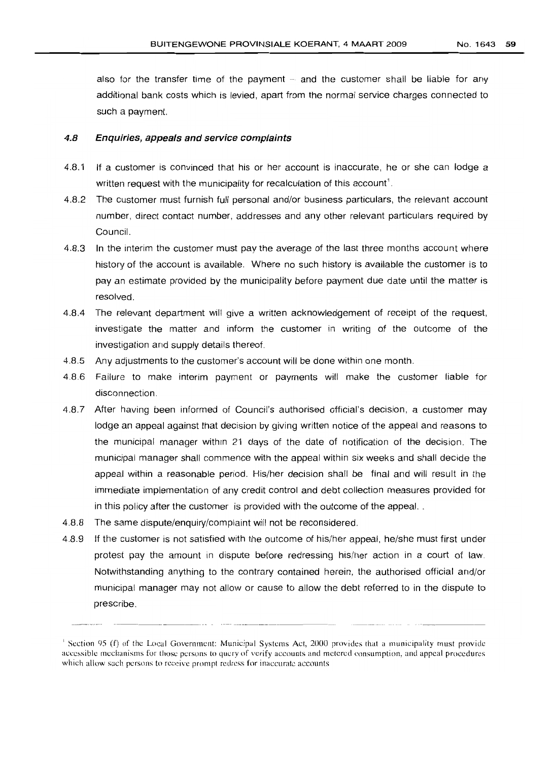also for the transfer time of the payment – and the customer shall be liable for any additional bank costs which is levied, apart from the normal service charges connected to such a payment.

### *4.8 Enquiries, appeals and service complaints*

4.8.1 If a customer is convinced that his or her account is inaccurate, he or she can lodge a written request with the municipality for recalculation of this account[1].

4.8.2 The customer must furnish full personal and/or business particulars, the relevant account number, direct contact number, addresses and any other relevant particulars required by Council.

4.8.3 In the interim the customer must pay the average of the last three months account where history of the account is available. Where no such history is available the customer is to pay an estimate provided by the municipality before payment due date until the matter is resolved.

4.8.4 The relevant department will give a written acknowledgement of receipt of the request, investigate the matter and inform the customer in writing of the outcome of the investigation and supply details thereof.

4.8.5 Any adjustments to the customer's account will be done within one month.

4.8.6 Failure to make interim payment or payments will make the customer liable for disconnection.

4.8.7 After having been informed of Council's authorised official's decision, a customer may lodge an appeal against that decision by giving written notice of the appeal and reasons to the municipal manager within 21 days of the date of notification of the decision. The municipal manager shall commence with the appeal within six weeks and shall decide the appeal within a reasonable period. His/her decision shall be final and will result in the immediate implementation of any credit control and debt collection measures provided for in this policy after the customer is provided with the outcome of the appeal. .

4.8.8 The same dispute/enquiry/complaint will not be reconsidered.

4.8.9 If the customer is not satisfied with the outcome of his/her appeal, he/she must first under protest pay the amount in dispute before redressing his/her action in a court of law. Notwithstanding anything to the contrary contained herein, the authorised official and/or municipal manager may not allow or cause to allow the debt referred to in the dispute to prescribe.

---

[1] Section 95 (f) of the Local Government: Municipal Systems Act, 2000 provides that a municipality must provide accessible mechanisms for those persons to query of verify accounts and metered consumption, and appeal procedures which allow such persons to receive prompt redress for inaccurate accounts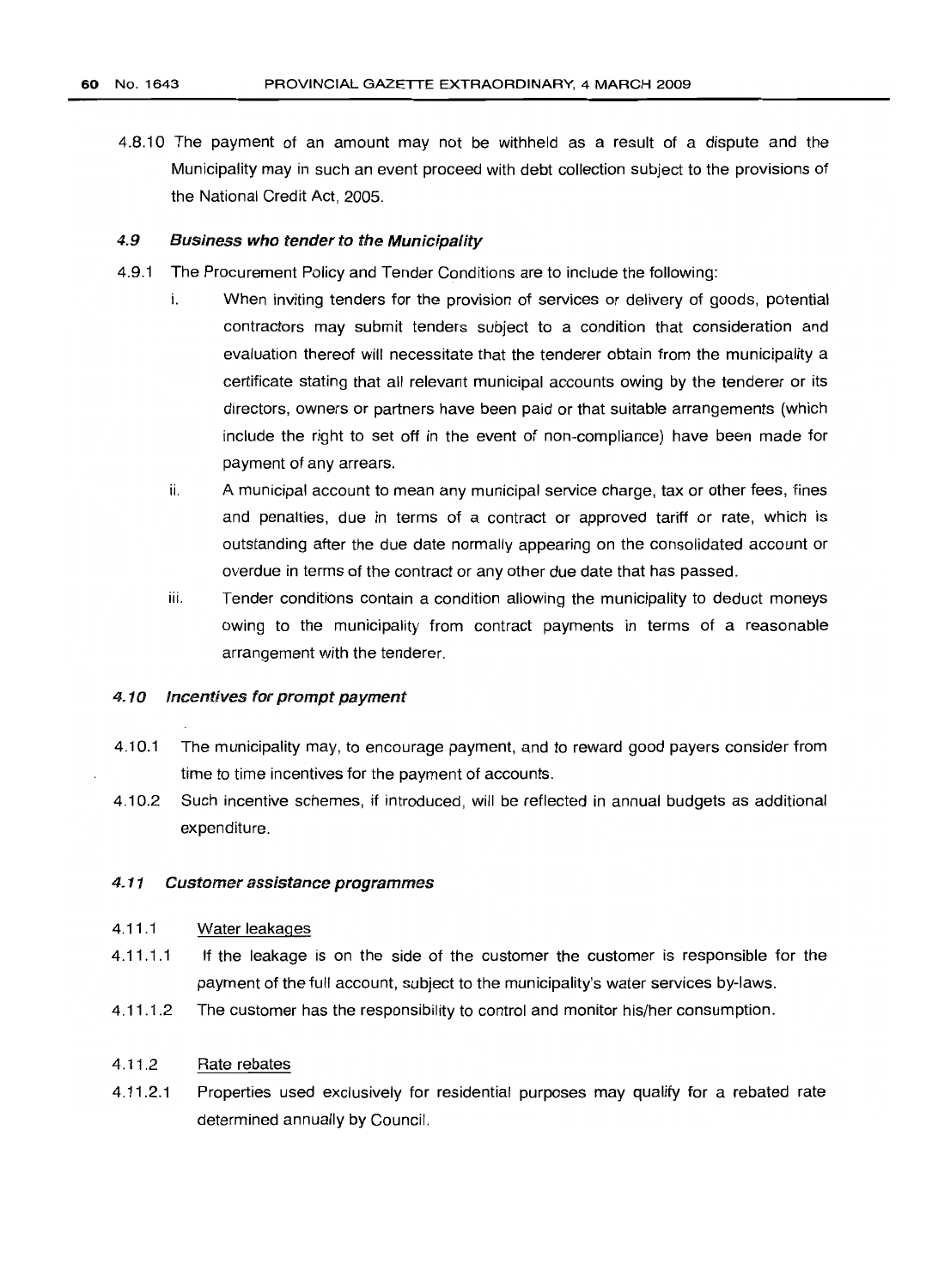4.8.10 The payment of an amount may not be withheld as a result of a dispute and the Municipality may in such an event proceed with debt collection subject to the provisions of the National Credit Act, 2005.

#### *4.9 Business who tender to the Municipality*

4.9.1 The Procurement Policy and Tender Conditions are to include the following:

i. When inviting tenders for the provision of services or delivery of goods, potential contractors may submit tenders subject to a condition that consideration and evaluation thereof will necessitate that the tenderer obtain from the municipality a certificate stating that all relevant municipal accounts owing by the tenderer or its directors, owners or partners have been paid or that suitable arrangements (which include the right to set off in the event of non-compliance) have been made for payment of any arrears.

ii. A municipal account to mean any municipal service charge, tax or other fees, fines and penalties, due in terms of a contract or approved tariff or rate, which is outstanding after the due date normally appearing on the consolidated account or overdue in terms of the contract or any other due date that has passed.

iii. Tender conditions contain a condition allowing the municipality to deduct moneys owing to the municipality from contract payments in terms of a reasonable arrangement with the tenderer.

#### *4.10 Incentives for prompt payment*

4.10.1 The municipality may, to encourage payment, and to reward good payers consider from time to time incentives for the payment of accounts.

4.10.2 Such incentive schemes, if introduced, will be reflected in annual budgets as additional expenditure.

#### *4.11 Customer assistance programmes*

4.11.1 Water leakages

4.11.1.1 If the leakage is on the side of the customer the customer is responsible for the payment of the full account, subject to the municipality's water services by-laws.

4.11.1.2 The customer has the responsibility to control and monitor his/her consumption.

4.11.2 Rate rebates

4.11.2.1 Properties used exclusively for residential purposes may qualify for a rebated rate determined annually by Council.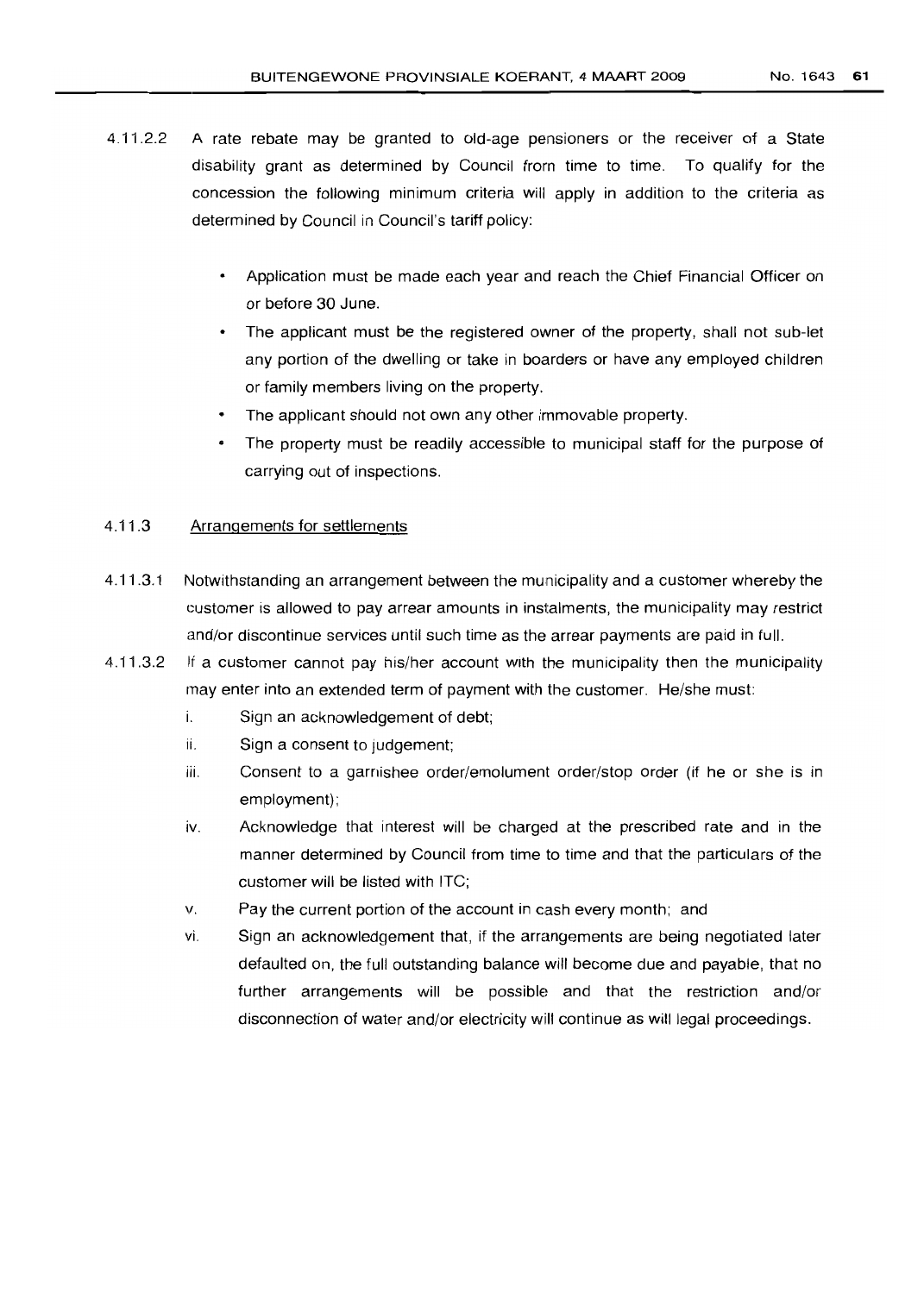4.11.2.2 A rate rebate may be granted to old-age pensioners or the receiver of a State disability grant as determined by Council from time to time. To qualify for the concession the following minimum criteria will apply in addition to the criteria as determined by Council in Council's tariff policy:

- Application must be made each year and reach the Chief Financial Officer on or before 30 June.
- The applicant must be the registered owner of the property, shall not sub-let any portion of the dwelling or take in boarders or have any employed children or family members living on the property.
- The applicant should not own any other immovable property.
- The property must be readily accessible to municipal staff for the purpose of carrying out of inspections.

4.11.3 Arrangements for settlements

4.11.3.1 Notwithstanding an arrangement between the municipality and a customer whereby the customer is allowed to pay arrear amounts in instalments, the municipality may restrict and/or discontinue services until such time as the arrear payments are paid in full.

4.11.3.2 If a customer cannot pay his/her account with the municipality then the municipality may enter into an extended term of payment with the customer. He/she must:

i. Sign an acknowledgement of debt;

ii. Sign a consent to judgement;

iii. Consent to a garnishee order/emolument order/stop order (if he or she is in employment);

iv. Acknowledge that interest will be charged at the prescribed rate and in the manner determined by Council from time to time and that the particulars of the customer will be listed with ITC;

v. Pay the current portion of the account in cash every month; and

vi. Sign an acknowledgement that, if the arrangements are being negotiated later defaulted on, the full outstanding balance will become due and payable, that no further arrangements will be possible and that the restriction and/or disconnection of water and/or electricity will continue as will legal proceedings.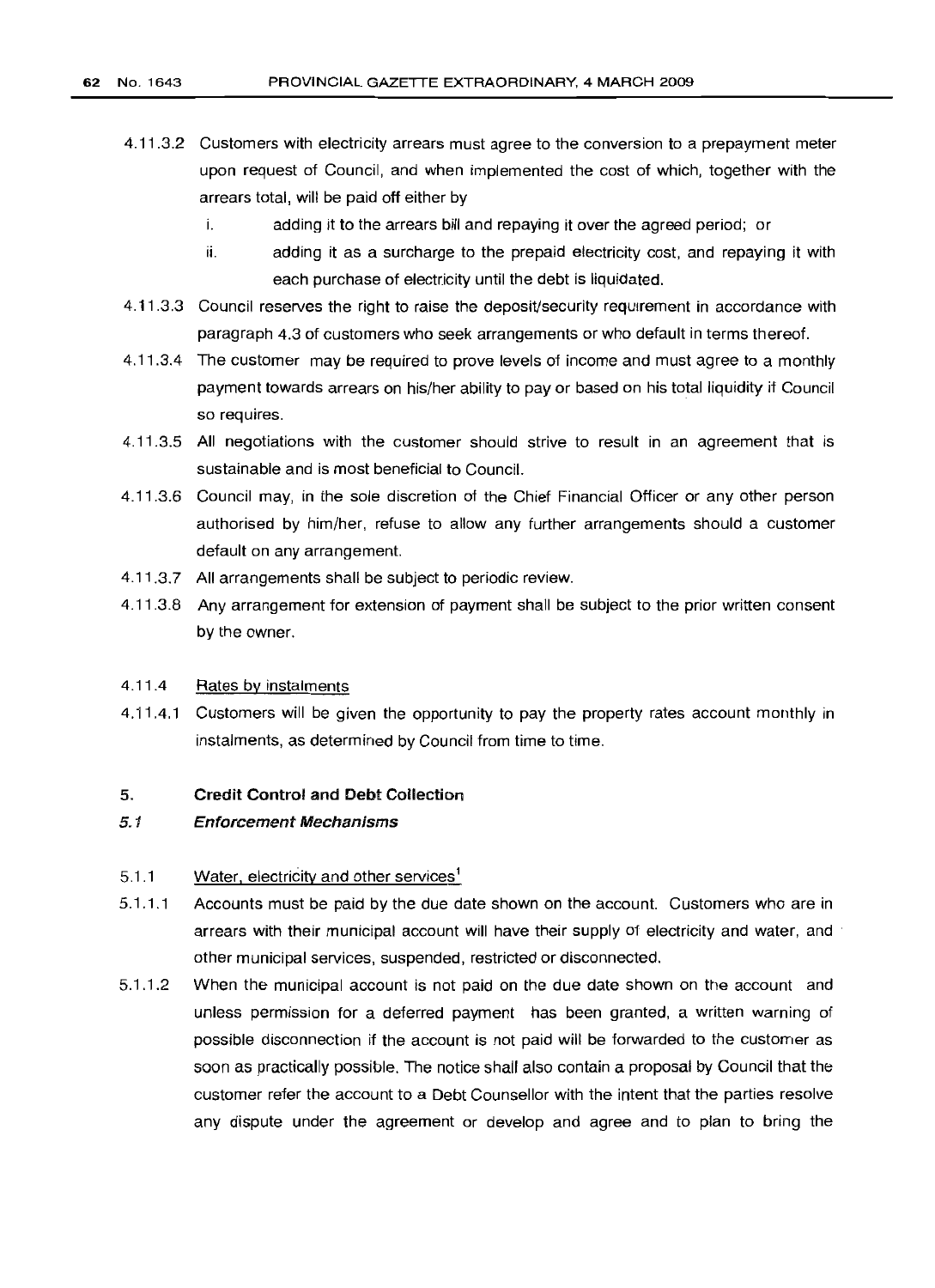4.11.3.2 Customers with electricity arrears must agree to the conversion to a prepayment meter upon request of Council, and when implemented the cost of which, together with the arrears total, will be paid off either by

i. adding it to the arrears bill and repaying it over the agreed period; or

ii. adding it as a surcharge to the prepaid electricity cost, and repaying it with each purchase of electricity until the debt is liquidated.

4.11.3.3 Council reserves the right to raise the deposit/security requirement in accordance with paragraph 4.3 of customers who seek arrangements or who default in terms thereof.

4.11.3.4 The customer may be required to prove levels of income and must agree to a monthly payment towards arrears on his/her ability to pay or based on his total liquidity if Council so requires.

4.11.3.5 All negotiations with the customer should strive to result in an agreement that is sustainable and is most beneficial to Council.

4.11.3.6 Council may, in the sole discretion of the Chief Financial Officer or any other person authorised by him/her, refuse to allow any further arrangements should a customer default on any arrangement.

4.11.3.7 All arrangements shall be subject to periodic review.

4.11.3.8 Any arrangement for extension of payment shall be subject to the prior written consent by the owner.

4.11.4 Rates by instalments

4.11.4.1 Customers will be given the opportunity to pay the property rates account monthly in instalments, as determined by Council from time to time.

## 5. Credit Control and Debt Collection

### *5.1 Enforcement Mechanisms*

5.1.1 Water, electricity and other services[1]

5.1.1.1 Accounts must be paid by the due date shown on the account. Customers who are in arrears with their municipal account will have their supply of electricity and water, and other municipal services, suspended, restricted or disconnected.

5.1.1.2 When the municipal account is not paid on the due date shown on the account and unless permission for a deferred payment has been granted, a written warning of possible disconnection if the account is not paid will be forwarded to the customer as soon as practically possible. The notice shall also contain a proposal by Council that the customer refer the account to a Debt Counsellor with the intent that the parties resolve any dispute under the agreement or develop and agree and to plan to bring the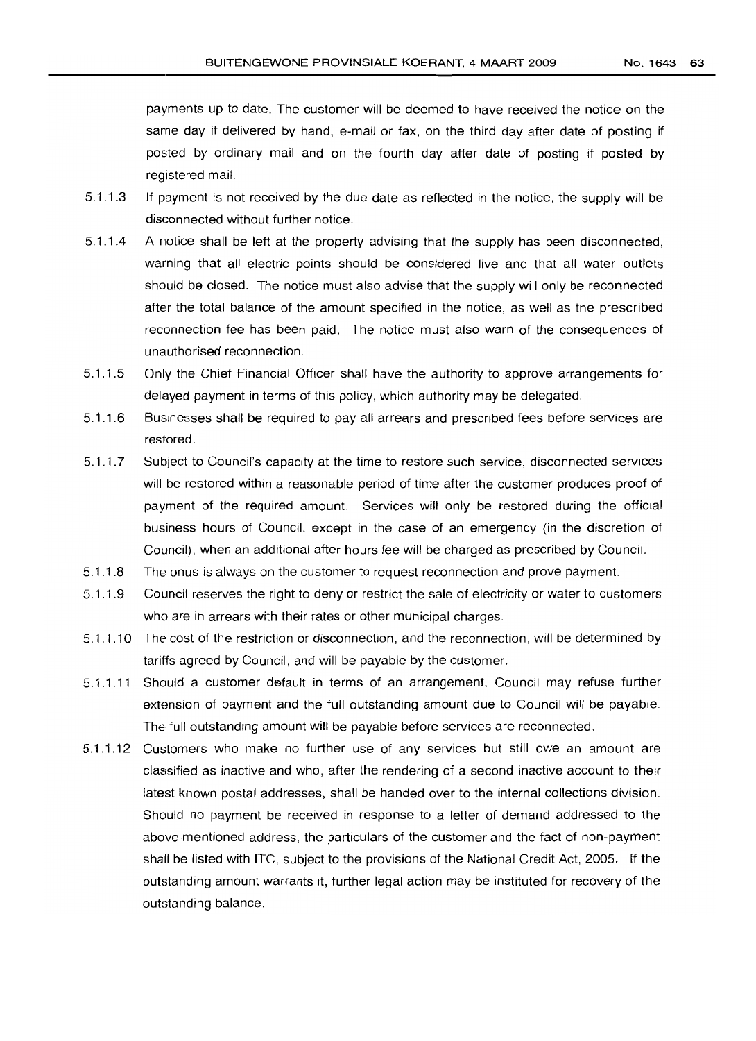payments up to date. The customer will be deemed to have received the notice on the same day if delivered by hand, e-mail or fax, on the third day after date of posting if posted by ordinary mail and on the fourth day after date of posting if posted by registered mail.

5.1.1.3 If payment is not received by the due date as reflected in the notice, the supply will be disconnected without further notice.

5.1.1.4 A notice shall be left at the property advising that the supply has been disconnected, warning that all electric points should be considered live and that all water outlets should be closed. The notice must also advise that the supply will only be reconnected after the total balance of the amount specified in the notice, as well as the prescribed reconnection fee has been paid. The notice must also warn of the consequences of unauthorised reconnection.

5.1.1.5 Only the Chief Financial Officer shall have the authority to approve arrangements for delayed payment in terms of this policy, which authority may be delegated.

5.1.1.6 Businesses shall be required to pay all arrears and prescribed fees before services are restored.

5.1.1.7 Subject to Council's capacity at the time to restore such service, disconnected services will be restored within a reasonable period of time after the customer produces proof of payment of the required amount. Services will only be restored during the official business hours of Council, except in the case of an emergency (in the discretion of Council), when an additional after hours fee will be charged as prescribed by Council.

5.1.1.8 The onus is always on the customer to request reconnection and prove payment.

5.1.1.9 Council reserves the right to deny or restrict the sale of electricity or water to customers who are in arrears with their rates or other municipal charges.

5.1.1.10 The cost of the restriction or disconnection, and the reconnection, will be determined by tariffs agreed by Council, and will be payable by the customer.

5.1.1.11 Should a customer default in terms of an arrangement, Council may refuse further extension of payment and the full outstanding amount due to Council will be payable. The full outstanding amount will be payable before services are reconnected.

5.1.1.12 Customers who make no further use of any services but still owe an amount are classified as inactive and who, after the rendering of a second inactive account to their latest known postal addresses, shall be handed over to the internal collections division. Should no payment be received in response to a letter of demand addressed to the above-mentioned address, the particulars of the customer and the fact of non-payment shall be listed with ITC, subject to the provisions of the National Credit Act, 2005. If the outstanding amount warrants it, further legal action may be instituted for recovery of the outstanding balance.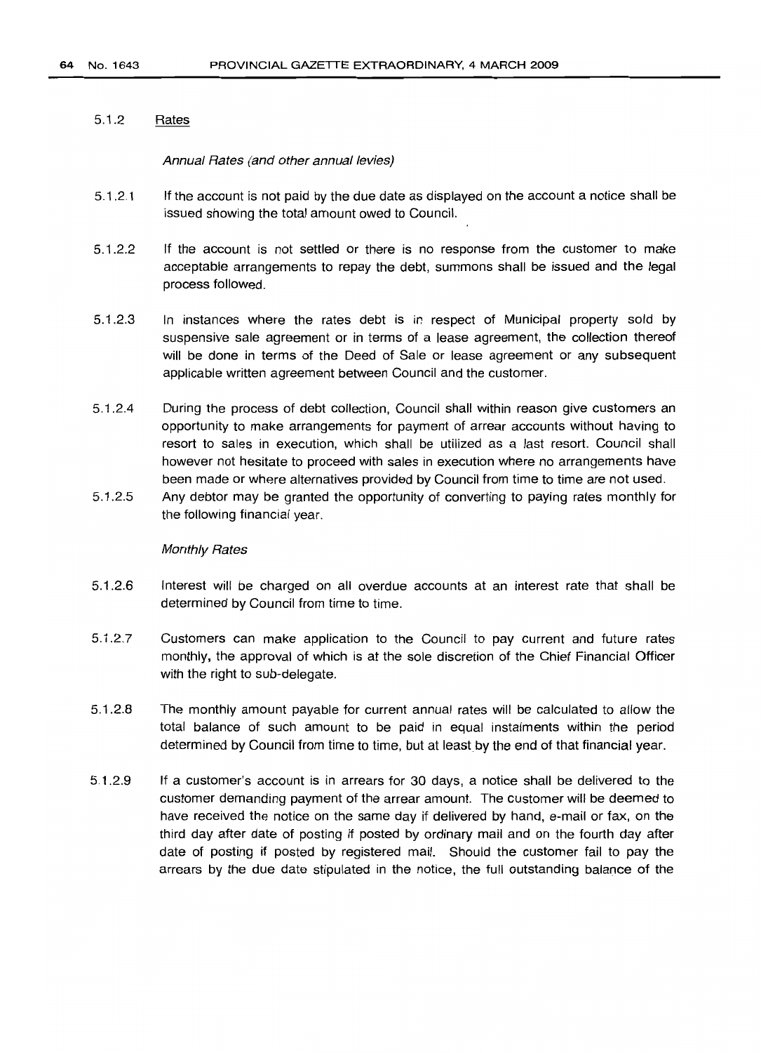5.1.2 Rates

*Annual Rates (and other annual levies)*

5.1.2.1 If the account is not paid by the due date as displayed on the account a notice shall be issued showing the total amount owed to Council.

5.1.2.2 If the account is not settled or there is no response from the customer to make acceptable arrangements to repay the debt, summons shall be issued and the legal process followed.

5.1.2.3 In instances where the rates debt is in respect of Municipal property sold by suspensive sale agreement or in terms of a lease agreement, the collection thereof will be done in terms of the Deed of Sale or lease agreement or any subsequent applicable written agreement between Council and the customer.

5.1.2.4 During the process of debt collection, Council shall within reason give customers an opportunity to make arrangements for payment of arrear accounts without having to resort to sales in execution, which shall be utilized as a last resort. Council shall however not hesitate to proceed with sales in execution where no arrangements have been made or where alternatives provided by Council from time to time are not used.

5.1.2.5 Any debtor may be granted the opportunity of converting to paying rates monthly for the following financial year.

*Monthly Rates*

5.1.2.6 Interest will be charged on all overdue accounts at an interest rate that shall be determined by Council from time to time.

5.1.2.7 Customers can make application to the Council to pay current and future rates monthly, the approval of which is at the sole discretion of the Chief Financial Officer with the right to sub-delegate.

5.1.2.8 The monthly amount payable for current annual rates will be calculated to allow the total balance of such amount to be paid in equal instalments within the period determined by Council from time to time, but at least by the end of that financial year.

5.1.2.9 If a customer's account is in arrears for 30 days, a notice shall be delivered to the customer demanding payment of the arrear amount. The customer will be deemed to have received the notice on the same day if delivered by hand, e-mail or fax, on the third day after date of posting if posted by ordinary mail and on the fourth day after date of posting if posted by registered mail. Should the customer fail to pay the arrears by the due date stipulated in the notice, the full outstanding balance of the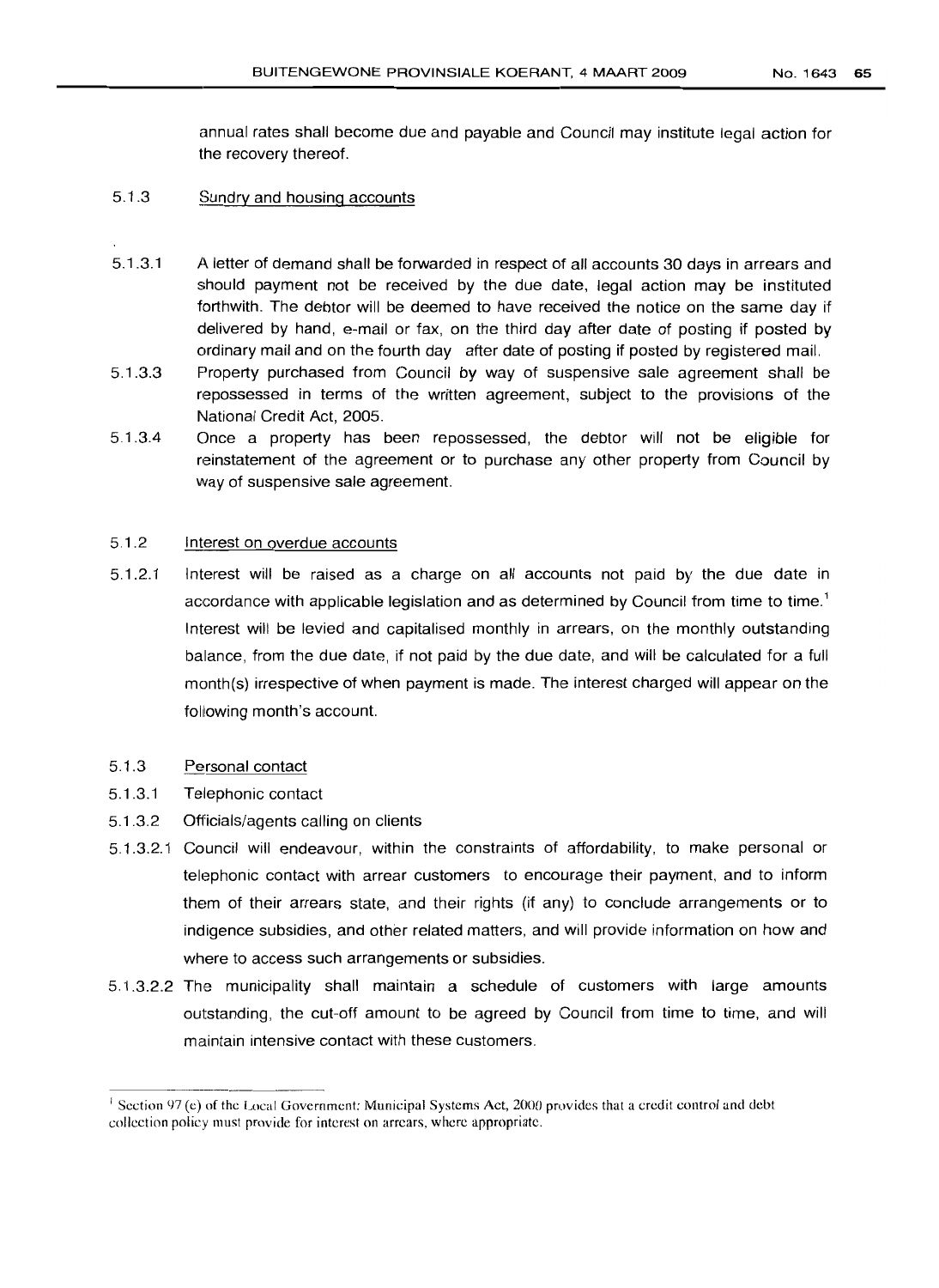annual rates shall become due and payable and Council may institute legal action for the recovery thereof.

5.1.3 <u>Sundry and housing accounts</u>

5.1.3.1 A letter of demand shall be forwarded in respect of all accounts 30 days in arrears and should payment not be received by the due date, legal action may be instituted forthwith. The debtor will be deemed to have received the notice on the same day if delivered by hand, e-mail or fax, on the third day after date of posting if posted by ordinary mail and on the fourth day after date of posting if posted by registered mail.

5.1.3.3 Property purchased from Council by way of suspensive sale agreement shall be repossessed in terms of the written agreement, subject to the provisions of the National Credit Act, 2005.

5.1.3.4 Once a property has been repossessed, the debtor will not be eligible for reinstatement of the agreement or to purchase any other property from Council by way of suspensive sale agreement.

5.1.2 <u>Interest on overdue accounts</u>

5.1.2.1 Interest will be raised as a charge on all accounts not paid by the due date in accordance with applicable legislation and as determined by Council from time to time.[1] Interest will be levied and capitalised monthly in arrears, on the monthly outstanding balance, from the due date, if not paid by the due date, and will be calculated for a full month(s) irrespective of when payment is made. The interest charged will appear on the following month's account.

5.1.3 <u>Personal contact</u>

5.1.3.1 Telephonic contact

5.1.3.2 Officials/agents calling on clients

5.1.3.2.1 Council will endeavour, within the constraints of affordability, to make personal or telephonic contact with arrear customers to encourage their payment, and to inform them of their arrears state, and their rights (if any) to conclude arrangements or to indigence subsidies, and other related matters, and will provide information on how and where to access such arrangements or subsidies.

5.1.3.2.2 The municipality shall maintain a schedule of customers with large amounts outstanding, the cut-off amount to be agreed by Council from time to time, and will maintain intensive contact with these customers.

---

[1] Section 97 (e) of the Local Government: Municipal Systems Act, 2000 provides that a credit control and debt collection policy must provide for interest on arrears, where appropriate.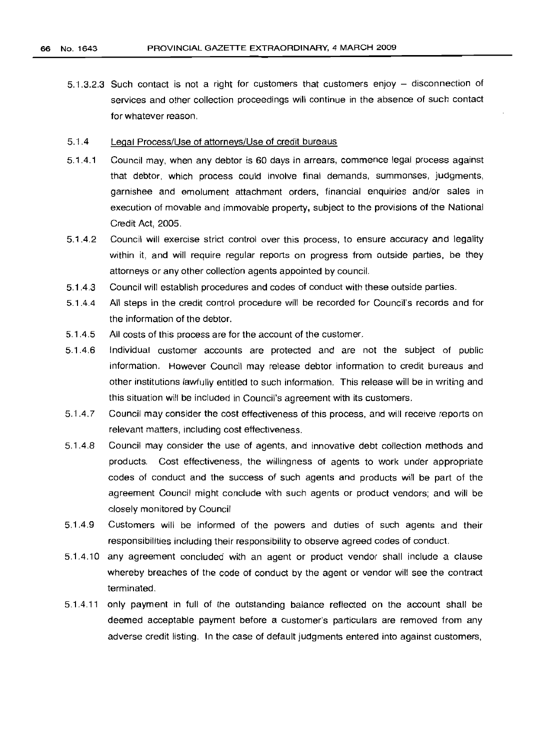5.1.3.2.3 Such contact is not a right for customers that customers enjoy – disconnection of services and other collection proceedings will continue in the absence of such contact for whatever reason.

5.1.4 Legal Process/Use of attorneys/Use of credit bureaus

5.1.4.1 Council may, when any debtor is 60 days in arrears, commence legal process against that debtor, which process could involve final demands, summonses, judgments, garnishee and emolument attachment orders, financial enquiries and/or sales in execution of movable and immovable property, subject to the provisions of the National Credit Act, 2005.

5.1.4.2 Council will exercise strict control over this process, to ensure accuracy and legality within it, and will require regular reports on progress from outside parties, be they attorneys or any other collection agents appointed by council.

5.1.4.3 Council will establish procedures and codes of conduct with these outside parties.

5.1.4.4 All steps in the credit control procedure will be recorded for Council's records and for the information of the debtor.

5.1.4.5 All costs of this process are for the account of the customer.

5.1.4.6 Individual customer accounts are protected and are not the subject of public information. However Council may release debtor information to credit bureaus and other institutions lawfully entitled to such information. This release will be in writing and this situation will be included in Council's agreement with its customers.

5.1.4.7 Council may consider the cost effectiveness of this process, and will receive reports on relevant matters, including cost effectiveness.

5.1.4.8 Council may consider the use of agents, and innovative debt collection methods and products. Cost effectiveness, the willingness of agents to work under appropriate codes of conduct and the success of such agents and products will be part of the agreement Council might conclude with such agents or product vendors; and will be closely monitored by Council

5.1.4.9 Customers will be informed of the powers and duties of such agents and their responsibilities including their responsibility to observe agreed codes of conduct.

5.1.4.10 any agreement concluded with an agent or product vendor shall include a clause whereby breaches of the code of conduct by the agent or vendor will see the contract terminated.

5.1.4.11 only payment in full of the outstanding balance reflected on the account shall be deemed acceptable payment before a customer's particulars are removed from any adverse credit listing. In the case of default judgments entered into against customers,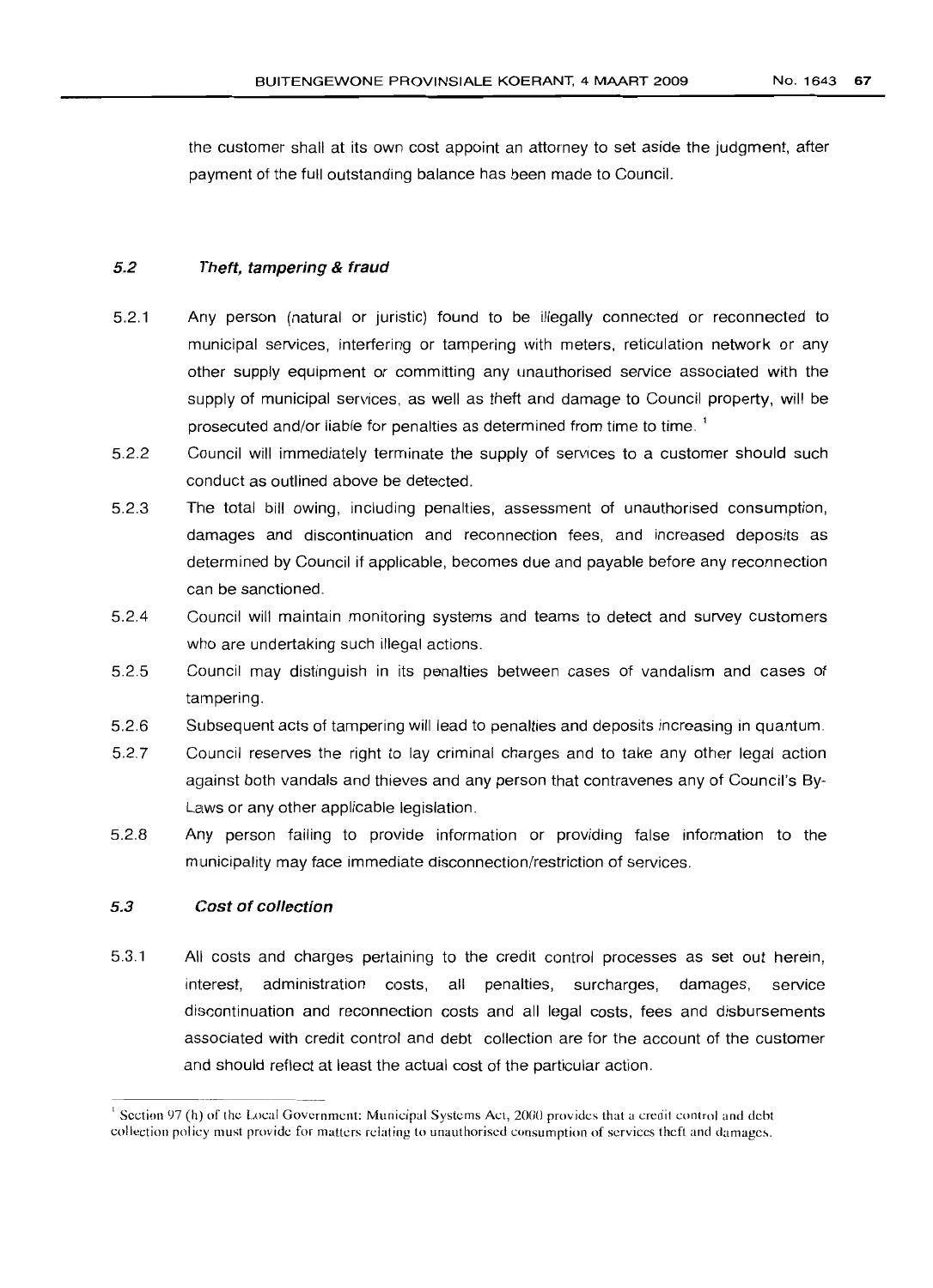the customer shall at its own cost appoint an attorney to set aside the judgment, after payment of the full outstanding balance has been made to Council.

### *5.2 Theft, tampering & fraud*

5.2.1 Any person (natural or juristic) found to be illegally connected or reconnected to municipal services, interfering or tampering with meters, reticulation network or any other supply equipment or committing any unauthorised service associated with the supply of municipal services, as well as theft and damage to Council property, will be prosecuted and/or liable for penalties as determined from time to time. [1]

5.2.2 Council will immediately terminate the supply of services to a customer should such conduct as outlined above be detected.

5.2.3 The total bill owing, including penalties, assessment of unauthorised consumption, damages and discontinuation and reconnection fees, and increased deposits as determined by Council if applicable, becomes due and payable before any reconnection can be sanctioned.

5.2.4 Council will maintain monitoring systems and teams to detect and survey customers who are undertaking such illegal actions.

5.2.5 Council may distinguish in its penalties between cases of vandalism and cases of tampering.

5.2.6 Subsequent acts of tampering will lead to penalties and deposits increasing in quantum.

5.2.7 Council reserves the right to lay criminal charges and to take any other legal action against both vandals and thieves and any person that contravenes any of Council's By-Laws or any other applicable legislation.

5.2.8 Any person failing to provide information or providing false information to the municipality may face immediate disconnection/restriction of services.

### *5.3 Cost of collection*

5.3.1 All costs and charges pertaining to the credit control processes as set out herein, interest, administration costs, all penalties, surcharges, damages, service discontinuation and reconnection costs and all legal costs, fees and disbursements associated with credit control and debt collection are for the account of the customer and should reflect at least the actual cost of the particular action.

---

[1] Section 97 (h) of the Local Government: Municipal Systems Act, 2000 provides that a credit control and debt collection policy must provide for matters relating to unauthorised consumption of services theft and damages.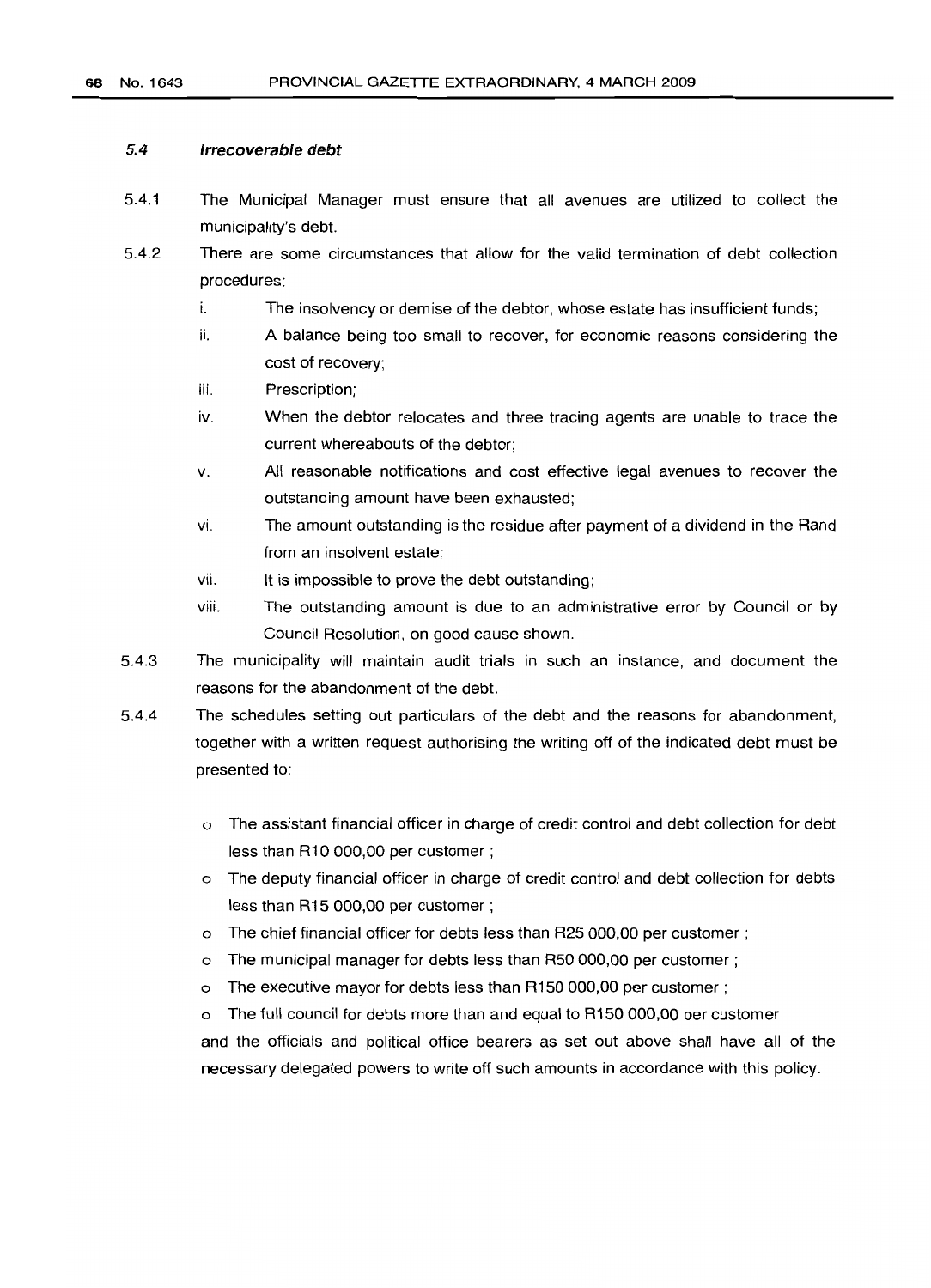#### 5.4 *Irrecoverable debt*

5.4.1 The Municipal Manager must ensure that all avenues are utilized to collect the municipality's debt.

5.4.2 There are some circumstances that allow for the valid termination of debt collection procedures:

- i. The insolvency or demise of the debtor, whose estate has insufficient funds;
- ii. A balance being too small to recover, for economic reasons considering the cost of recovery;
- iii. Prescription;
- iv. When the debtor relocates and three tracing agents are unable to trace the current whereabouts of the debtor;
- v. All reasonable notifications and cost effective legal avenues to recover the outstanding amount have been exhausted;
- vi. The amount outstanding is the residue after payment of a dividend in the Rand from an insolvent estate;
- vii. It is impossible to prove the debt outstanding;
- viii. The outstanding amount is due to an administrative error by Council or by Council Resolution, on good cause shown.

5.4.3 The municipality will maintain audit trials in such an instance, and document the reasons for the abandonment of the debt.

5.4.4 The schedules setting out particulars of the debt and the reasons for abandonment, together with a written request authorising the writing off of the indicated debt must be presented to:

- o The assistant financial officer in charge of credit control and debt collection for debt less than R10 000,00 per customer ;
- o The deputy financial officer in charge of credit control and debt collection for debts less than R15 000,00 per customer ;
- o The chief financial officer for debts less than R25 000,00 per customer ;
- o The municipal manager for debts less than R50 000,00 per customer ;
- o The executive mayor for debts less than R150 000,00 per customer ;
- o The full council for debts more than and equal to R150 000,00 per customer

and the officials and political office bearers as set out above shall have all of the necessary delegated powers to write off such amounts in accordance with this policy.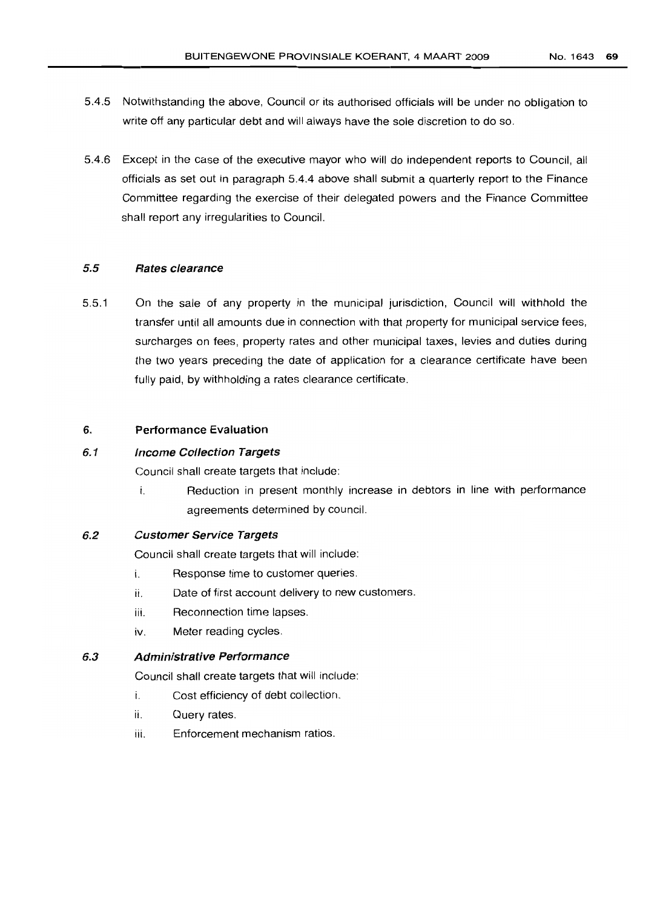5.4.5 Notwithstanding the above, Council or its authorised officials will be under no obligation to write off any particular debt and will always have the sole discretion to do so.

5.4.6 Except in the case of the executive mayor who will do independent reports to Council, all officials as set out in paragraph 5.4.4 above shall submit a quarterly report to the Finance Committee regarding the exercise of their delegated powers and the Finance Committee shall report any irregularities to Council.

### *5.5 Rates clearance*

5.5.1 On the sale of any property in the municipal jurisdiction, Council will withhold the transfer until all amounts due in connection with that property for municipal service fees, surcharges on fees, property rates and other municipal taxes, levies and duties during the two years preceding the date of application for a clearance certificate have been fully paid, by withholding a rates clearance certificate.

## 6. Performance Evaluation

### *6.1 Income Collection Targets*

Council shall create targets that include:

i. Reduction in present monthly increase in debtors in line with performance agreements determined by council.

### *6.2 Customer Service Targets*

Council shall create targets that will include:

i. Response time to customer queries.

ii. Date of first account delivery to new customers.

iii. Reconnection time lapses.

iv. Meter reading cycles.

### *6.3 Administrative Performance*

Council shall create targets that will include:

i. Cost efficiency of debt collection.

ii. Query rates.

iii. Enforcement mechanism ratios.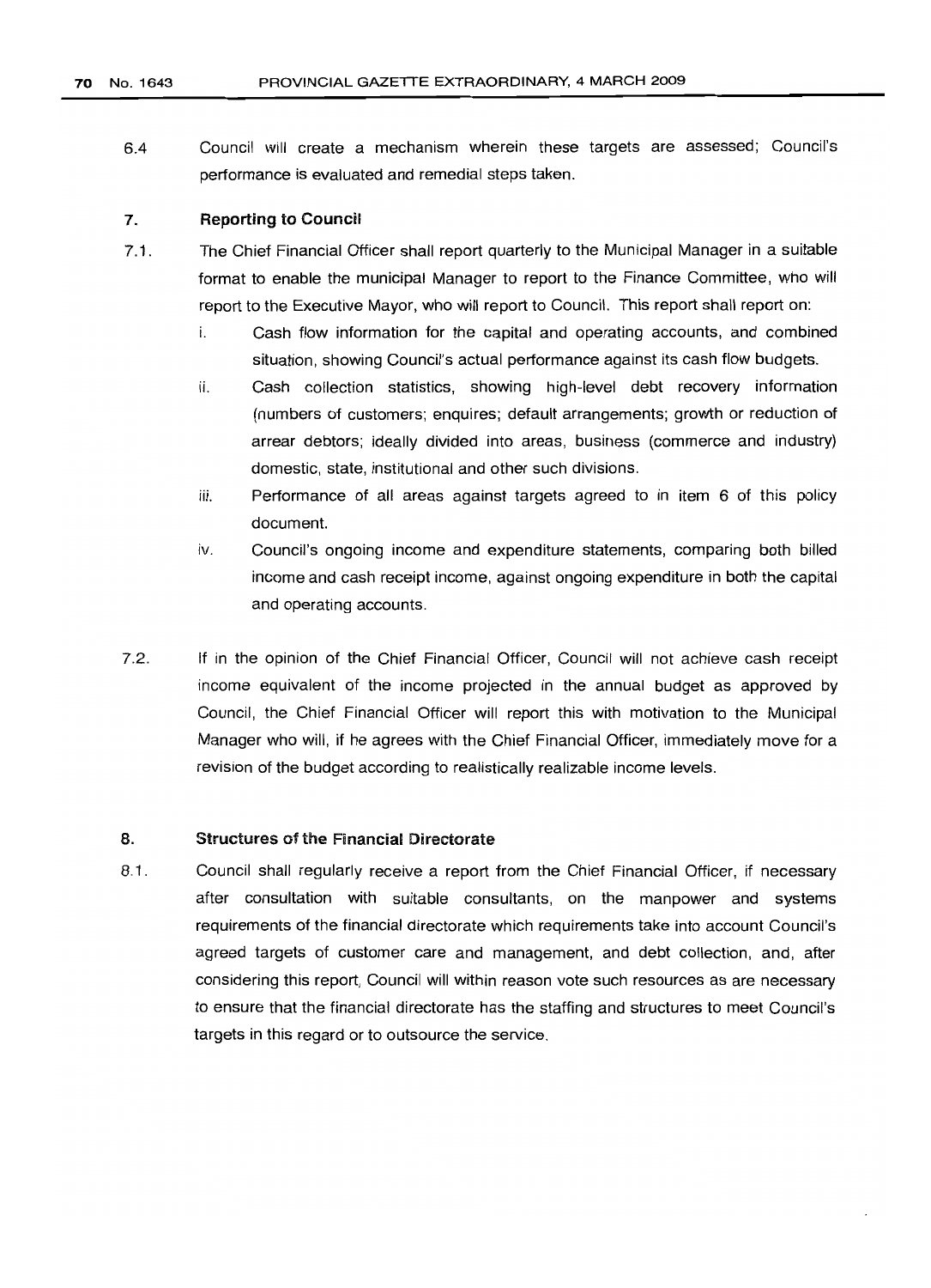6.4 Council will create a mechanism wherein these targets are assessed; Council's performance is evaluated and remedial steps taken.

## 7. Reporting to Council

7.1. The Chief Financial Officer shall report quarterly to the Municipal Manager in a suitable format to enable the municipal Manager to report to the Finance Committee, who will report to the Executive Mayor, who will report to Council. This report shall report on:

   i. Cash flow information for the capital and operating accounts, and combined situation, showing Council's actual performance against its cash flow budgets.

   ii. Cash collection statistics, showing high-level debt recovery information (numbers of customers; enquires; default arrangements; growth or reduction of arrear debtors; ideally divided into areas, business (commerce and industry) domestic, state, institutional and other such divisions.

   iii. Performance of all areas against targets agreed to in item 6 of this policy document.

   iv. Council's ongoing income and expenditure statements, comparing both billed income and cash receipt income, against ongoing expenditure in both the capital and operating accounts.

7.2. If in the opinion of the Chief Financial Officer, Council will not achieve cash receipt income equivalent of the income projected in the annual budget as approved by Council, the Chief Financial Officer will report this with motivation to the Municipal Manager who will, if he agrees with the Chief Financial Officer, immediately move for a revision of the budget according to realistically realizable income levels.

## 8. Structures of the Financial Directorate

8.1. Council shall regularly receive a report from the Chief Financial Officer, if necessary after consultation with suitable consultants, on the manpower and systems requirements of the financial directorate which requirements take into account Council's agreed targets of customer care and management, and debt collection, and, after considering this report, Council will within reason vote such resources as are necessary to ensure that the financial directorate has the staffing and structures to meet Council's targets in this regard or to outsource the service.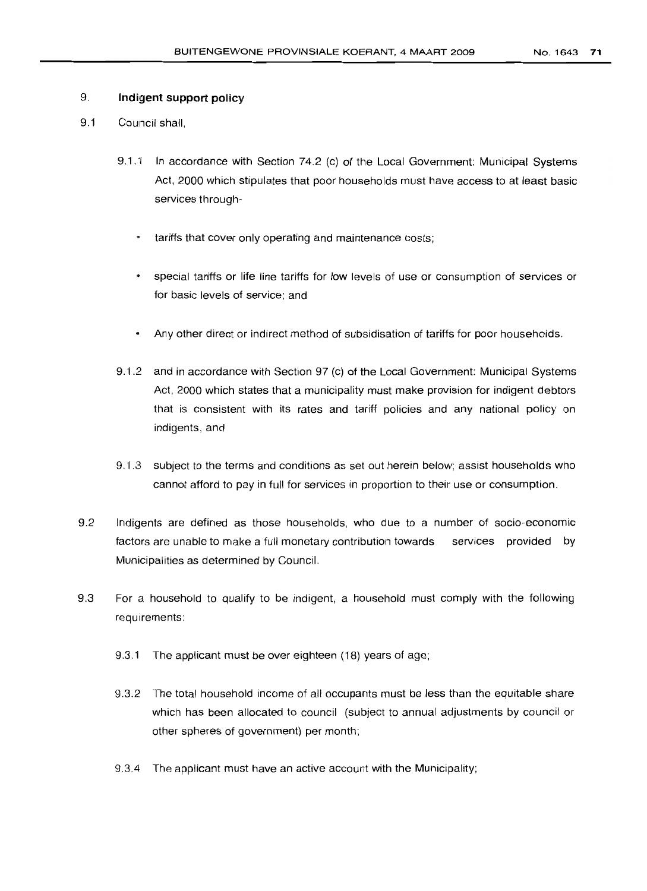## 9. Indigent support policy

9.1 Council shall,

9.1.1 In accordance with Section 74.2 (c) of the Local Government: Municipal Systems Act, 2000 which stipulates that poor households must have access to at least basic services through-

- tariffs that cover only operating and maintenance costs;
- special tariffs or life line tariffs for low levels of use or consumption of services or for basic levels of service; and
- Any other direct or indirect method of subsidisation of tariffs for poor households.

9.1.2 and in accordance with Section 97 (c) of the Local Government: Municipal Systems Act, 2000 which states that a municipality must make provision for indigent debtors that is consistent with its rates and tariff policies and any national policy on indigents, and

9.1.3 subject to the terms and conditions as set out herein below; assist households who cannot afford to pay in full for services in proportion to their use or consumption.

9.2 Indigents are defined as those households, who due to a number of socio-economic factors are unable to make a full monetary contribution towards services provided by Municipalities as determined by Council.

9.3 For a household to qualify to be indigent, a household must comply with the following requirements:

9.3.1 The applicant must be over eighteen (18) years of age;

9.3.2 The total household income of all occupants must be less than the equitable share which has been allocated to council (subject to annual adjustments by council or other spheres of government) per month;

9.3.4 The applicant must have an active account with the Municipality;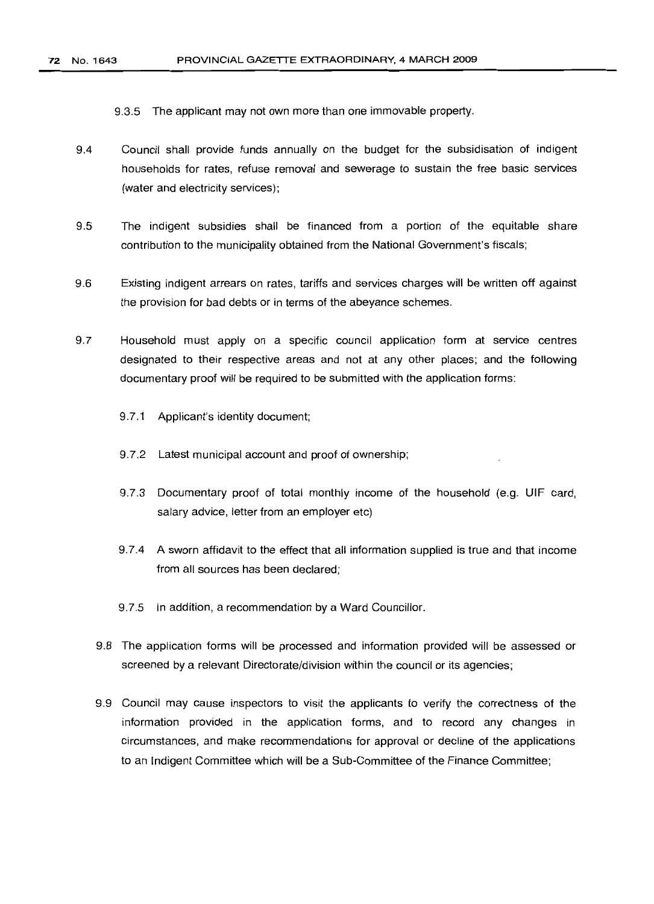9.3.5 The applicant may not own more than one immovable property.

9.4 Council shall provide funds annually on the budget for the subsidisation of indigent households for rates, refuse removal and sewerage to sustain the free basic services (water and electricity services);

9.5 The indigent subsidies shall be financed from a portion of the equitable share contribution to the municipality obtained from the National Government's fiscals;

9.6 Existing indigent arrears on rates, tariffs and services charges will be written off against the provision for bad debts or in terms of the abeyance schemes.

9.7 Household must apply on a specific council application form at service centres designated to their respective areas and not at any other places; and the following documentary proof will be required to be submitted with the application forms:

9.7.1 Applicant's identity document;

9.7.2 Latest municipal account and proof of ownership;

9.7.3 Documentary proof of total monthly income of the household (e.g. UIF card, salary advice, letter from an employer etc)

9.7.4 A sworn affidavit to the effect that all information supplied is true and that income from all sources has been declared;

9.7.5 In addition, a recommendation by a Ward Councillor.

9.8 The application forms will be processed and information provided will be assessed or screened by a relevant Directorate/division within the council or its agencies;

9.9 Council may cause inspectors to visit the applicants to verify the correctness of the information provided in the application forms, and to record any changes in circumstances, and make recommendations for approval or decline of the applications to an Indigent Committee which will be a Sub-Committee of the Finance Committee;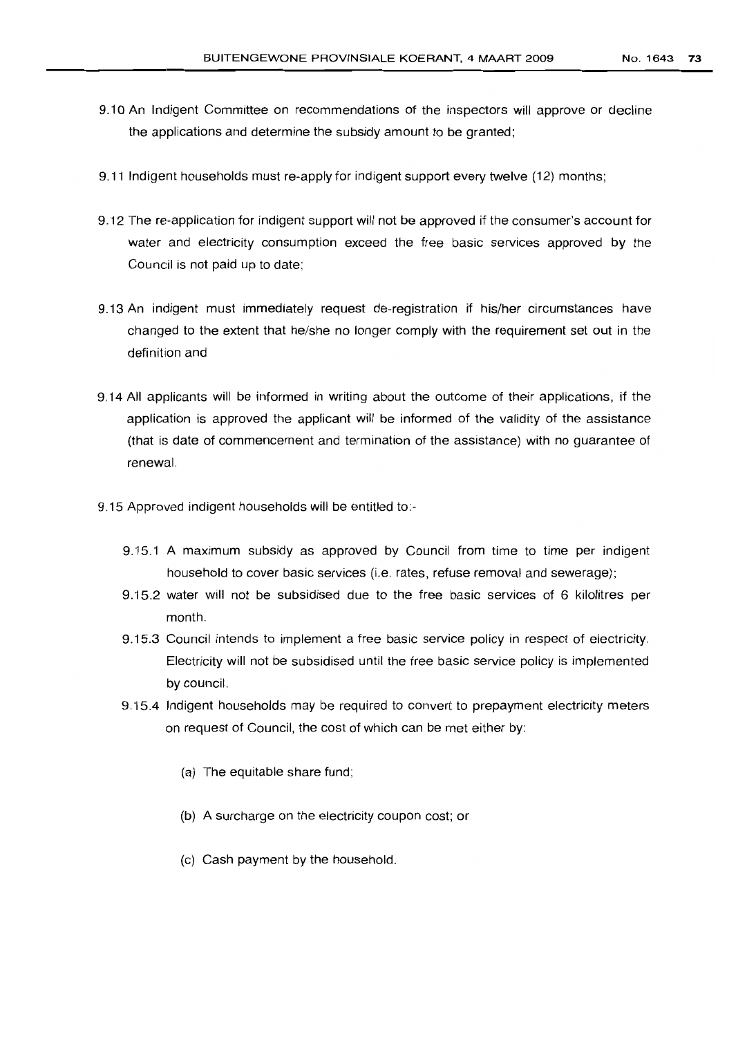9.10 An Indigent Committee on recommendations of the inspectors will approve or decline the applications and determine the subsidy amount to be granted;

9.11 Indigent households must re-apply for indigent support every twelve (12) months;

9.12 The re-application for indigent support will not be approved if the consumer's account for water and electricity consumption exceed the free basic services approved by the Council is not paid up to date;

9.13 An indigent must immediately request de-registration if his/her circumstances have changed to the extent that he/she no longer comply with the requirement set out in the definition and

9.14 All applicants will be informed in writing about the outcome of their applications, if the application is approved the applicant will be informed of the validity of the assistance (that is date of commencement and termination of the assistance) with no guarantee of renewal.

9.15 Approved indigent households will be entitled to:-

- 9.15.1 A maximum subsidy as approved by Council from time to time per indigent household to cover basic services (i.e. rates, refuse removal and sewerage);
- 9.15.2 water will not be subsidised due to the free basic services of 6 kilolitres per month.
- 9.15.3 Council intends to implement a free basic service policy in respect of electricity. Electricity will not be subsidised until the free basic service policy is implemented by council.
- 9.15.4 Indigent households may be required to convert to prepayment electricity meters on request of Council, the cost of which can be met either by:
  - (a) The equitable share fund;
  - (b) A surcharge on the electricity coupon cost; or
  - (c) Cash payment by the household.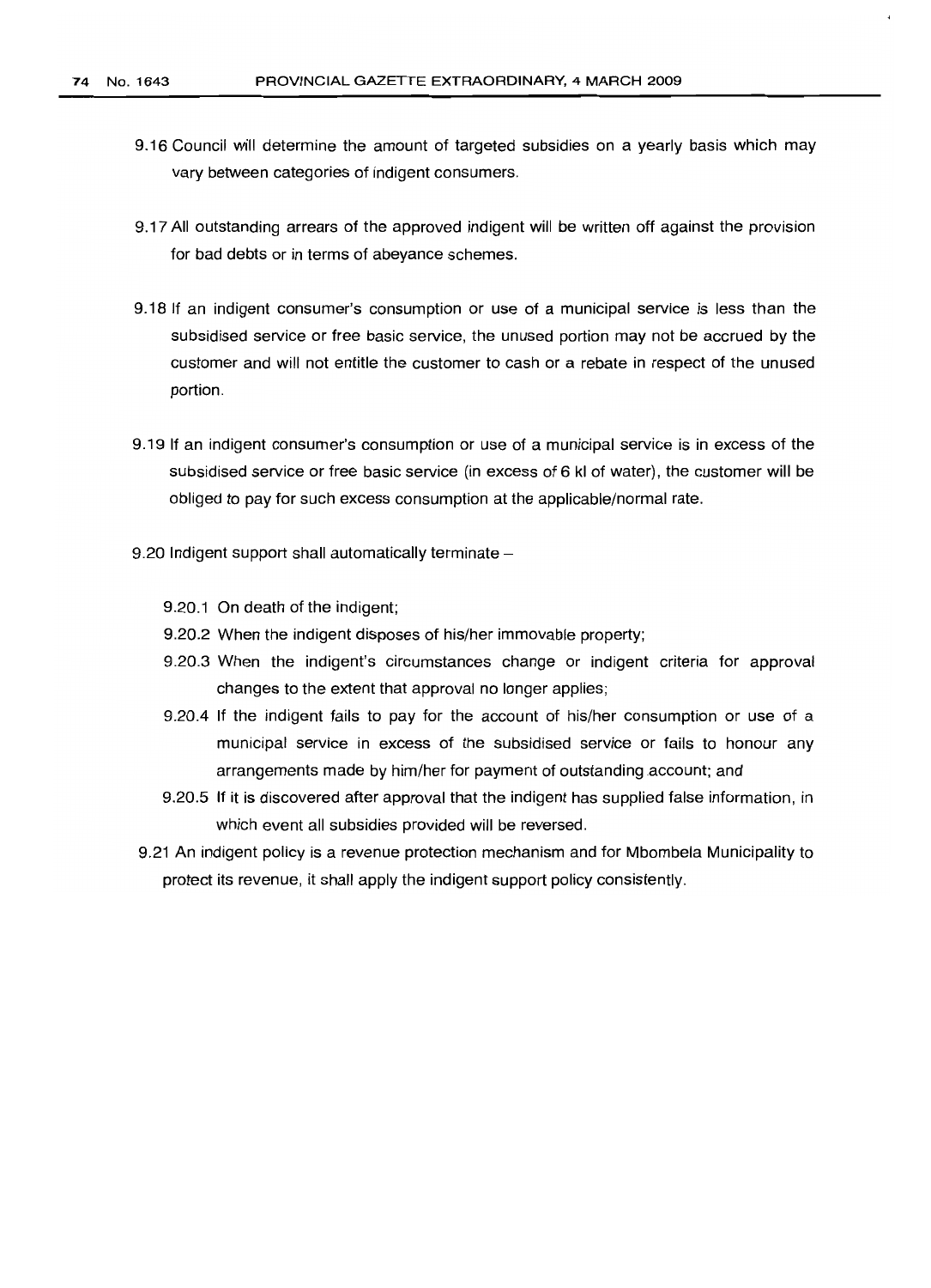9.16 Council will determine the amount of targeted subsidies on a yearly basis which may vary between categories of indigent consumers.

9.17 All outstanding arrears of the approved indigent will be written off against the provision for bad debts or in terms of abeyance schemes.

9.18 If an indigent consumer's consumption or use of a municipal service is less than the subsidised service or free basic service, the unused portion may not be accrued by the customer and will not entitle the customer to cash or a rebate in respect of the unused portion.

9.19 If an indigent consumer's consumption or use of a municipal service is in excess of the subsidised service or free basic service (in excess of 6 kl of water), the customer will be obliged to pay for such excess consumption at the applicable/normal rate.

9.20 Indigent support shall automatically terminate –

- 9.20.1 On death of the indigent;
- 9.20.2 When the indigent disposes of his/her immovable property;
- 9.20.3 When the indigent's circumstances change or indigent criteria for approval changes to the extent that approval no longer applies;
- 9.20.4 If the indigent fails to pay for the account of his/her consumption or use of a municipal service in excess of the subsidised service or fails to honour any arrangements made by him/her for payment of outstanding account; and
- 9.20.5 If it is discovered after approval that the indigent has supplied false information, in which event all subsidies provided will be reversed.

9.21 An indigent policy is a revenue protection mechanism and for Mbombela Municipality to protect its revenue, it shall apply the indigent support policy consistently.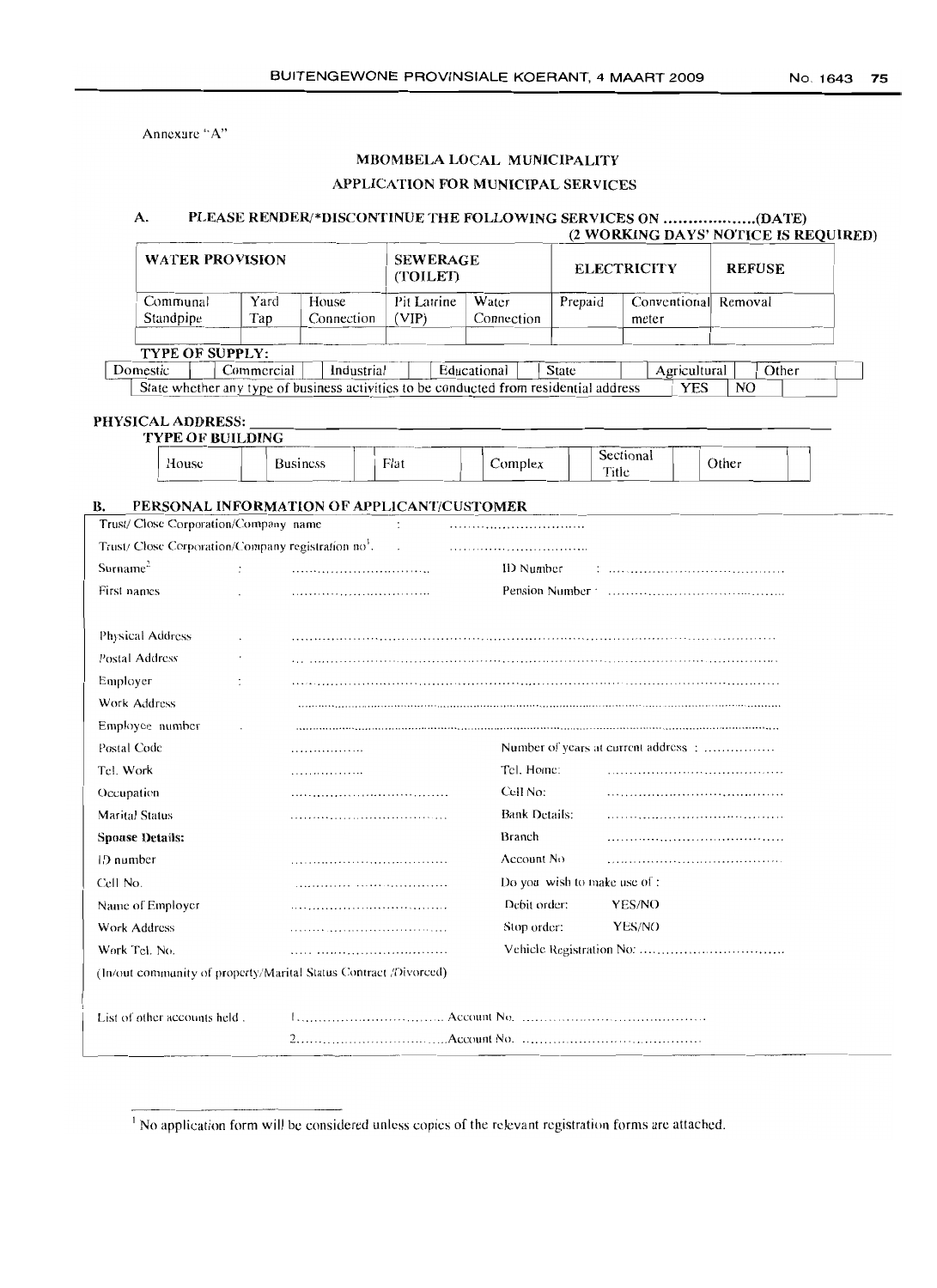Annexure "A"

## MBOMBELA LOCAL MUNICIPALITY

## APPLICATION FOR MUNICIPAL SERVICES

**A. PLEASE RENDER/*DISCONTINUE THE FOLLOWING SERVICES ON ..................(DATE)**
**(2 WORKING DAYS' NOTICE IS REQUIRED)**

| WATER PROVISION | | | SEWERAGE (TOILET) | | ELECTRICITY | | REFUSE |
|---|---|---|---|---|---|---|---|
| Communal Standpipe | Yard Tap | House Connection | Pit Latrine (VIP) | Water Connection | Prepaid | Conventional meter | Removal |
| | | | | | | | |

**TYPE OF SUPPLY:**

| Domestic | | Commercial | | Industrial | | Educational | | State | | Agricultural | | Other | |
|---|---|---|---|---|---|---|---|---|---|---|---|---|---|
| State whether any type of business activities to be conducted from residential address | | | | | | | | | | YES | | NO | |

**PHYSICAL ADDRESS:** ___________________________________________

**TYPE OF BUILDING**

| House | | Business | | Flat | | Complex | | Sectional Title | | Other | |
|---|---|---|---|---|---|---|---|---|---|---|---|

**B. PERSONAL INFORMATION OF APPLICANT/CUSTOMER**

Trust/ Close Corporation/Company name : ..............................

Trust/ Close Corporation/Company registration no[1]. : ..............................

Surname[2] : .............................. ID Number : ....................................

First names : .............................. Pension Number : ....................................

Physical Address : ....................................................................................................

Postal Address : ....................................................................................................

Employer : ....................................................................................................

Work Address : ....................................................................................................

Employee number : ....................................................................................................

Postal Code ................ Number of years at current address : ...............

Tel. Work ................ Tel. Home: ....................................

Occupation .............................. Cell No: ....................................

Marital Status .............................. Bank Details: ....................................

**Spouse Details:** Branch ....................................

ID number .............................. Account No ....................................

Cell No. .............................. Do you wish to make use of :

Name of Employer .............................. Debit order: YES/NO

Work Address .............................. Stop order: YES/NO

Work Tel. No. .............................. Vehicle Registration No: ..............................

(In/out community of property/Marital Status Contract /Divorced)

List of other accounts held . 1.............................. Account No. ....................................

2..............................Account No. ....................................

[1] No application form will be considered unless copies of the relevant registration forms are attached.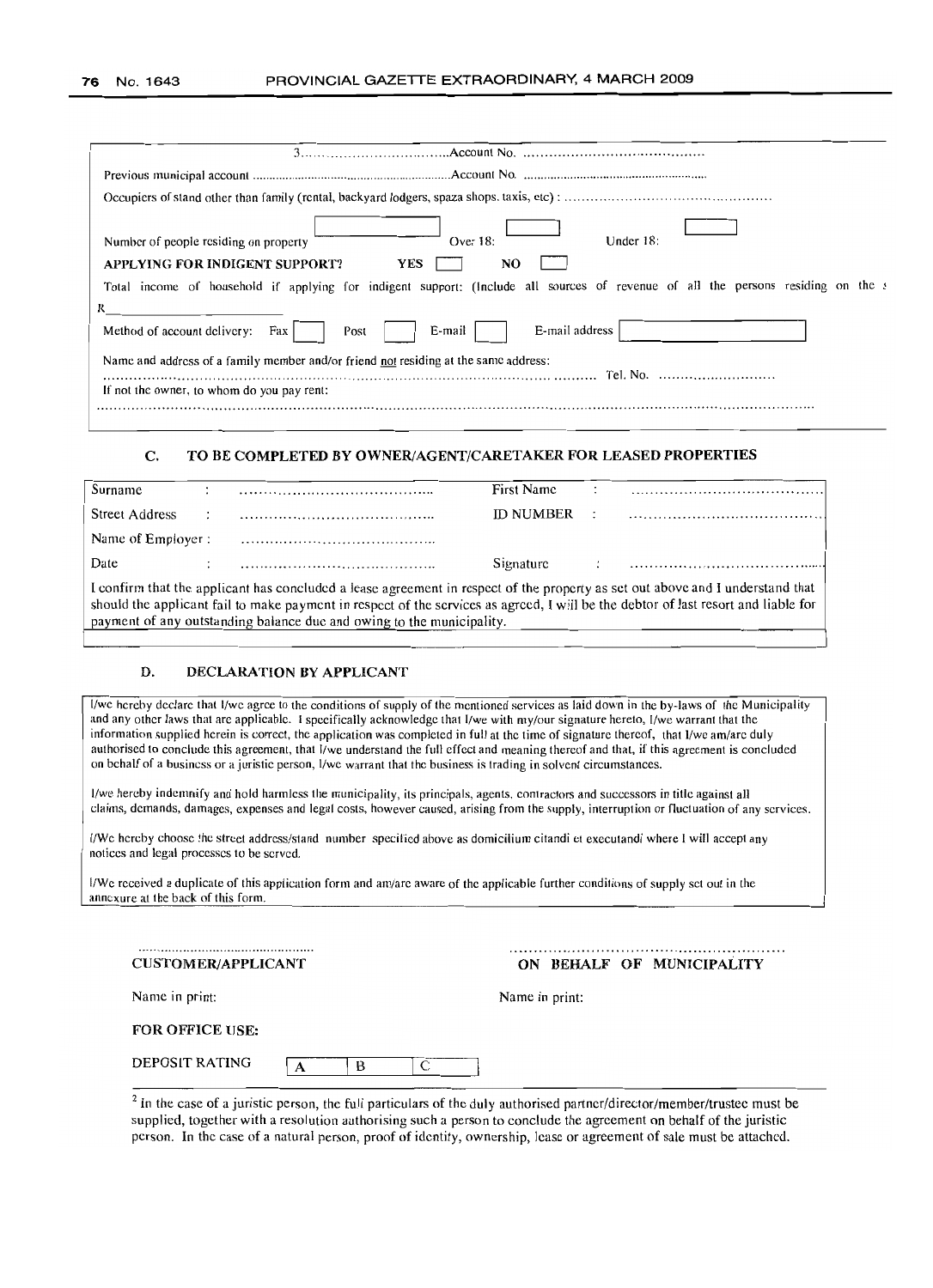3..................................Account No. ..........................................

Previous municipal account ...........................................................Account No. .......................................................

Occupiers of stand other than family (rental, backyard lodgers, spaza shops, taxis, etc) : ...............................................

Number of people residing on property [ ] Over 18: [ ] Under 18: [ ]

**APPLYING FOR INDIGENT SUPPORT?** **YES** [ ] **NO** [ ]

Total income of household if applying for indigent support: (Include all sources of revenue of all the persons residing on the s

R_______________

Method of account delivery: Fax [ ] Post [ ] E-mail [ ] E-mail address [ ]

Name and address of a family member and/or friend not residing at the same address:

.............................................................................................................. Tel. No. ..........................

If not the owner, to whom do you pay rent:

.........................................................................................................................................................

## C. TO BE COMPLETED BY OWNER/AGENT/CARETAKER FOR LEASED PROPERTIES

| | | | |
|---|---|---|---|
| Surname : | ........................................ | First Name : | ........................................ |
| Street Address : | ........................................ | ID NUMBER : | ........................................ |
| Name of Employer : | ........................................ | | |
| Date : | ........................................ | Signature : | ........................................ |

I confirm that the applicant has concluded a lease agreement in respect of the property as set out above and I understand that should the applicant fail to make payment in respect of the services as agreed, I will be the debtor of last resort and liable for payment of any outstanding balance due and owing to the municipality.

## D. DECLARATION BY APPLICANT

I/we hereby declare that I/we agree to the conditions of supply of the mentioned services as laid down in the by-laws of the Municipality and any other laws that are applicable. I specifically acknowledge that I/we with my/our signature hereto, I/we warrant that the information supplied herein is correct, the application was completed in full at the time of signature thereof, that I/we am/are duly authorised to conclude this agreement, that I/we understand the full effect and meaning thereof and that, if this agreement is concluded on behalf of a business or a juristic person, I/we warrant that the business is trading in solvent circumstances.

I/we hereby indemnify and hold harmless the municipality, its principals, agents, contractors and successors in title against all claims, demands, damages, expenses and legal costs, however caused, arising from the supply, interruption or fluctuation of any services.

I/We hereby choose the street address/stand number specified above as domicilium citandi et executandi where I will accept any notices and legal processes to be served.

I/We received a duplicate of this application form and am/are aware of the applicable further conditions of supply set out in the annexure at the back of this form.

.................................................. ........................................................

**CUSTOMER/APPLICANT** **ON BEHALF OF MUNICIPALITY**

Name in print: Name in print:

**FOR OFFICE USE:**

DEPOSIT RATING [ A ] [ B ] [ C ]

[2] In the case of a juristic person, the full particulars of the duly authorised partner/director/member/trustee must be supplied, together with a resolution authorising such a person to conclude the agreement on behalf of the juristic person. In the case of a natural person, proof of identity, ownership, lease or agreement of sale must be attached.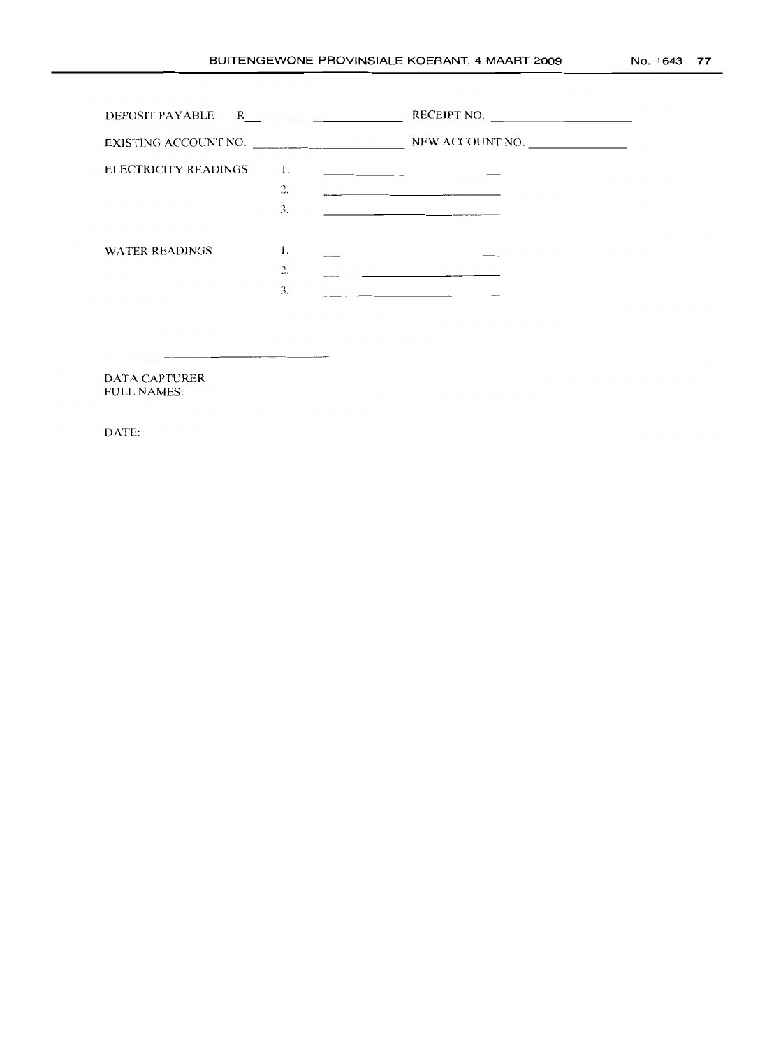DEPOSIT PAYABLE R\_\_\_\_\_\_\_\_\_\_\_\_\_\_\_\_\_\_\_\_ RECEIPT NO. \_\_\_\_\_\_\_\_\_\_\_\_\_\_\_\_\_\_\_\_

EXISTING ACCOUNT NO. \_\_\_\_\_\_\_\_\_\_\_\_\_\_\_\_\_\_\_\_ NEW ACCOUNT NO. \_\_\_\_\_\_\_\_\_\_\_\_\_\_\_\_\_\_\_\_

ELECTRICITY READINGS

1. \_\_\_\_\_\_\_\_\_\_\_\_\_\_\_\_\_\_\_\_
2. \_\_\_\_\_\_\_\_\_\_\_\_\_\_\_\_\_\_\_\_
3. \_\_\_\_\_\_\_\_\_\_\_\_\_\_\_\_\_\_\_\_

WATER READINGS

1. \_\_\_\_\_\_\_\_\_\_\_\_\_\_\_\_\_\_\_\_
2. \_\_\_\_\_\_\_\_\_\_\_\_\_\_\_\_\_\_\_\_
3. \_\_\_\_\_\_\_\_\_\_\_\_\_\_\_\_\_\_\_\_

\_\_\_\_\_\_\_\_\_\_\_\_\_\_\_\_\_\_\_\_\_\_\_\_\_\_\_\_\_\_

DATA CAPTURER
FULL NAMES:

DATE: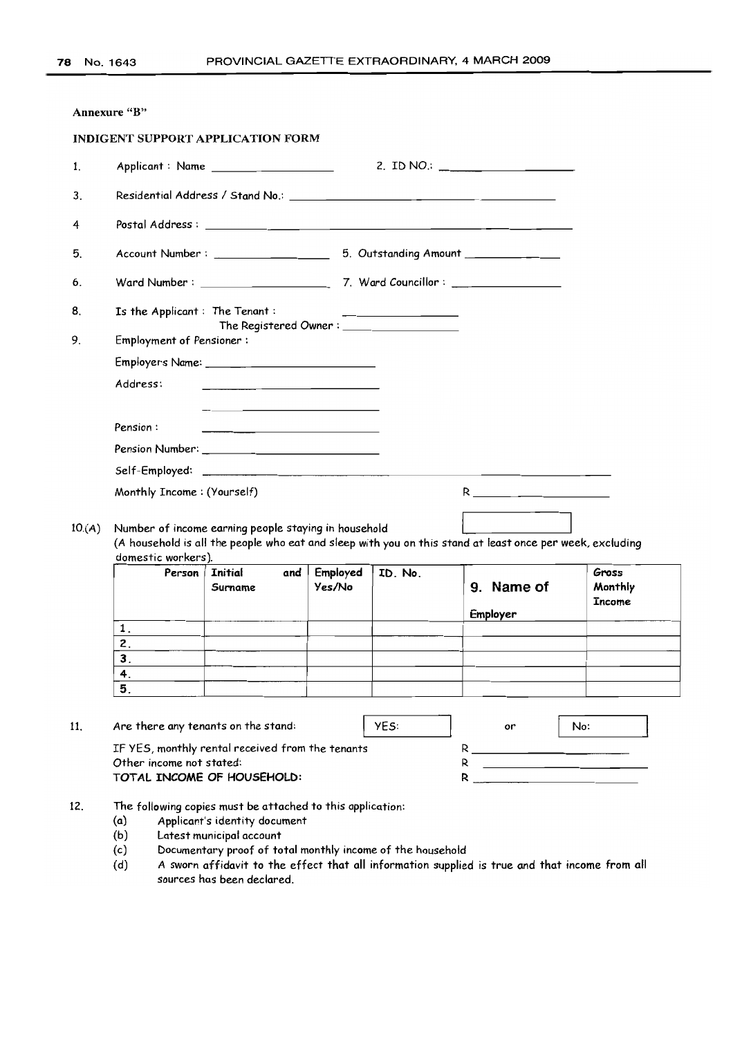**Annexure "B"**

**INDIGENT SUPPORT APPLICATION FORM**

1. Applicant : Name ____________________ 2. ID NO.: ____________________

3. Residential Address / Stand No.: ________________________________________

4 Postal Address : ________________________________________________

5. Account Number : ________________ 5. Outstanding Amount ____________

6. Ward Number : ____________________ 7. Ward Councillor : ________________

8. Is the Applicant : The Tenant : ________________
   The Registered Owner : ________________

9. Employment of Pensioner :

   Employers Name: ________________________

   Address: ________________________

   ________________________

   Pension : ________________________

   Pension Number: ________________________

   Self-Employed: ________________________________________

   Monthly Income : (Yourself) R ____________________

10.(A) Number of income earning people staying in household [ ]
(A household is all the people who eat and sleep with you on this stand at least once per week, excluding domestic workers).

| Person | Initial and Surname | Employed Yes/No | ID. No. | 9. Name of Employer | Gross Monthly Income |
|---|---|---|---|---|---|
| 1. | | | | | |
| 2. | | | | | |
| 3. | | | | | |
| 4. | | | | | |
| 5. | | | | | |

11. Are there any tenants on the stand: [YES: ] or [No: ]

    IF YES, monthly rental received from the tenants R ____________

    Other income not stated: R ____________

    **TOTAL INCOME OF HOUSEHOLD:** R ____________

12. The following copies must be attached to this application:
    (a) Applicant's identity document
    (b) Latest municipal account
    (c) Documentary proof of total monthly income of the household
    (d) A sworn affidavit to the effect that all information supplied is true and that income from all sources has been declared.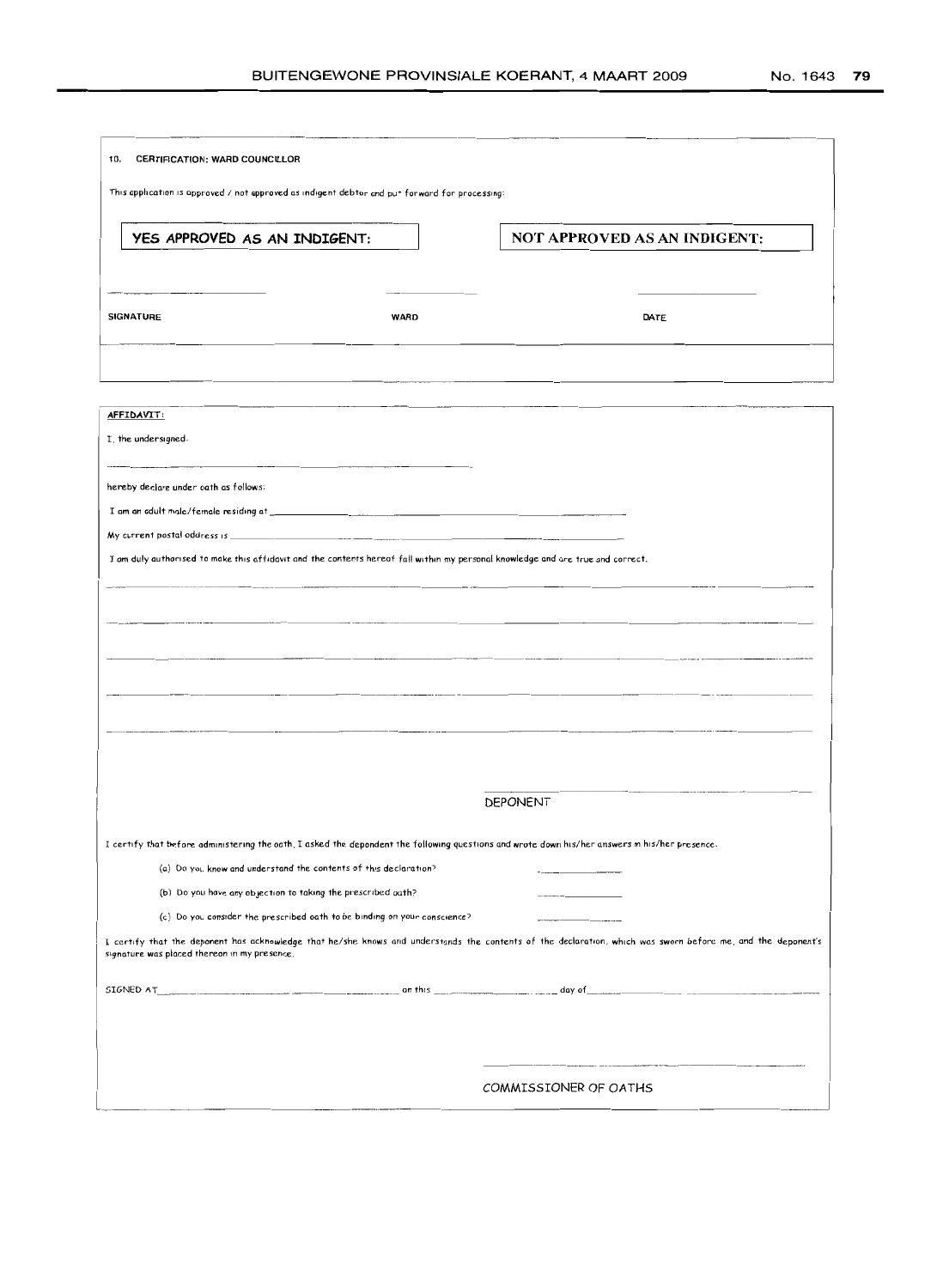## 10. CERTIFICATION: WARD COUNCILLOR

This application is approved / not approved as indigent debtor and put forward for processing:

| YES APPROVED AS AN INDIGENT: | NOT APPROVED AS AN INDIGENT: |
|---|---|
| | |

| SIGNATURE | WARD | DATE |
|---|---|---|
| ______________ | ______________ | ______________ |

## AFFIDAVIT:

I, the undersigned.

______________________________________________

hereby declare under oath as follows:

I am an adult male/female residing at ______________________________________________

My current postal address is ______________________________________________

I am duly authorised to make this affidavit and the contents hereof fall within my personal knowledge and are true and correct.

______________________________________________________________________________

______________________________________________________________________________

______________________________________________________________________________

______________________________________________________________________________

______________________________________________________________________________

______________________________
DEPONENT

I certify that before administering the oath, I asked the depondent the following questions and wrote down his/her answers in his/her presence.

(a) Do you know and understand the contents of this declaration? ______________

(b) Do you have any objection to taking the prescribed oath? ______________

(c) Do you consider the prescribed oath to be binding on your conscience? ______________

I certify that the deponent has acknowledge that he/she knows and understands the contents of the declaration, which was sworn before me, and the deponent's signature was placed thereon in my presence.

SIGNED AT ______________________________ on this ______________ day of ______________________________

______________________________
COMMISSIONER OF OATHS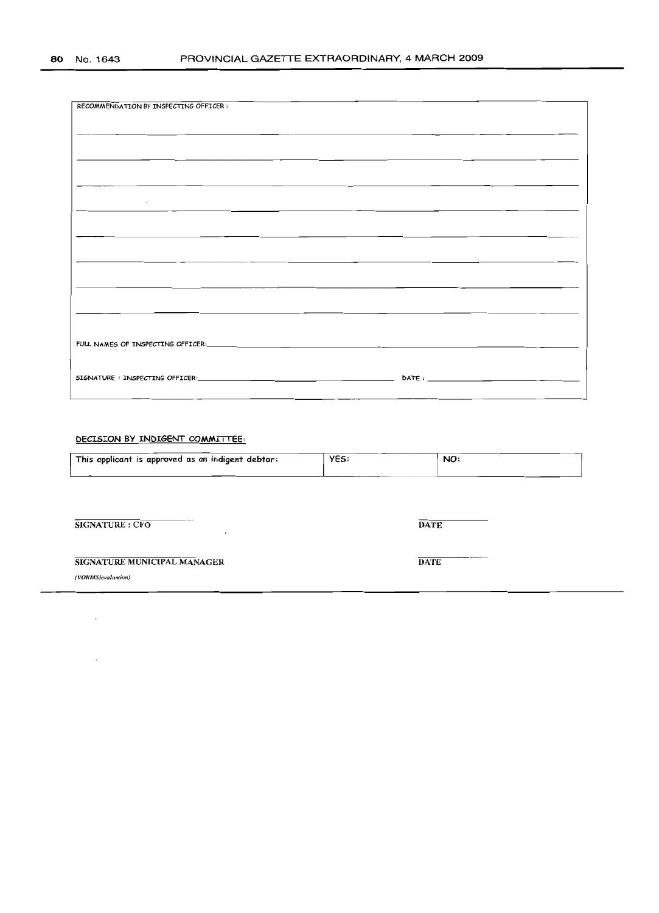RECOMMENDATION BY INSPECTING OFFICER :

\_\_\_\_\_\_\_\_\_\_\_\_\_\_\_\_\_\_\_\_\_\_\_\_\_\_\_\_\_\_\_\_\_\_\_\_\_\_\_\_\_\_\_\_\_\_\_\_\_\_\_\_\_\_\_\_\_\_\_\_

\_\_\_\_\_\_\_\_\_\_\_\_\_\_\_\_\_\_\_\_\_\_\_\_\_\_\_\_\_\_\_\_\_\_\_\_\_\_\_\_\_\_\_\_\_\_\_\_\_\_\_\_\_\_\_\_\_\_\_\_

\_\_\_\_\_\_\_\_\_\_\_\_\_\_\_\_\_\_\_\_\_\_\_\_\_\_\_\_\_\_\_\_\_\_\_\_\_\_\_\_\_\_\_\_\_\_\_\_\_\_\_\_\_\_\_\_\_\_\_\_

\_\_\_\_\_\_\_\_\_\_\_\_\_\_\_\_\_\_\_\_\_\_\_\_\_\_\_\_\_\_\_\_\_\_\_\_\_\_\_\_\_\_\_\_\_\_\_\_\_\_\_\_\_\_\_\_\_\_\_\_

\_\_\_\_\_\_\_\_\_\_\_\_\_\_\_\_\_\_\_\_\_\_\_\_\_\_\_\_\_\_\_\_\_\_\_\_\_\_\_\_\_\_\_\_\_\_\_\_\_\_\_\_\_\_\_\_\_\_\_\_

\_\_\_\_\_\_\_\_\_\_\_\_\_\_\_\_\_\_\_\_\_\_\_\_\_\_\_\_\_\_\_\_\_\_\_\_\_\_\_\_\_\_\_\_\_\_\_\_\_\_\_\_\_\_\_\_\_\_\_\_

\_\_\_\_\_\_\_\_\_\_\_\_\_\_\_\_\_\_\_\_\_\_\_\_\_\_\_\_\_\_\_\_\_\_\_\_\_\_\_\_\_\_\_\_\_\_\_\_\_\_\_\_\_\_\_\_\_\_\_\_

\_\_\_\_\_\_\_\_\_\_\_\_\_\_\_\_\_\_\_\_\_\_\_\_\_\_\_\_\_\_\_\_\_\_\_\_\_\_\_\_\_\_\_\_\_\_\_\_\_\_\_\_\_\_\_\_\_\_\_\_

\_\_\_\_\_\_\_\_\_\_\_\_\_\_\_\_\_\_\_\_\_\_\_\_\_\_\_\_\_\_\_\_\_\_\_\_\_\_\_\_\_\_\_\_\_\_\_\_\_\_\_\_\_\_\_\_\_\_\_\_

FULL NAMES OF INSPECTING OFFICER: \_\_\_\_\_\_\_\_\_\_\_\_\_\_\_\_\_\_\_\_\_\_\_\_\_\_\_\_\_\_\_\_\_\_\_\_\_\_\_\_\_\_

SIGNATURE : INSPECTING OFFICER: \_\_\_\_\_\_\_\_\_\_\_\_\_\_\_\_\_\_\_\_\_\_\_\_\_\_ DATE : \_\_\_\_\_\_\_\_\_\_\_\_\_\_\_\_

**DECISION BY INDIGENT COMMITTEE:**

| | | |
|---|---|---|
| This applicant is approved as an indigent debtor: | YES: | NO: |

\_\_\_\_\_\_\_\_\_\_\_\_\_\_\_\_\_\_\_\_
**SIGNATURE : CFO** &nbsp;&nbsp;&nbsp;&nbsp;&nbsp;&nbsp;&nbsp;&nbsp;&nbsp;&nbsp;&nbsp;&nbsp;&nbsp;&nbsp;&nbsp;&nbsp;&nbsp;&nbsp;&nbsp;&nbsp;&nbsp;&nbsp;&nbsp;&nbsp;&nbsp;&nbsp;&nbsp;&nbsp;&nbsp;&nbsp;&nbsp;&nbsp;&nbsp;&nbsp;&nbsp;&nbsp;&nbsp;&nbsp;&nbsp;&nbsp;&nbsp;&nbsp;&nbsp;&nbsp;&nbsp;&nbsp;&nbsp;&nbsp;&nbsp;&nbsp;&nbsp;&nbsp;&nbsp;&nbsp;&nbsp;&nbsp; **DATE**

\_\_\_\_\_\_\_\_\_\_\_\_\_\_\_\_\_\_\_\_
**SIGNATURE MUNICIPAL MANAGER** &nbsp;&nbsp;&nbsp;&nbsp;&nbsp;&nbsp;&nbsp;&nbsp;&nbsp;&nbsp;&nbsp;&nbsp;&nbsp;&nbsp;&nbsp;&nbsp;&nbsp;&nbsp;&nbsp;&nbsp;&nbsp;&nbsp;&nbsp;&nbsp;&nbsp;&nbsp;&nbsp;&nbsp;&nbsp;&nbsp;&nbsp;&nbsp;&nbsp;&nbsp;&nbsp;&nbsp;&nbsp; **DATE**

*(VORMS\evaluation)*